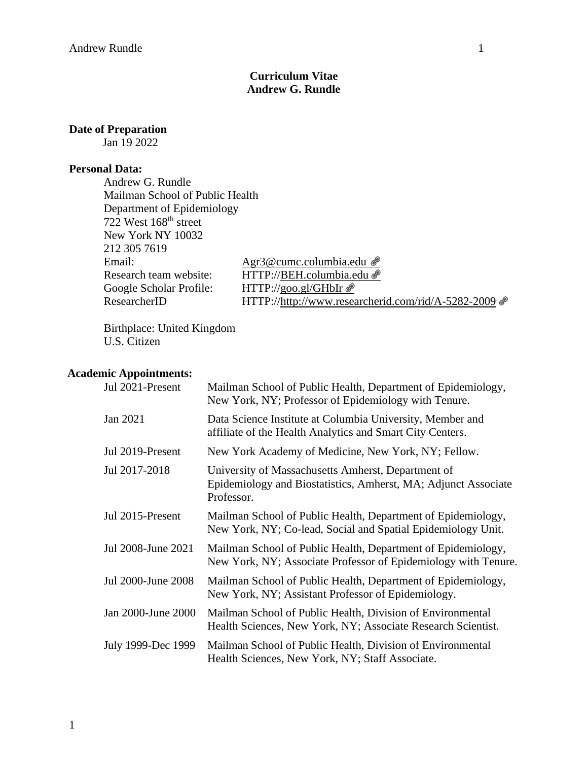# Curriculum Vitae
# Andrew G. Rundle

**Date of Preparation**

Jan 19 2022

**Personal Data:**

Andrew G. Rundle
Mailman School of Public Health
Department of Epidemiology
722 West 168th street
New York NY 10032
212 305 7619

| | |
|---|---|
| Email: | Agr3@cumc.columbia.edu |
| Research team website: | HTTP://BEH.columbia.edu |
| Google Scholar Profile: | HTTP://goo.gl/GHbIr |
| ResearcherID | HTTP://http://www.researcherid.com/rid/A-5282-2009 |

Birthplace: United Kingdom
U.S. Citizen

**Academic Appointments:**

| | |
|---|---|
| Jul 2021-Present | Mailman School of Public Health, Department of Epidemiology, New York, NY; Professor of Epidemiology with Tenure. |
| Jan 2021 | Data Science Institute at Columbia University, Member and affiliate of the Health Analytics and Smart City Centers. |
| Jul 2019-Present | New York Academy of Medicine, New York, NY; Fellow. |
| Jul 2017-2018 | University of Massachusetts Amherst, Department of Epidemiology and Biostatistics, Amherst, MA; Adjunct Associate Professor. |
| Jul 2015-Present | Mailman School of Public Health, Department of Epidemiology, New York, NY; Co-lead, Social and Spatial Epidemiology Unit. |
| Jul 2008-June 2021 | Mailman School of Public Health, Department of Epidemiology, New York, NY; Associate Professor of Epidemiology with Tenure. |
| Jul 2000-June 2008 | Mailman School of Public Health, Department of Epidemiology, New York, NY; Assistant Professor of Epidemiology. |
| Jan 2000-June 2000 | Mailman School of Public Health, Division of Environmental Health Sciences, New York, NY; Associate Research Scientist. |
| July 1999-Dec 1999 | Mailman School of Public Health, Division of Environmental Health Sciences, New York, NY; Staff Associate. |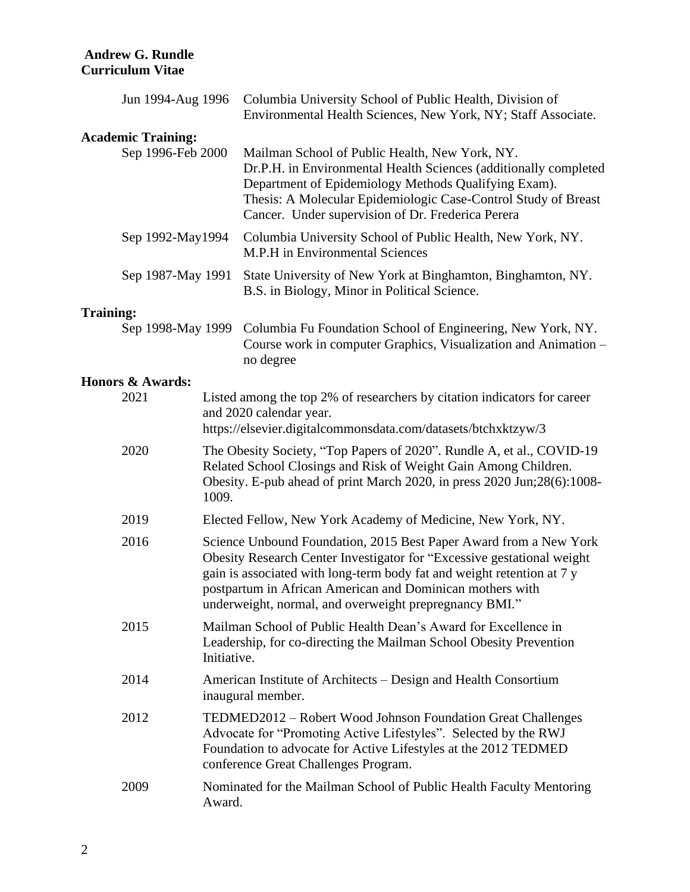**Andrew G. Rundle**
**Curriculum Vitae**

| | |
|---|---|
| Jun 1994-Aug 1996 | Columbia University School of Public Health, Division of Environmental Health Sciences, New York, NY; Staff Associate. |

**Academic Training:**

| | |
|---|---|
| Sep 1996-Feb 2000 | Mailman School of Public Health, New York, NY. Dr.P.H. in Environmental Health Sciences (additionally completed Department of Epidemiology Methods Qualifying Exam). Thesis: A Molecular Epidemiologic Case-Control Study of Breast Cancer. Under supervision of Dr. Frederica Perera |
| Sep 1992-May1994 | Columbia University School of Public Health, New York, NY. M.P.H in Environmental Sciences |
| Sep 1987-May 1991 | State University of New York at Binghamton, Binghamton, NY. B.S. in Biology, Minor in Political Science. |

**Training:**

| | |
|---|---|
| Sep 1998-May 1999 | Columbia Fu Foundation School of Engineering, New York, NY. Course work in computer Graphics, Visualization and Animation – no degree |

**Honors & Awards:**

| | |
|---|---|
| 2021 | Listed among the top 2% of researchers by citation indicators for career and 2020 calendar year. https://elsevier.digitalcommonsdata.com/datasets/btchxktzyw/3 |
| 2020 | The Obesity Society, "Top Papers of 2020". Rundle A, et al., COVID-19 Related School Closings and Risk of Weight Gain Among Children. Obesity. E-pub ahead of print March 2020, in press 2020 Jun;28(6):1008-1009. |
| 2019 | Elected Fellow, New York Academy of Medicine, New York, NY. |
| 2016 | Science Unbound Foundation, 2015 Best Paper Award from a New York Obesity Research Center Investigator for "Excessive gestational weight gain is associated with long-term body fat and weight retention at 7 y postpartum in African American and Dominican mothers with underweight, normal, and overweight prepregnancy BMI." |
| 2015 | Mailman School of Public Health Dean's Award for Excellence in Leadership, for co-directing the Mailman School Obesity Prevention Initiative. |
| 2014 | American Institute of Architects – Design and Health Consortium inaugural member. |
| 2012 | TEDMED2012 – Robert Wood Johnson Foundation Great Challenges Advocate for "Promoting Active Lifestyles". Selected by the RWJ Foundation to advocate for Active Lifestyles at the 2012 TEDMED conference Great Challenges Program. |
| 2009 | Nominated for the Mailman School of Public Health Faculty Mentoring Award. |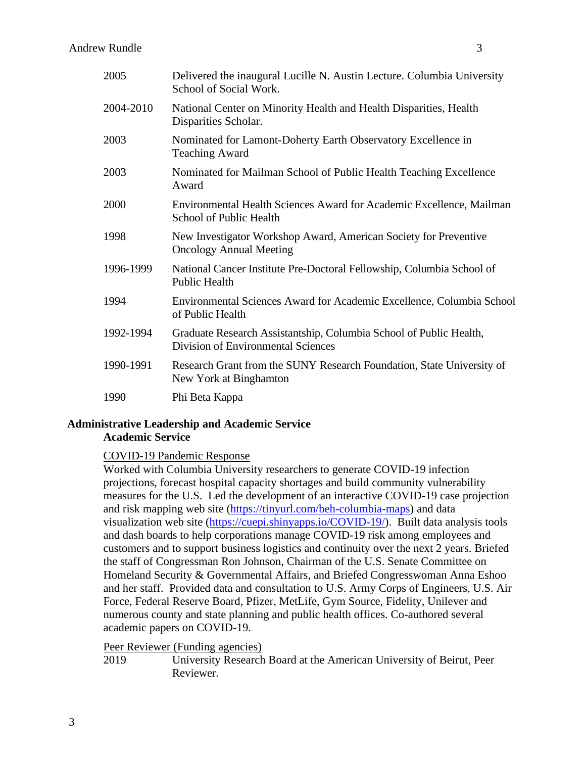| | |
|---|---|
| 2005 | Delivered the inaugural Lucille N. Austin Lecture. Columbia University School of Social Work. |
| 2004-2010 | National Center on Minority Health and Health Disparities, Health Disparities Scholar. |
| 2003 | Nominated for Lamont-Doherty Earth Observatory Excellence in Teaching Award |
| 2003 | Nominated for Mailman School of Public Health Teaching Excellence Award |
| 2000 | Environmental Health Sciences Award for Academic Excellence, Mailman School of Public Health |
| 1998 | New Investigator Workshop Award, American Society for Preventive Oncology Annual Meeting |
| 1996-1999 | National Cancer Institute Pre-Doctoral Fellowship, Columbia School of Public Health |
| 1994 | Environmental Sciences Award for Academic Excellence, Columbia School of Public Health |
| 1992-1994 | Graduate Research Assistantship, Columbia School of Public Health, Division of Environmental Sciences |
| 1990-1991 | Research Grant from the SUNY Research Foundation, State University of New York at Binghamton |
| 1990 | Phi Beta Kappa |

## Administrative Leadership and Academic Service

### Academic Service

COVID-19 Pandemic Response

Worked with Columbia University researchers to generate COVID-19 infection projections, forecast hospital capacity shortages and build community vulnerability measures for the U.S. Led the development of an interactive COVID-19 case projection and risk mapping web site (https://tinyurl.com/beh-columbia-maps) and data visualization web site (https://cuepi.shinyapps.io/COVID-19/). Built data analysis tools and dash boards to help corporations manage COVID-19 risk among employees and customers and to support business logistics and continuity over the next 2 years. Briefed the staff of Congressman Ron Johnson, Chairman of the U.S. Senate Committee on Homeland Security & Governmental Affairs, and Briefed Congresswoman Anna Eshoo and her staff. Provided data and consultation to U.S. Army Corps of Engineers, U.S. Air Force, Federal Reserve Board, Pfizer, MetLife, Gym Source, Fidelity, Unilever and numerous county and state planning and public health offices. Co-authored several academic papers on COVID-19.

Peer Reviewer (Funding agencies)

| | |
|---|---|
| 2019 | University Research Board at the American University of Beirut, Peer Reviewer. |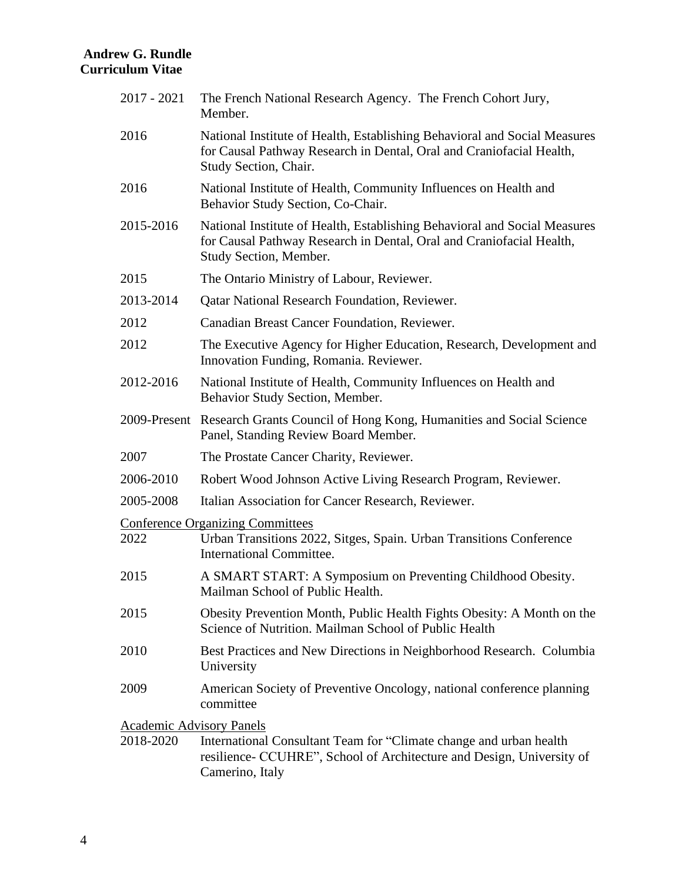| | |
|---|---|
| 2017 - 2021 | The French National Research Agency. The French Cohort Jury, Member. |
| 2016 | National Institute of Health, Establishing Behavioral and Social Measures for Causal Pathway Research in Dental, Oral and Craniofacial Health, Study Section, Chair. |
| 2016 | National Institute of Health, Community Influences on Health and Behavior Study Section, Co-Chair. |
| 2015-2016 | National Institute of Health, Establishing Behavioral and Social Measures for Causal Pathway Research in Dental, Oral and Craniofacial Health, Study Section, Member. |
| 2015 | The Ontario Ministry of Labour, Reviewer. |
| 2013-2014 | Qatar National Research Foundation, Reviewer. |
| 2012 | Canadian Breast Cancer Foundation, Reviewer. |
| 2012 | The Executive Agency for Higher Education, Research, Development and Innovation Funding, Romania. Reviewer. |
| 2012-2016 | National Institute of Health, Community Influences on Health and Behavior Study Section, Member. |
| 2009-Present | Research Grants Council of Hong Kong, Humanities and Social Science Panel, Standing Review Board Member. |
| 2007 | The Prostate Cancer Charity, Reviewer. |
| 2006-2010 | Robert Wood Johnson Active Living Research Program, Reviewer. |
| 2005-2008 | Italian Association for Cancer Research, Reviewer. |

Conference Organizing Committees

| | |
|---|---|
| 2022 | Urban Transitions 2022, Sitges, Spain. Urban Transitions Conference International Committee. |
| 2015 | A SMART START: A Symposium on Preventing Childhood Obesity. Mailman School of Public Health. |
| 2015 | Obesity Prevention Month, Public Health Fights Obesity: A Month on the Science of Nutrition. Mailman School of Public Health |
| 2010 | Best Practices and New Directions in Neighborhood Research. Columbia University |
| 2009 | American Society of Preventive Oncology, national conference planning committee |

Academic Advisory Panels

| | |
|---|---|
| 2018-2020 | International Consultant Team for "Climate change and urban health resilience- CCUHRE", School of Architecture and Design, University of Camerino, Italy |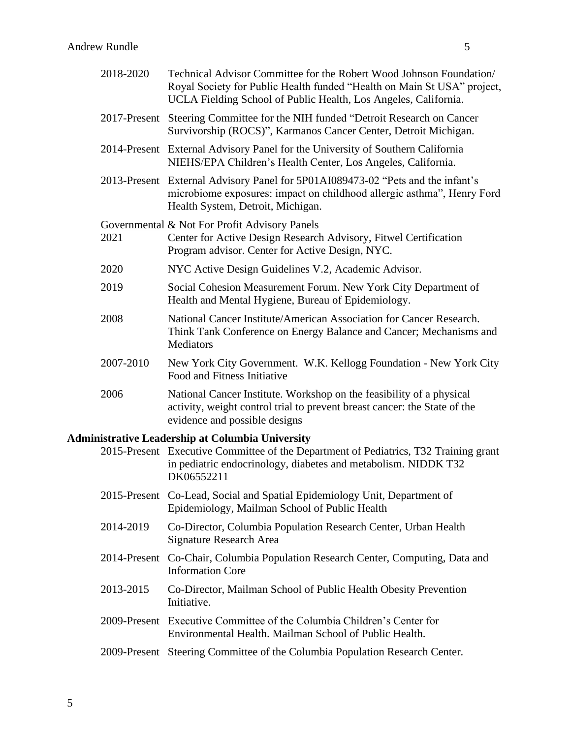2018-2020 Technical Advisor Committee for the Robert Wood Johnson Foundation/ Royal Society for Public Health funded "Health on Main St USA" project, UCLA Fielding School of Public Health, Los Angeles, California.

2017-Present Steering Committee for the NIH funded "Detroit Research on Cancer Survivorship (ROCS)", Karmanos Cancer Center, Detroit Michigan.

2014-Present External Advisory Panel for the University of Southern California NIEHS/EPA Children's Health Center, Los Angeles, California.

2013-Present External Advisory Panel for 5P01AI089473-02 "Pets and the infant's microbiome exposures: impact on childhood allergic asthma", Henry Ford Health System, Detroit, Michigan.

<u>Governmental & Not For Profit Advisory Panels</u>

2021 Center for Active Design Research Advisory, Fitwel Certification Program advisor. Center for Active Design, NYC.

2020 NYC Active Design Guidelines V.2, Academic Advisor.

2019 Social Cohesion Measurement Forum. New York City Department of Health and Mental Hygiene, Bureau of Epidemiology.

2008 National Cancer Institute/American Association for Cancer Research. Think Tank Conference on Energy Balance and Cancer; Mechanisms and Mediators

2007-2010 New York City Government. W.K. Kellogg Foundation - New York City Food and Fitness Initiative

2006 National Cancer Institute. Workshop on the feasibility of a physical activity, weight control trial to prevent breast cancer: the State of the evidence and possible designs

**Administrative Leadership at Columbia University**

2015-Present Executive Committee of the Department of Pediatrics, T32 Training grant in pediatric endocrinology, diabetes and metabolism. NIDDK T32 DK06552211

2015-Present Co-Lead, Social and Spatial Epidemiology Unit, Department of Epidemiology, Mailman School of Public Health

2014-2019 Co-Director, Columbia Population Research Center, Urban Health Signature Research Area

2014-Present Co-Chair, Columbia Population Research Center, Computing, Data and Information Core

2013-2015 Co-Director, Mailman School of Public Health Obesity Prevention Initiative.

2009-Present Executive Committee of the Columbia Children's Center for Environmental Health. Mailman School of Public Health.

2009-Present Steering Committee of the Columbia Population Research Center.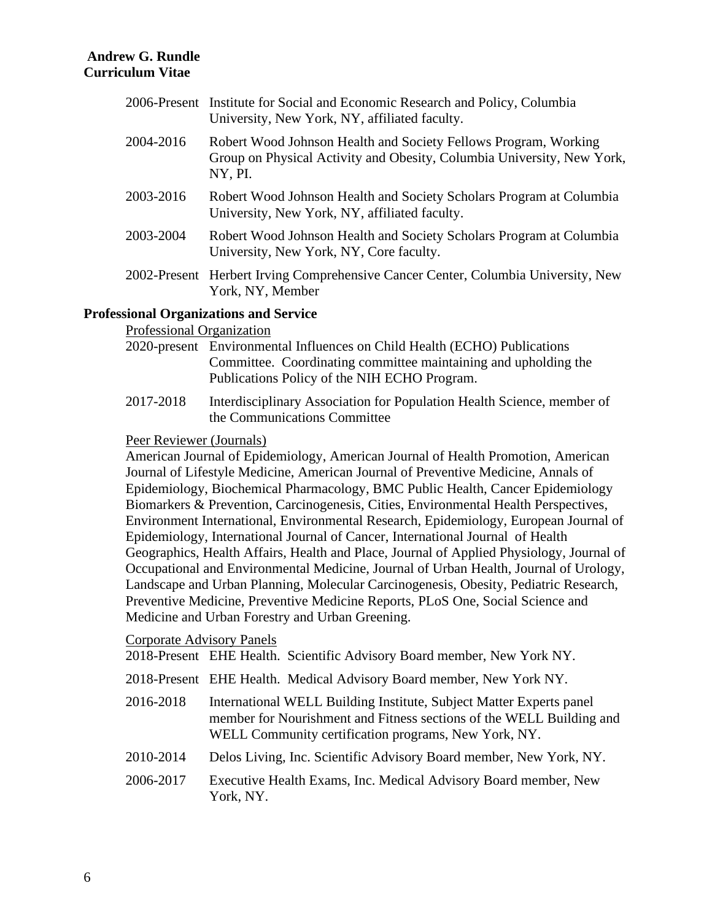2006-Present Institute for Social and Economic Research and Policy, Columbia University, New York, NY, affiliated faculty.

2004-2016 Robert Wood Johnson Health and Society Fellows Program, Working Group on Physical Activity and Obesity, Columbia University, New York, NY, PI.

2003-2016 Robert Wood Johnson Health and Society Scholars Program at Columbia University, New York, NY, affiliated faculty.

2003-2004 Robert Wood Johnson Health and Society Scholars Program at Columbia University, New York, NY, Core faculty.

2002-Present Herbert Irving Comprehensive Cancer Center, Columbia University, New York, NY, Member

## Professional Organizations and Service

Professional Organization

2020-present Environmental Influences on Child Health (ECHO) Publications Committee. Coordinating committee maintaining and upholding the Publications Policy of the NIH ECHO Program.

2017-2018 Interdisciplinary Association for Population Health Science, member of the Communications Committee

Peer Reviewer (Journals)

American Journal of Epidemiology, American Journal of Health Promotion, American Journal of Lifestyle Medicine, American Journal of Preventive Medicine, Annals of Epidemiology, Biochemical Pharmacology, BMC Public Health, Cancer Epidemiology Biomarkers & Prevention, Carcinogenesis, Cities, Environmental Health Perspectives, Environment International, Environmental Research, Epidemiology, European Journal of Epidemiology, International Journal of Cancer, International Journal of Health Geographics, Health Affairs, Health and Place, Journal of Applied Physiology, Journal of Occupational and Environmental Medicine, Journal of Urban Health, Journal of Urology, Landscape and Urban Planning, Molecular Carcinogenesis, Obesity, Pediatric Research, Preventive Medicine, Preventive Medicine Reports, PLoS One, Social Science and Medicine and Urban Forestry and Urban Greening.

Corporate Advisory Panels

2018-Present EHE Health. Scientific Advisory Board member, New York NY.

2018-Present EHE Health. Medical Advisory Board member, New York NY.

2016-2018 International WELL Building Institute, Subject Matter Experts panel member for Nourishment and Fitness sections of the WELL Building and WELL Community certification programs, New York, NY.

2010-2014 Delos Living, Inc. Scientific Advisory Board member, New York, NY.

2006-2017 Executive Health Exams, Inc. Medical Advisory Board member, New York, NY.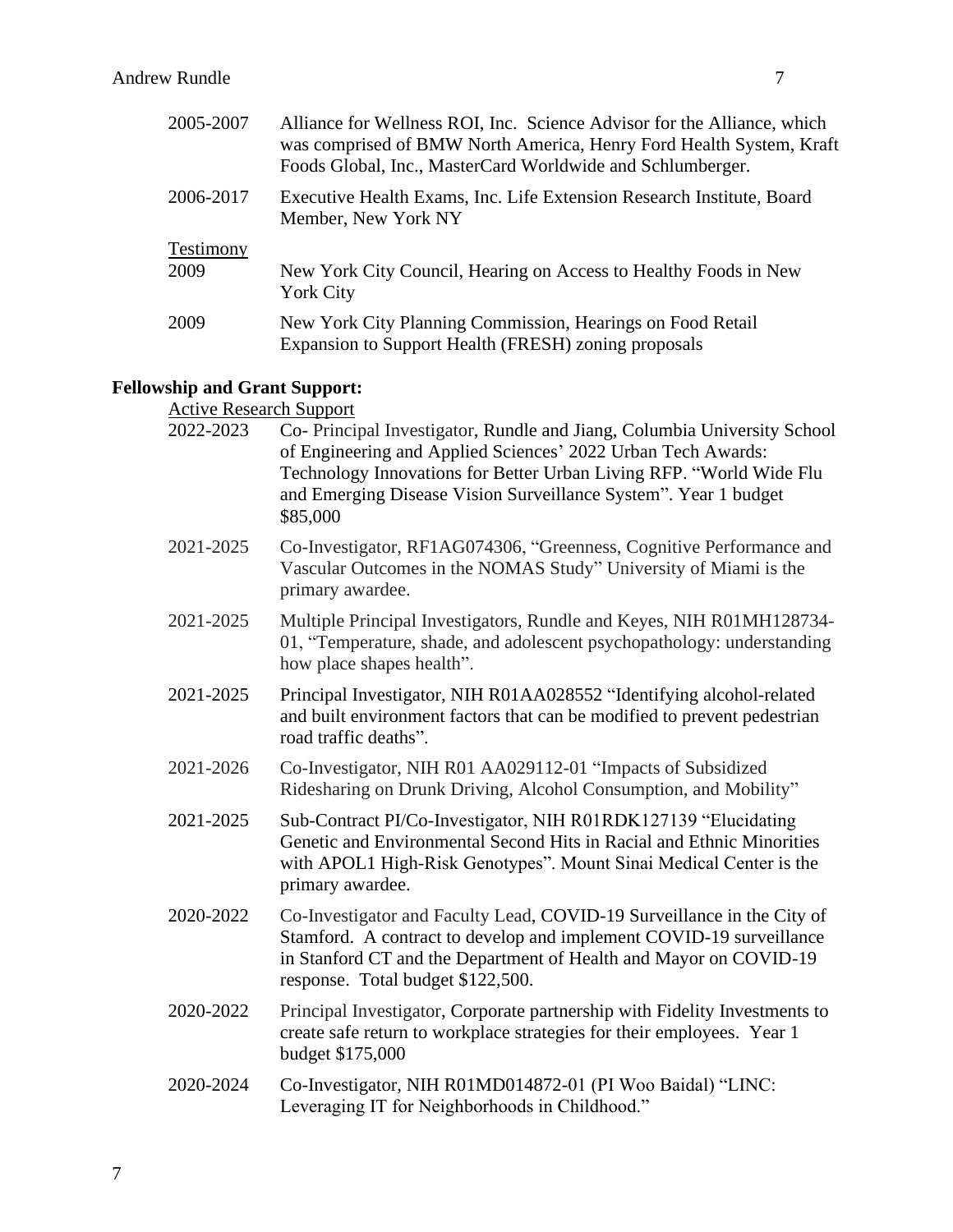2005-2007 Alliance for Wellness ROI, Inc. Science Advisor for the Alliance, which was comprised of BMW North America, Henry Ford Health System, Kraft Foods Global, Inc., MasterCard Worldwide and Schlumberger.

2006-2017 Executive Health Exams, Inc. Life Extension Research Institute, Board Member, New York NY

Testimony

2009 New York City Council, Hearing on Access to Healthy Foods in New York City

2009 New York City Planning Commission, Hearings on Food Retail Expansion to Support Health (FRESH) zoning proposals

**Fellowship and Grant Support:**

Active Research Support

2022-2023 Co- Principal Investigator, Rundle and Jiang, Columbia University School of Engineering and Applied Sciences' 2022 Urban Tech Awards: Technology Innovations for Better Urban Living RFP. "World Wide Flu and Emerging Disease Vision Surveillance System". Year 1 budget $85,000

2021-2025 Co-Investigator, RF1AG074306, "Greenness, Cognitive Performance and Vascular Outcomes in the NOMAS Study" University of Miami is the primary awardee.

2021-2025 Multiple Principal Investigators, Rundle and Keyes, NIH R01MH128734-01, "Temperature, shade, and adolescent psychopathology: understanding how place shapes health".

2021-2025 Principal Investigator, NIH R01AA028552 "Identifying alcohol-related and built environment factors that can be modified to prevent pedestrian road traffic deaths".

2021-2026 Co-Investigator, NIH R01 AA029112-01 "Impacts of Subsidized Ridesharing on Drunk Driving, Alcohol Consumption, and Mobility"

2021-2025 Sub-Contract PI/Co-Investigator, NIH R01RDK127139 "Elucidating Genetic and Environmental Second Hits in Racial and Ethnic Minorities with APOL1 High-Risk Genotypes". Mount Sinai Medical Center is the primary awardee.

2020-2022 Co-Investigator and Faculty Lead, COVID-19 Surveillance in the City of Stamford. A contract to develop and implement COVID-19 surveillance in Stanford CT and the Department of Health and Mayor on COVID-19 response. Total budget $122,500.

2020-2022 Principal Investigator, Corporate partnership with Fidelity Investments to create safe return to workplace strategies for their employees. Year 1 budget $175,000

2020-2024 Co-Investigator, NIH R01MD014872-01 (PI Woo Baidal) "LINC: Leveraging IT for Neighborhoods in Childhood."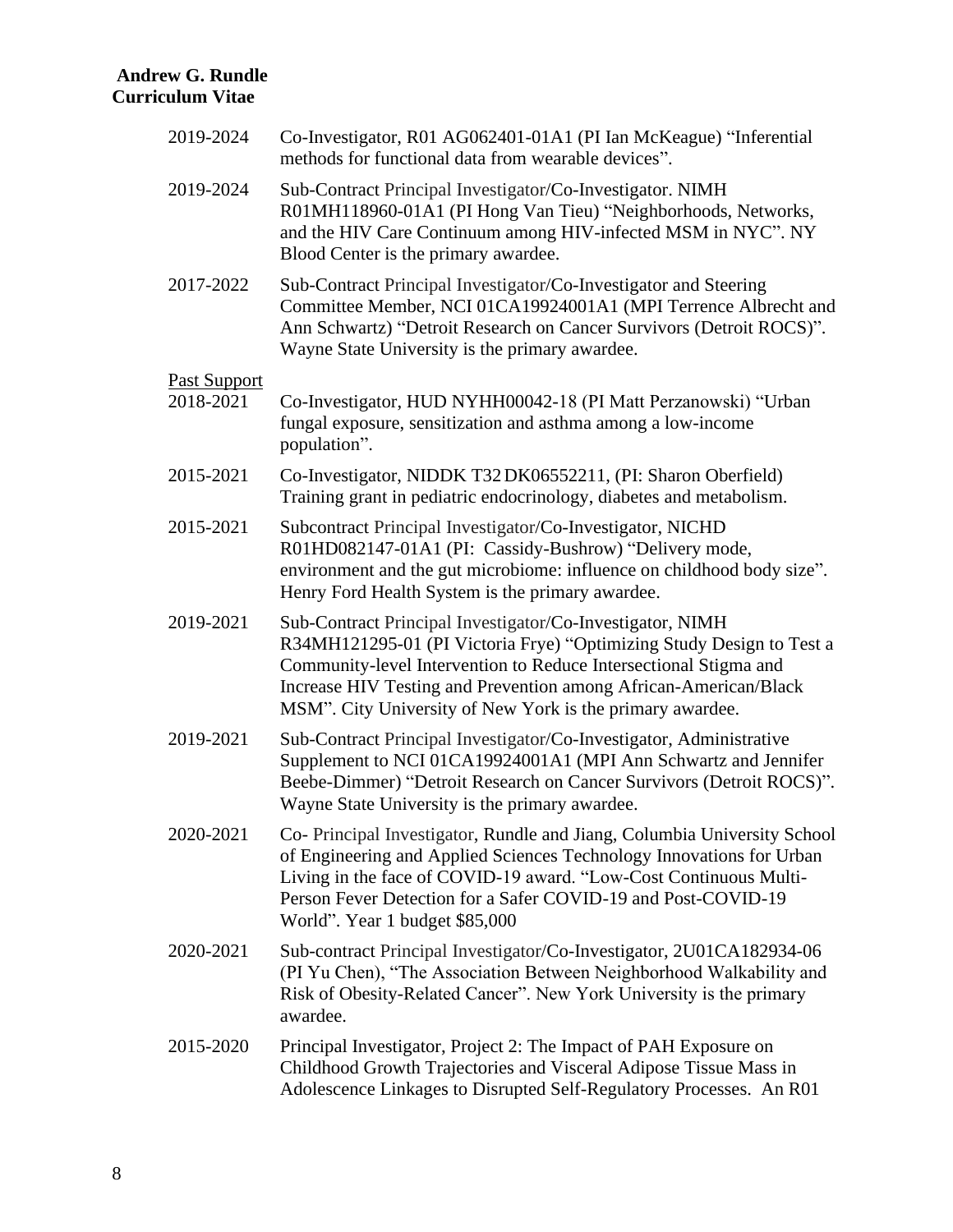2019-2024 Co-Investigator, R01 AG062401-01A1 (PI Ian McKeague) "Inferential methods for functional data from wearable devices".

2019-2024 Sub-Contract Principal Investigator/Co-Investigator. NIMH R01MH118960-01A1 (PI Hong Van Tieu) "Neighborhoods, Networks, and the HIV Care Continuum among HIV-infected MSM in NYC". NY Blood Center is the primary awardee.

2017-2022 Sub-Contract Principal Investigator/Co-Investigator and Steering Committee Member, NCI 01CA19924001A1 (MPI Terrence Albrecht and Ann Schwartz) "Detroit Research on Cancer Survivors (Detroit ROCS)". Wayne State University is the primary awardee.

<u>Past Support</u>

2018-2021 Co-Investigator, HUD NYHH00042-18 (PI Matt Perzanowski) "Urban fungal exposure, sensitization and asthma among a low-income population".

2015-2021 Co-Investigator, NIDDK T32 DK06552211, (PI: Sharon Oberfield) Training grant in pediatric endocrinology, diabetes and metabolism.

2015-2021 Subcontract Principal Investigator/Co-Investigator, NICHD R01HD082147-01A1 (PI: Cassidy-Bushrow) "Delivery mode, environment and the gut microbiome: influence on childhood body size". Henry Ford Health System is the primary awardee.

2019-2021 Sub-Contract Principal Investigator/Co-Investigator, NIMH R34MH121295-01 (PI Victoria Frye) "Optimizing Study Design to Test a Community-level Intervention to Reduce Intersectional Stigma and Increase HIV Testing and Prevention among African-American/Black MSM". City University of New York is the primary awardee.

2019-2021 Sub-Contract Principal Investigator/Co-Investigator, Administrative Supplement to NCI 01CA19924001A1 (MPI Ann Schwartz and Jennifer Beebe-Dimmer) "Detroit Research on Cancer Survivors (Detroit ROCS)". Wayne State University is the primary awardee.

2020-2021 Co- Principal Investigator, Rundle and Jiang, Columbia University School of Engineering and Applied Sciences Technology Innovations for Urban Living in the face of COVID-19 award. "Low-Cost Continuous Multi-Person Fever Detection for a Safer COVID-19 and Post-COVID-19 World". Year 1 budget $85,000

2020-2021 Sub-contract Principal Investigator/Co-Investigator, 2U01CA182934-06 (PI Yu Chen), "The Association Between Neighborhood Walkability and Risk of Obesity-Related Cancer". New York University is the primary awardee.

2015-2020 Principal Investigator, Project 2: The Impact of PAH Exposure on Childhood Growth Trajectories and Visceral Adipose Tissue Mass in Adolescence Linkages to Disrupted Self-Regulatory Processes. An R01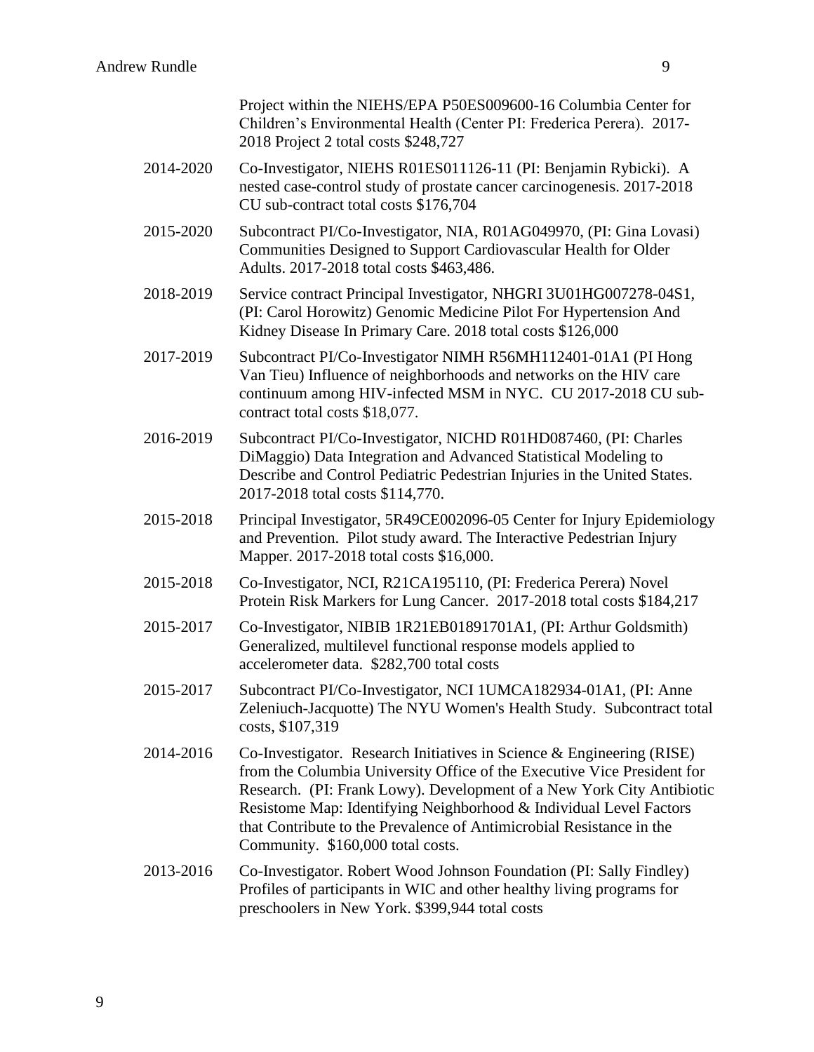Project within the NIEHS/EPA P50ES009600-16 Columbia Center for Children's Environmental Health (Center PI: Frederica Perera). 2017-2018 Project 2 total costs $248,727

| | |
|---|---|
| 2014-2020 | Co-Investigator, NIEHS R01ES011126-11 (PI: Benjamin Rybicki). A nested case-control study of prostate cancer carcinogenesis. 2017-2018 CU sub-contract total costs $176,704 |
| 2015-2020 | Subcontract PI/Co-Investigator, NIA, R01AG049970, (PI: Gina Lovasi) Communities Designed to Support Cardiovascular Health for Older Adults. 2017-2018 total costs $463,486. |
| 2018-2019 | Service contract Principal Investigator, NHGRI 3U01HG007278-04S1, (PI: Carol Horowitz) Genomic Medicine Pilot For Hypertension And Kidney Disease In Primary Care. 2018 total costs $126,000 |
| 2017-2019 | Subcontract PI/Co-Investigator NIMH R56MH112401-01A1 (PI Hong Van Tieu) Influence of neighborhoods and networks on the HIV care continuum among HIV-infected MSM in NYC. CU 2017-2018 CU sub-contract total costs $18,077. |
| 2016-2019 | Subcontract PI/Co-Investigator, NICHD R01HD087460, (PI: Charles DiMaggio) Data Integration and Advanced Statistical Modeling to Describe and Control Pediatric Pedestrian Injuries in the United States. 2017-2018 total costs $114,770. |
| 2015-2018 | Principal Investigator, 5R49CE002096-05 Center for Injury Epidemiology and Prevention. Pilot study award. The Interactive Pedestrian Injury Mapper. 2017-2018 total costs $16,000. |
| 2015-2018 | Co-Investigator, NCI, R21CA195110, (PI: Frederica Perera) Novel Protein Risk Markers for Lung Cancer. 2017-2018 total costs $184,217 |
| 2015-2017 | Co-Investigator, NIBIB 1R21EB01891701A1, (PI: Arthur Goldsmith) Generalized, multilevel functional response models applied to accelerometer data. $282,700 total costs |
| 2015-2017 | Subcontract PI/Co-Investigator, NCI 1UMCA182934-01A1, (PI: Anne Zeleniuch-Jacquotte) The NYU Women's Health Study. Subcontract total costs, $107,319 |
| 2014-2016 | Co-Investigator. Research Initiatives in Science & Engineering (RISE) from the Columbia University Office of the Executive Vice President for Research. (PI: Frank Lowy). Development of a New York City Antibiotic Resistome Map: Identifying Neighborhood & Individual Level Factors that Contribute to the Prevalence of Antimicrobial Resistance in the Community. $160,000 total costs. |
| 2013-2016 | Co-Investigator. Robert Wood Johnson Foundation (PI: Sally Findley) Profiles of participants in WIC and other healthy living programs for preschoolers in New York. $399,944 total costs |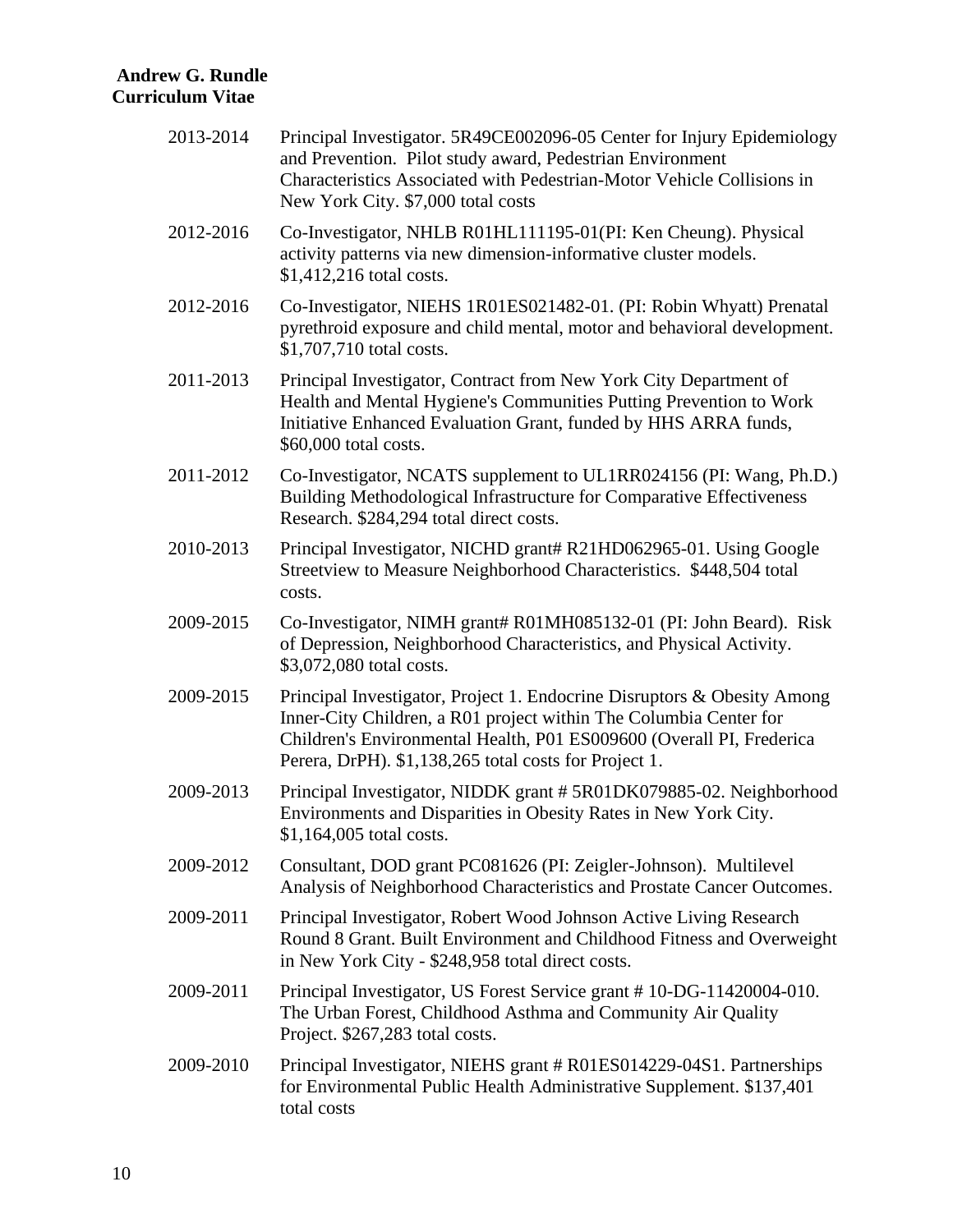| | |
|---|---|
| 2013-2014 | Principal Investigator. 5R49CE002096-05 Center for Injury Epidemiology and Prevention. Pilot study award, Pedestrian Environment Characteristics Associated with Pedestrian-Motor Vehicle Collisions in New York City. $7,000 total costs |
| 2012-2016 | Co-Investigator, NHLB R01HL111195-01(PI: Ken Cheung). Physical activity patterns via new dimension-informative cluster models. $1,412,216 total costs. |
| 2012-2016 | Co-Investigator, NIEHS 1R01ES021482-01. (PI: Robin Whyatt) Prenatal pyrethroid exposure and child mental, motor and behavioral development. $1,707,710 total costs. |
| 2011-2013 | Principal Investigator, Contract from New York City Department of Health and Mental Hygiene's Communities Putting Prevention to Work Initiative Enhanced Evaluation Grant, funded by HHS ARRA funds, $60,000 total costs. |
| 2011-2012 | Co-Investigator, NCATS supplement to UL1RR024156 (PI: Wang, Ph.D.) Building Methodological Infrastructure for Comparative Effectiveness Research. $284,294 total direct costs. |
| 2010-2013 | Principal Investigator, NICHD grant# R21HD062965-01. Using Google Streetview to Measure Neighborhood Characteristics. $448,504 total costs. |
| 2009-2015 | Co-Investigator, NIMH grant# R01MH085132-01 (PI: John Beard). Risk of Depression, Neighborhood Characteristics, and Physical Activity. $3,072,080 total costs. |
| 2009-2015 | Principal Investigator, Project 1. Endocrine Disruptors & Obesity Among Inner-City Children, a R01 project within The Columbia Center for Children's Environmental Health, P01 ES009600 (Overall PI, Frederica Perera, DrPH). $1,138,265 total costs for Project 1. |
| 2009-2013 | Principal Investigator, NIDDK grant # 5R01DK079885-02. Neighborhood Environments and Disparities in Obesity Rates in New York City. $1,164,005 total costs. |
| 2009-2012 | Consultant, DOD grant PC081626 (PI: Zeigler-Johnson). Multilevel Analysis of Neighborhood Characteristics and Prostate Cancer Outcomes. |
| 2009-2011 | Principal Investigator, Robert Wood Johnson Active Living Research Round 8 Grant. Built Environment and Childhood Fitness and Overweight in New York City - $248,958 total direct costs. |
| 2009-2011 | Principal Investigator, US Forest Service grant # 10-DG-11420004-010. The Urban Forest, Childhood Asthma and Community Air Quality Project. $267,283 total costs. |
| 2009-2010 | Principal Investigator, NIEHS grant # R01ES014229-04S1. Partnerships for Environmental Public Health Administrative Supplement. $137,401 total costs |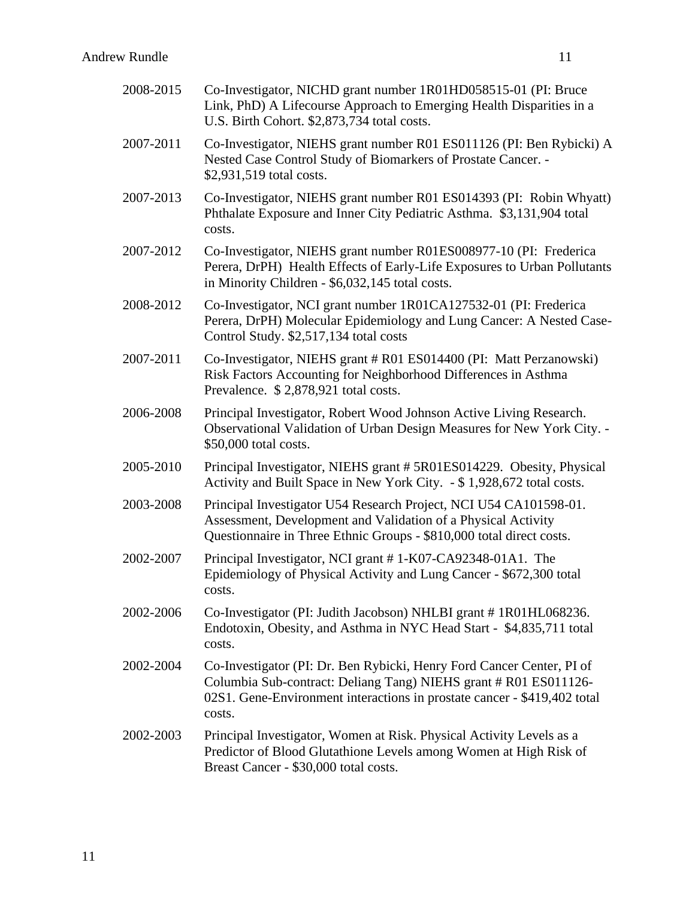2008-2015 Co-Investigator, NICHD grant number 1R01HD058515-01 (PI: Bruce Link, PhD) A Lifecourse Approach to Emerging Health Disparities in a U.S. Birth Cohort. $2,873,734 total costs.

2007-2011 Co-Investigator, NIEHS grant number R01 ES011126 (PI: Ben Rybicki) A Nested Case Control Study of Biomarkers of Prostate Cancer. - $2,931,519 total costs.

2007-2013 Co-Investigator, NIEHS grant number R01 ES014393 (PI: Robin Whyatt) Phthalate Exposure and Inner City Pediatric Asthma. $3,131,904 total costs.

2007-2012 Co-Investigator, NIEHS grant number R01ES008977-10 (PI: Frederica Perera, DrPH) Health Effects of Early-Life Exposures to Urban Pollutants in Minority Children - $6,032,145 total costs.

2008-2012 Co-Investigator, NCI grant number 1R01CA127532-01 (PI: Frederica Perera, DrPH) Molecular Epidemiology and Lung Cancer: A Nested Case-Control Study. $2,517,134 total costs

2007-2011 Co-Investigator, NIEHS grant # R01 ES014400 (PI: Matt Perzanowski) Risk Factors Accounting for Neighborhood Differences in Asthma Prevalence. $ 2,878,921 total costs.

2006-2008 Principal Investigator, Robert Wood Johnson Active Living Research. Observational Validation of Urban Design Measures for New York City. - $50,000 total costs.

2005-2010 Principal Investigator, NIEHS grant # 5R01ES014229. Obesity, Physical Activity and Built Space in New York City. - $ 1,928,672 total costs.

2003-2008 Principal Investigator U54 Research Project, NCI U54 CA101598-01. Assessment, Development and Validation of a Physical Activity Questionnaire in Three Ethnic Groups - $810,000 total direct costs.

2002-2007 Principal Investigator, NCI grant # 1-K07-CA92348-01A1. The Epidemiology of Physical Activity and Lung Cancer - $672,300 total costs.

2002-2006 Co-Investigator (PI: Judith Jacobson) NHLBI grant # 1R01HL068236. Endotoxin, Obesity, and Asthma in NYC Head Start - $4,835,711 total costs.

2002-2004 Co-Investigator (PI: Dr. Ben Rybicki, Henry Ford Cancer Center, PI of Columbia Sub-contract: Deliang Tang) NIEHS grant # R01 ES011126-02S1. Gene-Environment interactions in prostate cancer - $419,402 total costs.

2002-2003 Principal Investigator, Women at Risk. Physical Activity Levels as a Predictor of Blood Glutathione Levels among Women at High Risk of Breast Cancer - $30,000 total costs.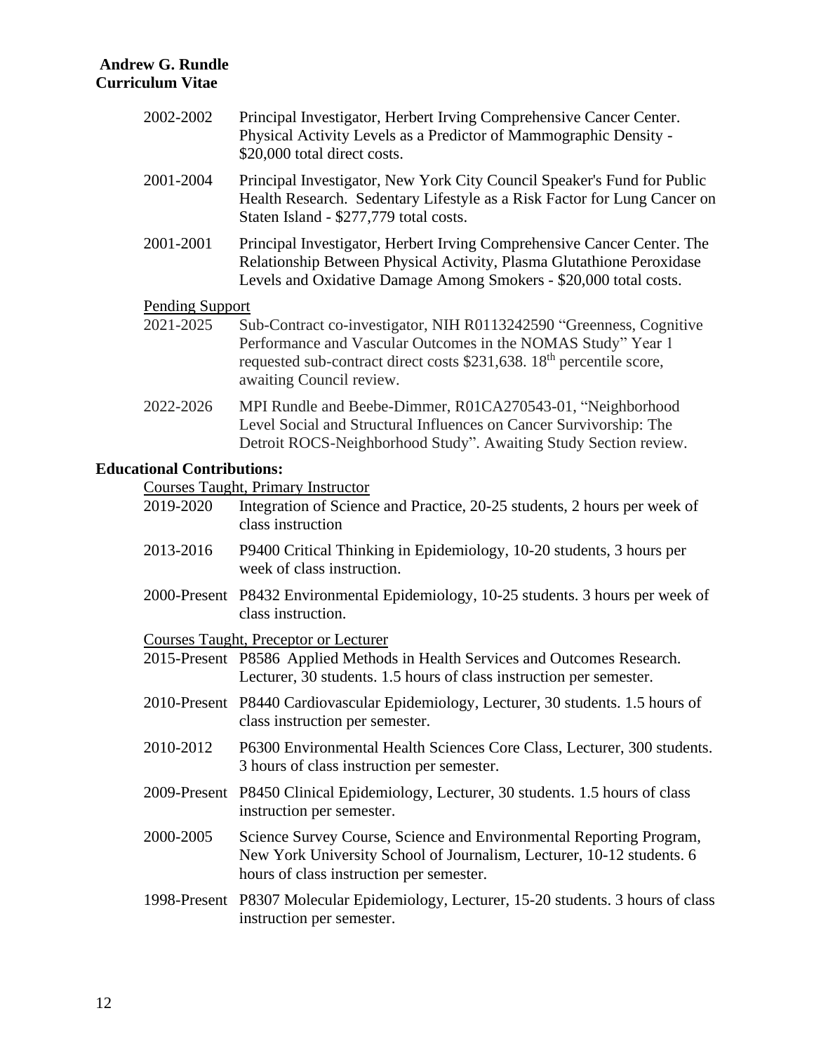2002-2002 Principal Investigator, Herbert Irving Comprehensive Cancer Center. Physical Activity Levels as a Predictor of Mammographic Density - \$20,000 total direct costs.

2001-2004 Principal Investigator, New York City Council Speaker's Fund for Public Health Research. Sedentary Lifestyle as a Risk Factor for Lung Cancer on Staten Island - \$277,779 total costs.

2001-2001 Principal Investigator, Herbert Irving Comprehensive Cancer Center. The Relationship Between Physical Activity, Plasma Glutathione Peroxidase Levels and Oxidative Damage Among Smokers - \$20,000 total costs.

Pending Support

2021-2025 Sub-Contract co-investigator, NIH R0113242590 "Greenness, Cognitive Performance and Vascular Outcomes in the NOMAS Study" Year 1 requested sub-contract direct costs \$231,638. 18th percentile score, awaiting Council review.

2022-2026 MPI Rundle and Beebe-Dimmer, R01CA270543-01, "Neighborhood Level Social and Structural Influences on Cancer Survivorship: The Detroit ROCS-Neighborhood Study". Awaiting Study Section review.

**Educational Contributions:**

Courses Taught, Primary Instructor

2019-2020 Integration of Science and Practice, 20-25 students, 2 hours per week of class instruction

2013-2016 P9400 Critical Thinking in Epidemiology, 10-20 students, 3 hours per week of class instruction.

2000-Present P8432 Environmental Epidemiology, 10-25 students. 3 hours per week of class instruction.

Courses Taught, Preceptor or Lecturer

2015-Present P8586 Applied Methods in Health Services and Outcomes Research. Lecturer, 30 students. 1.5 hours of class instruction per semester.

2010-Present P8440 Cardiovascular Epidemiology, Lecturer, 30 students. 1.5 hours of class instruction per semester.

2010-2012 P6300 Environmental Health Sciences Core Class, Lecturer, 300 students. 3 hours of class instruction per semester.

2009-Present P8450 Clinical Epidemiology, Lecturer, 30 students. 1.5 hours of class instruction per semester.

2000-2005 Science Survey Course, Science and Environmental Reporting Program, New York University School of Journalism, Lecturer, 10-12 students. 6 hours of class instruction per semester.

1998-Present P8307 Molecular Epidemiology, Lecturer, 15-20 students. 3 hours of class instruction per semester.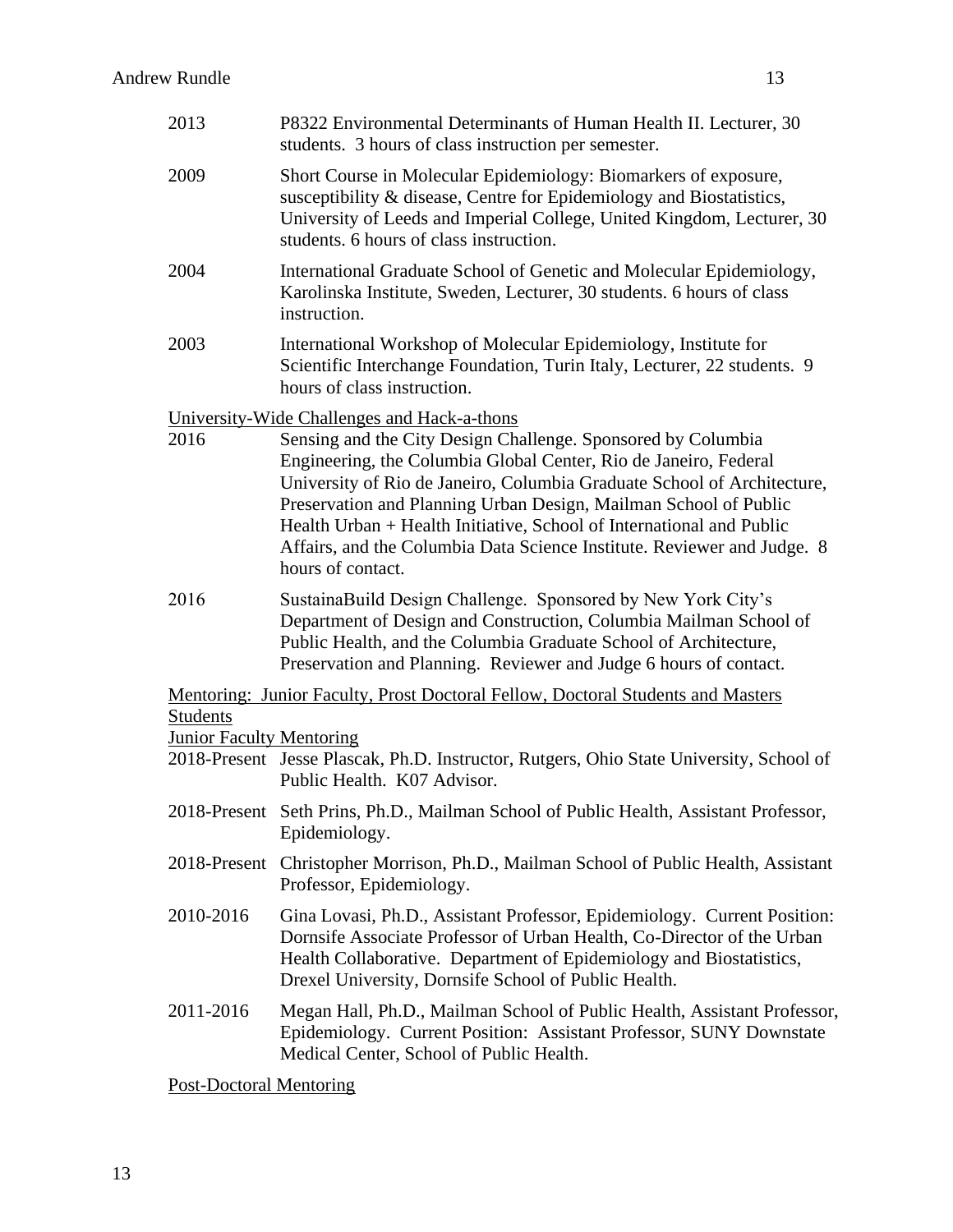2013 P8322 Environmental Determinants of Human Health II. Lecturer, 30 students. 3 hours of class instruction per semester.

2009 Short Course in Molecular Epidemiology: Biomarkers of exposure, susceptibility & disease, Centre for Epidemiology and Biostatistics, University of Leeds and Imperial College, United Kingdom, Lecturer, 30 students. 6 hours of class instruction.

2004 International Graduate School of Genetic and Molecular Epidemiology, Karolinska Institute, Sweden, Lecturer, 30 students. 6 hours of class instruction.

2003 International Workshop of Molecular Epidemiology, Institute for Scientific Interchange Foundation, Turin Italy, Lecturer, 22 students. 9 hours of class instruction.

<u>University-Wide Challenges and Hack-a-thons</u>

2016 Sensing and the City Design Challenge. Sponsored by Columbia Engineering, the Columbia Global Center, Rio de Janeiro, Federal University of Rio de Janeiro, Columbia Graduate School of Architecture, Preservation and Planning Urban Design, Mailman School of Public Health Urban + Health Initiative, School of International and Public Affairs, and the Columbia Data Science Institute. Reviewer and Judge. 8 hours of contact.

2016 SustainaBuild Design Challenge. Sponsored by New York City's Department of Design and Construction, Columbia Mailman School of Public Health, and the Columbia Graduate School of Architecture, Preservation and Planning. Reviewer and Judge 6 hours of contact.

<u>Mentoring: Junior Faculty, Prost Doctoral Fellow, Doctoral Students and Masters Students</u>

<u>Junior Faculty Mentoring</u>

2018-Present Jesse Plascak, Ph.D. Instructor, Rutgers, Ohio State University, School of Public Health. K07 Advisor.

2018-Present Seth Prins, Ph.D., Mailman School of Public Health, Assistant Professor, Epidemiology.

2018-Present Christopher Morrison, Ph.D., Mailman School of Public Health, Assistant Professor, Epidemiology.

2010-2016 Gina Lovasi, Ph.D., Assistant Professor, Epidemiology. Current Position: Dornsife Associate Professor of Urban Health, Co-Director of the Urban Health Collaborative. Department of Epidemiology and Biostatistics, Drexel University, Dornsife School of Public Health.

2011-2016 Megan Hall, Ph.D., Mailman School of Public Health, Assistant Professor, Epidemiology. Current Position: Assistant Professor, SUNY Downstate Medical Center, School of Public Health.

<u>Post-Doctoral Mentoring</u>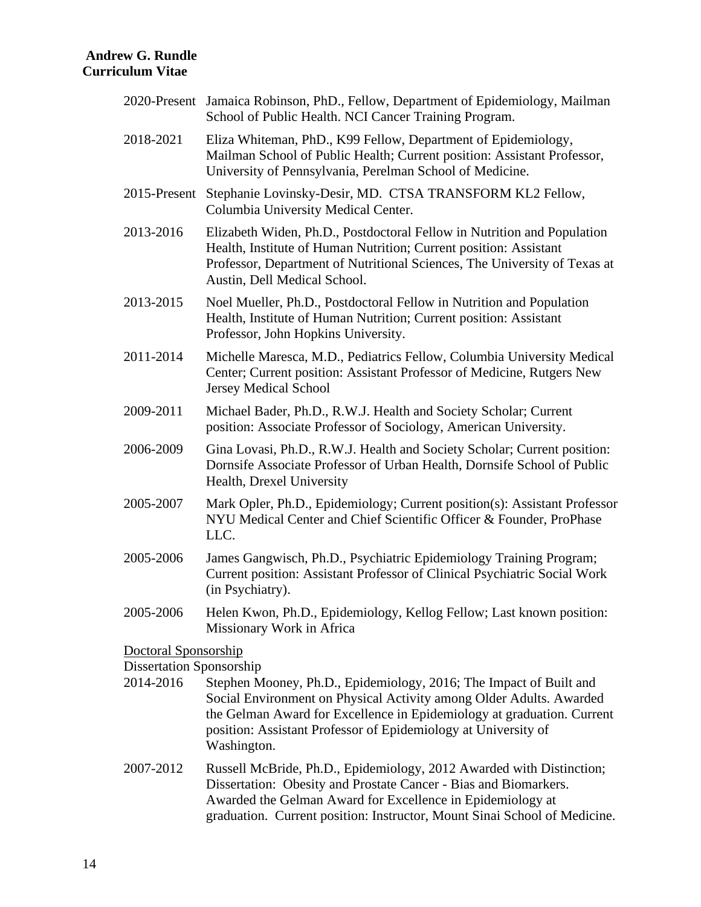2020-Present Jamaica Robinson, PhD., Fellow, Department of Epidemiology, Mailman School of Public Health. NCI Cancer Training Program.

2018-2021 Eliza Whiteman, PhD., K99 Fellow, Department of Epidemiology, Mailman School of Public Health; Current position: Assistant Professor, University of Pennsylvania, Perelman School of Medicine.

2015-Present Stephanie Lovinsky-Desir, MD. CTSA TRANSFORM KL2 Fellow, Columbia University Medical Center.

2013-2016 Elizabeth Widen, Ph.D., Postdoctoral Fellow in Nutrition and Population Health, Institute of Human Nutrition; Current position: Assistant Professor, Department of Nutritional Sciences, The University of Texas at Austin, Dell Medical School.

2013-2015 Noel Mueller, Ph.D., Postdoctoral Fellow in Nutrition and Population Health, Institute of Human Nutrition; Current position: Assistant Professor, John Hopkins University.

2011-2014 Michelle Maresca, M.D., Pediatrics Fellow, Columbia University Medical Center; Current position: Assistant Professor of Medicine, Rutgers New Jersey Medical School

2009-2011 Michael Bader, Ph.D., R.W.J. Health and Society Scholar; Current position: Associate Professor of Sociology, American University.

2006-2009 Gina Lovasi, Ph.D., R.W.J. Health and Society Scholar; Current position: Dornsife Associate Professor of Urban Health, Dornsife School of Public Health, Drexel University

2005-2007 Mark Opler, Ph.D., Epidemiology; Current position(s): Assistant Professor NYU Medical Center and Chief Scientific Officer & Founder, ProPhase LLC.

2005-2006 James Gangwisch, Ph.D., Psychiatric Epidemiology Training Program; Current position: Assistant Professor of Clinical Psychiatric Social Work (in Psychiatry).

2005-2006 Helen Kwon, Ph.D., Epidemiology, Kellog Fellow; Last known position: Missionary Work in Africa

<u>Doctoral Sponsorship</u>

Dissertation Sponsorship

2014-2016 Stephen Mooney, Ph.D., Epidemiology, 2016; The Impact of Built and Social Environment on Physical Activity among Older Adults. Awarded the Gelman Award for Excellence in Epidemiology at graduation. Current position: Assistant Professor of Epidemiology at University of Washington.

2007-2012 Russell McBride, Ph.D., Epidemiology, 2012 Awarded with Distinction; Dissertation: Obesity and Prostate Cancer - Bias and Biomarkers. Awarded the Gelman Award for Excellence in Epidemiology at graduation. Current position: Instructor, Mount Sinai School of Medicine.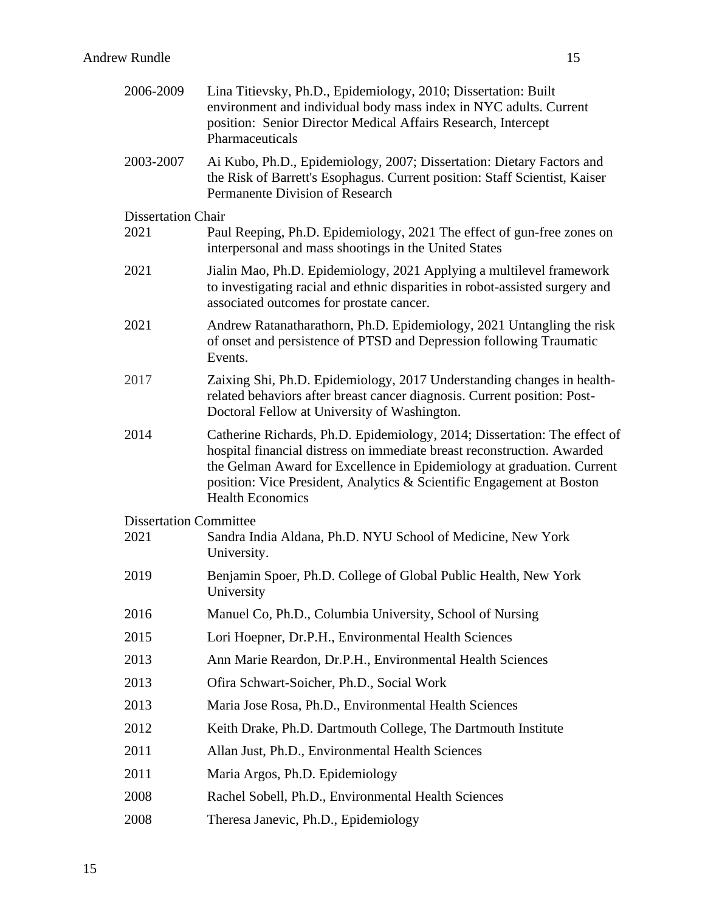2006-2009 Lina Titievsky, Ph.D., Epidemiology, 2010; Dissertation: Built environment and individual body mass index in NYC adults. Current position: Senior Director Medical Affairs Research, Intercept Pharmaceuticals

2003-2007 Ai Kubo, Ph.D., Epidemiology, 2007; Dissertation: Dietary Factors and the Risk of Barrett's Esophagus. Current position: Staff Scientist, Kaiser Permanente Division of Research

Dissertation Chair

2021 Paul Reeping, Ph.D. Epidemiology, 2021 The effect of gun-free zones on interpersonal and mass shootings in the United States

2021 Jialin Mao, Ph.D. Epidemiology, 2021 Applying a multilevel framework to investigating racial and ethnic disparities in robot-assisted surgery and associated outcomes for prostate cancer.

2021 Andrew Ratanatharathorn, Ph.D. Epidemiology, 2021 Untangling the risk of onset and persistence of PTSD and Depression following Traumatic Events.

2017 Zaixing Shi, Ph.D. Epidemiology, 2017 Understanding changes in health-related behaviors after breast cancer diagnosis. Current position: Post-Doctoral Fellow at University of Washington.

2014 Catherine Richards, Ph.D. Epidemiology, 2014; Dissertation: The effect of hospital financial distress on immediate breast reconstruction. Awarded the Gelman Award for Excellence in Epidemiology at graduation. Current position: Vice President, Analytics & Scientific Engagement at Boston Health Economics

Dissertation Committee

2021 Sandra India Aldana, Ph.D. NYU School of Medicine, New York University.

2019 Benjamin Spoer, Ph.D. College of Global Public Health, New York University

2016 Manuel Co, Ph.D., Columbia University, School of Nursing

2015 Lori Hoepner, Dr.P.H., Environmental Health Sciences

2013 Ann Marie Reardon, Dr.P.H., Environmental Health Sciences

2013 Ofira Schwart-Soicher, Ph.D., Social Work

2013 Maria Jose Rosa, Ph.D., Environmental Health Sciences

2012 Keith Drake, Ph.D. Dartmouth College, The Dartmouth Institute

2011 Allan Just, Ph.D., Environmental Health Sciences

2011 Maria Argos, Ph.D. Epidemiology

2008 Rachel Sobell, Ph.D., Environmental Health Sciences

2008 Theresa Janevic, Ph.D., Epidemiology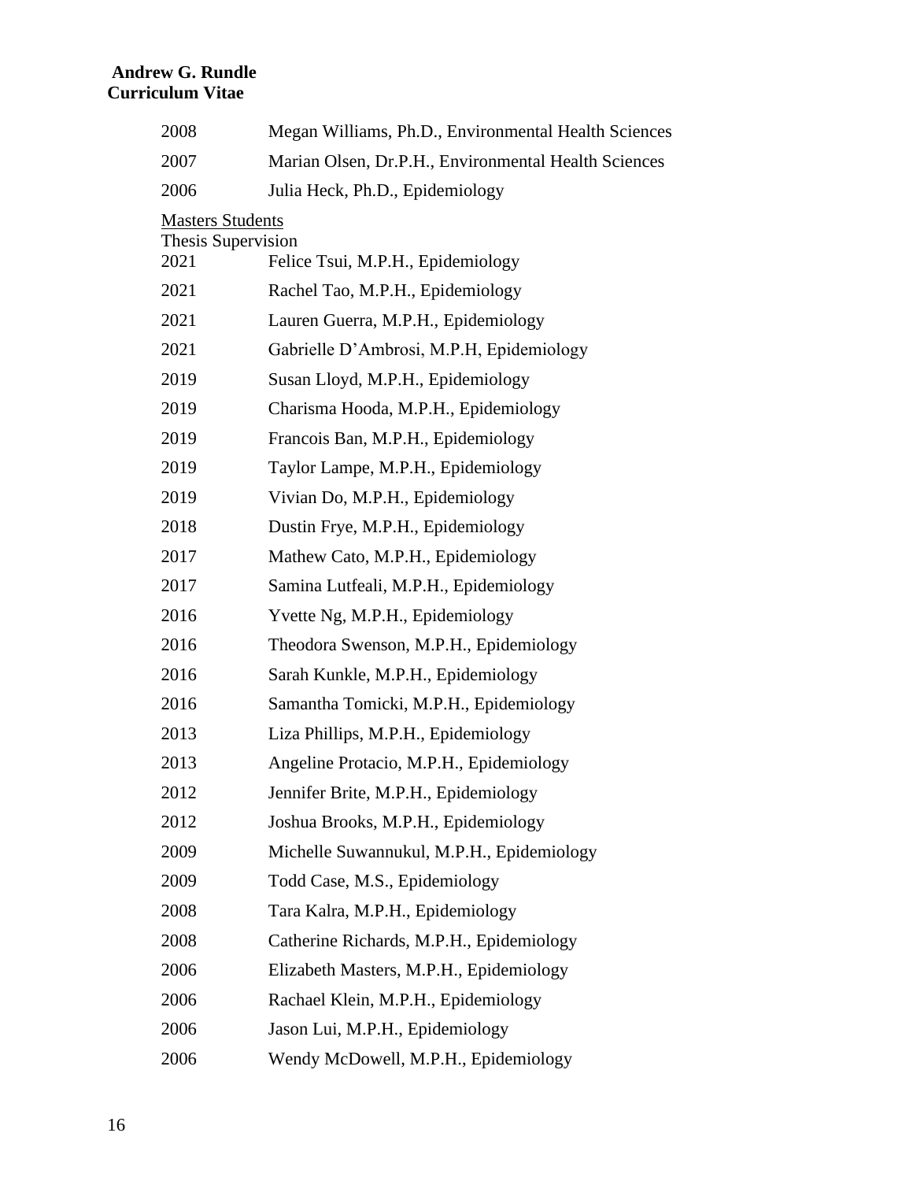2008 Megan Williams, Ph.D., Environmental Health Sciences

2007 Marian Olsen, Dr.P.H., Environmental Health Sciences

2006 Julia Heck, Ph.D., Epidemiology

Masters Students

Thesis Supervision

2021 Felice Tsui, M.P.H., Epidemiology

2021 Rachel Tao, M.P.H., Epidemiology

2021 Lauren Guerra, M.P.H., Epidemiology

2021 Gabrielle D'Ambrosi, M.P.H, Epidemiology

2019 Susan Lloyd, M.P.H., Epidemiology

2019 Charisma Hooda, M.P.H., Epidemiology

2019 Francois Ban, M.P.H., Epidemiology

2019 Taylor Lampe, M.P.H., Epidemiology

2019 Vivian Do, M.P.H., Epidemiology

2018 Dustin Frye, M.P.H., Epidemiology

2017 Mathew Cato, M.P.H., Epidemiology

2017 Samina Lutfeali, M.P.H., Epidemiology

2016 Yvette Ng, M.P.H., Epidemiology

2016 Theodora Swenson, M.P.H., Epidemiology

2016 Sarah Kunkle, M.P.H., Epidemiology

2016 Samantha Tomicki, M.P.H., Epidemiology

2013 Liza Phillips, M.P.H., Epidemiology

2013 Angeline Protacio, M.P.H., Epidemiology

2012 Jennifer Brite, M.P.H., Epidemiology

2012 Joshua Brooks, M.P.H., Epidemiology

2009 Michelle Suwannukul, M.P.H., Epidemiology

2009 Todd Case, M.S., Epidemiology

2008 Tara Kalra, M.P.H., Epidemiology

2008 Catherine Richards, M.P.H., Epidemiology

2006 Elizabeth Masters, M.P.H., Epidemiology

2006 Rachael Klein, M.P.H., Epidemiology

2006 Jason Lui, M.P.H., Epidemiology

2006 Wendy McDowell, M.P.H., Epidemiology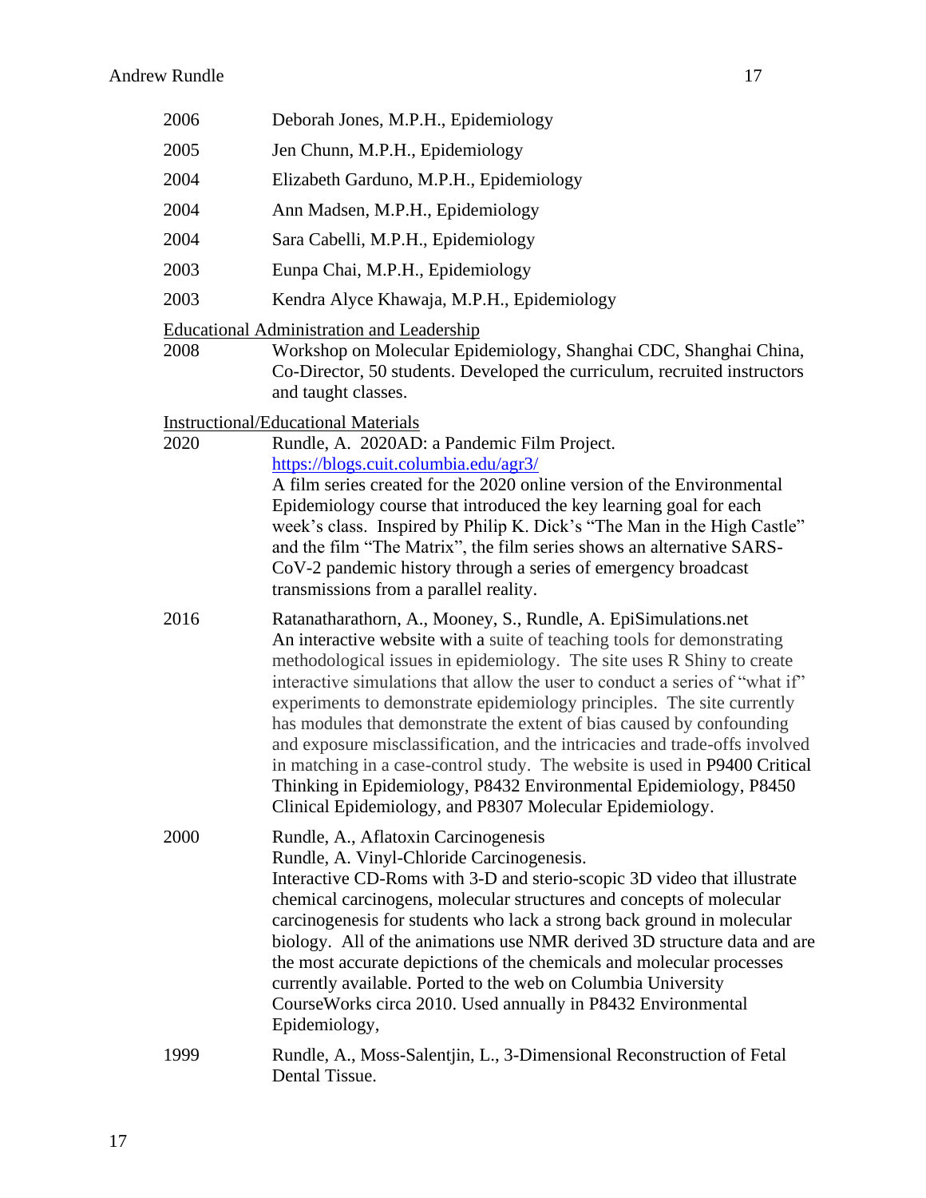| | |
|---|---|
| 2006 | Deborah Jones, M.P.H., Epidemiology |
| 2005 | Jen Chunn, M.P.H., Epidemiology |
| 2004 | Elizabeth Garduno, M.P.H., Epidemiology |
| 2004 | Ann Madsen, M.P.H., Epidemiology |
| 2004 | Sara Cabelli, M.P.H., Epidemiology |
| 2003 | Eunpa Chai, M.P.H., Epidemiology |
| 2003 | Kendra Alyce Khawaja, M.P.H., Epidemiology |

<u>Educational Administration and Leadership</u>

2008 — Workshop on Molecular Epidemiology, Shanghai CDC, Shanghai China, Co-Director, 50 students. Developed the curriculum, recruited instructors and taught classes.

<u>Instructional/Educational Materials</u>

2020 — Rundle, A. 2020AD: a Pandemic Film Project.
[https://blogs.cuit.columbia.edu/agr3/](https://blogs.cuit.columbia.edu/agr3/)
A film series created for the 2020 online version of the Environmental Epidemiology course that introduced the key learning goal for each week's class. Inspired by Philip K. Dick's "The Man in the High Castle" and the film "The Matrix", the film series shows an alternative SARS-CoV-2 pandemic history through a series of emergency broadcast transmissions from a parallel reality.

2016 — Ratanatharathorn, A., Mooney, S., Rundle, A. EpiSimulations.net
An interactive website with a suite of teaching tools for demonstrating methodological issues in epidemiology. The site uses R Shiny to create interactive simulations that allow the user to conduct a series of "what if" experiments to demonstrate epidemiology principles. The site currently has modules that demonstrate the extent of bias caused by confounding and exposure misclassification, and the intricacies and trade-offs involved in matching in a case-control study. The website is used in P9400 Critical Thinking in Epidemiology, P8432 Environmental Epidemiology, P8450 Clinical Epidemiology, and P8307 Molecular Epidemiology.

2000 — Rundle, A., Aflatoxin Carcinogenesis
Rundle, A. Vinyl-Chloride Carcinogenesis.
Interactive CD-Roms with 3-D and sterio-scopic 3D video that illustrate chemical carcinogens, molecular structures and concepts of molecular carcinogenesis for students who lack a strong back ground in molecular biology. All of the animations use NMR derived 3D structure data and are the most accurate depictions of the chemicals and molecular processes currently available. Ported to the web on Columbia University CourseWorks circa 2010. Used annually in P8432 Environmental Epidemiology,

1999 — Rundle, A., Moss-Salentjin, L., 3-Dimensional Reconstruction of Fetal Dental Tissue.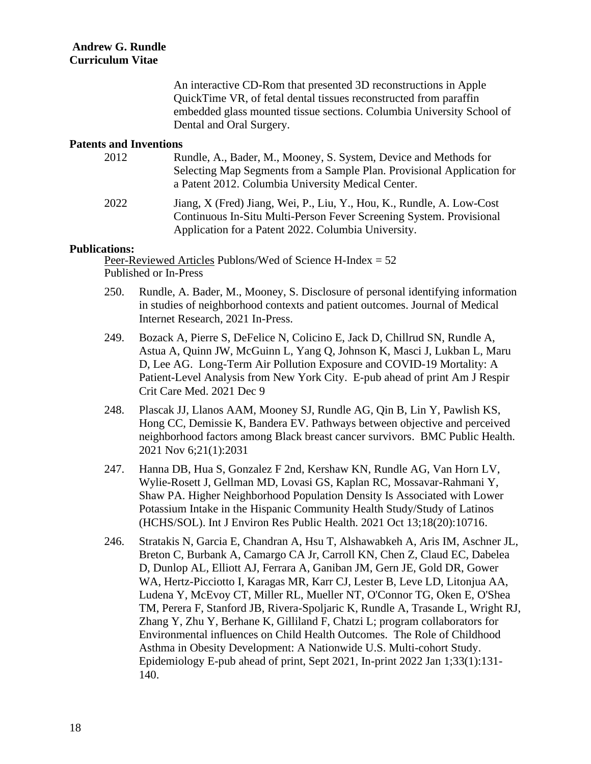An interactive CD-Rom that presented 3D reconstructions in Apple QuickTime VR, of fetal dental tissues reconstructed from paraffin embedded glass mounted tissue sections. Columbia University School of Dental and Oral Surgery.

**Patents and Inventions**

2012 Rundle, A., Bader, M., Mooney, S. System, Device and Methods for Selecting Map Segments from a Sample Plan. Provisional Application for a Patent 2012. Columbia University Medical Center.

2022 Jiang, X (Fred) Jiang, Wei, P., Liu, Y., Hou, K., Rundle, A. Low-Cost Continuous In-Situ Multi-Person Fever Screening System. Provisional Application for a Patent 2022. Columbia University.

**Publications:**

Peer-Reviewed Articles Publons/Wed of Science H-Index = 52
Published or In-Press

250. Rundle, A. Bader, M., Mooney, S. Disclosure of personal identifying information in studies of neighborhood contexts and patient outcomes. Journal of Medical Internet Research, 2021 In-Press.

249. Bozack A, Pierre S, DeFelice N, Colicino E, Jack D, Chillrud SN, Rundle A, Astua A, Quinn JW, McGuinn L, Yang Q, Johnson K, Masci J, Lukban L, Maru D, Lee AG. Long-Term Air Pollution Exposure and COVID-19 Mortality: A Patient-Level Analysis from New York City. E-pub ahead of print Am J Respir Crit Care Med. 2021 Dec 9

248. Plascak JJ, Llanos AAM, Mooney SJ, Rundle AG, Qin B, Lin Y, Pawlish KS, Hong CC, Demissie K, Bandera EV. Pathways between objective and perceived neighborhood factors among Black breast cancer survivors. BMC Public Health. 2021 Nov 6;21(1):2031

247. Hanna DB, Hua S, Gonzalez F 2nd, Kershaw KN, Rundle AG, Van Horn LV, Wylie-Rosett J, Gellman MD, Lovasi GS, Kaplan RC, Mossavar-Rahmani Y, Shaw PA. Higher Neighborhood Population Density Is Associated with Lower Potassium Intake in the Hispanic Community Health Study/Study of Latinos (HCHS/SOL). Int J Environ Res Public Health. 2021 Oct 13;18(20):10716.

246. Stratakis N, Garcia E, Chandran A, Hsu T, Alshawabkeh A, Aris IM, Aschner JL, Breton C, Burbank A, Camargo CA Jr, Carroll KN, Chen Z, Claud EC, Dabelea D, Dunlop AL, Elliott AJ, Ferrara A, Ganiban JM, Gern JE, Gold DR, Gower WA, Hertz-Picciotto I, Karagas MR, Karr CJ, Lester B, Leve LD, Litonjua AA, Ludena Y, McEvoy CT, Miller RL, Mueller NT, O'Connor TG, Oken E, O'Shea TM, Perera F, Stanford JB, Rivera-Spoljaric K, Rundle A, Trasande L, Wright RJ, Zhang Y, Zhu Y, Berhane K, Gilliland F, Chatzi L; program collaborators for Environmental influences on Child Health Outcomes. The Role of Childhood Asthma in Obesity Development: A Nationwide U.S. Multi-cohort Study. Epidemiology E-pub ahead of print, Sept 2021, In-print 2022 Jan 1;33(1):131-140.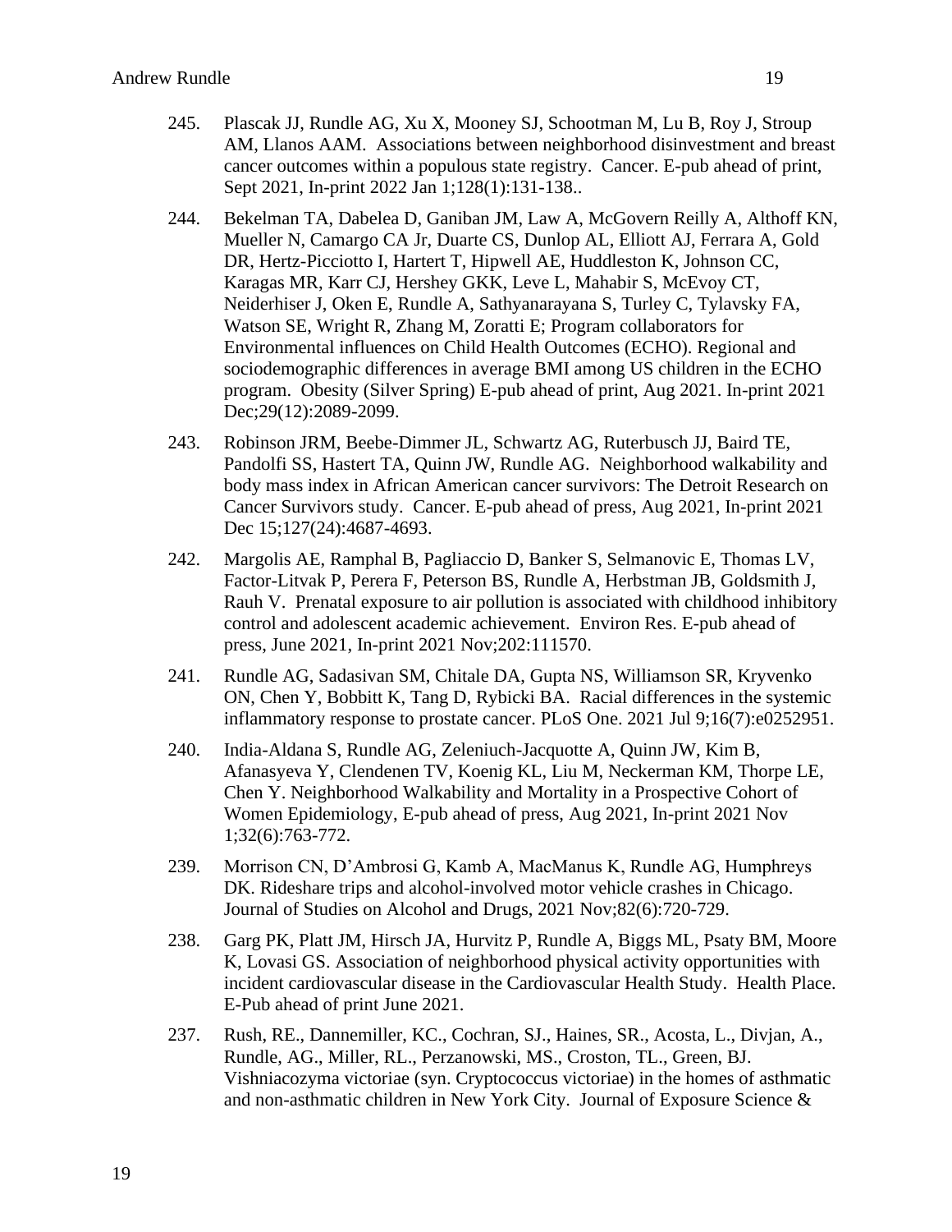245. Plascak JJ, Rundle AG, Xu X, Mooney SJ, Schootman M, Lu B, Roy J, Stroup AM, Llanos AAM. Associations between neighborhood disinvestment and breast cancer outcomes within a populous state registry. Cancer. E-pub ahead of print, Sept 2021, In-print 2022 Jan 1;128(1):131-138..

244. Bekelman TA, Dabelea D, Ganiban JM, Law A, McGovern Reilly A, Althoff KN, Mueller N, Camargo CA Jr, Duarte CS, Dunlop AL, Elliott AJ, Ferrara A, Gold DR, Hertz-Picciotto I, Hartert T, Hipwell AE, Huddleston K, Johnson CC, Karagas MR, Karr CJ, Hershey GKK, Leve L, Mahabir S, McEvoy CT, Neiderhiser J, Oken E, Rundle A, Sathyanarayana S, Turley C, Tylavsky FA, Watson SE, Wright R, Zhang M, Zoratti E; Program collaborators for Environmental influences on Child Health Outcomes (ECHO). Regional and sociodemographic differences in average BMI among US children in the ECHO program. Obesity (Silver Spring) E-pub ahead of print, Aug 2021. In-print 2021 Dec;29(12):2089-2099.

243. Robinson JRM, Beebe-Dimmer JL, Schwartz AG, Ruterbusch JJ, Baird TE, Pandolfi SS, Hastert TA, Quinn JW, Rundle AG. Neighborhood walkability and body mass index in African American cancer survivors: The Detroit Research on Cancer Survivors study. Cancer. E-pub ahead of press, Aug 2021, In-print 2021 Dec 15;127(24):4687-4693.

242. Margolis AE, Ramphal B, Pagliaccio D, Banker S, Selmanovic E, Thomas LV, Factor-Litvak P, Perera F, Peterson BS, Rundle A, Herbstman JB, Goldsmith J, Rauh V. Prenatal exposure to air pollution is associated with childhood inhibitory control and adolescent academic achievement. Environ Res. E-pub ahead of press, June 2021, In-print 2021 Nov;202:111570.

241. Rundle AG, Sadasivan SM, Chitale DA, Gupta NS, Williamson SR, Kryvenko ON, Chen Y, Bobbitt K, Tang D, Rybicki BA. Racial differences in the systemic inflammatory response to prostate cancer. PLoS One. 2021 Jul 9;16(7):e0252951.

240. India-Aldana S, Rundle AG, Zeleniuch-Jacquotte A, Quinn JW, Kim B, Afanasyeva Y, Clendenen TV, Koenig KL, Liu M, Neckerman KM, Thorpe LE, Chen Y. Neighborhood Walkability and Mortality in a Prospective Cohort of Women Epidemiology, E-pub ahead of press, Aug 2021, In-print 2021 Nov 1;32(6):763-772.

239. Morrison CN, D'Ambrosi G, Kamb A, MacManus K, Rundle AG, Humphreys DK. Rideshare trips and alcohol-involved motor vehicle crashes in Chicago. Journal of Studies on Alcohol and Drugs, 2021 Nov;82(6):720-729.

238. Garg PK, Platt JM, Hirsch JA, Hurvitz P, Rundle A, Biggs ML, Psaty BM, Moore K, Lovasi GS. Association of neighborhood physical activity opportunities with incident cardiovascular disease in the Cardiovascular Health Study. Health Place. E-Pub ahead of print June 2021.

237. Rush, RE., Dannemiller, KC., Cochran, SJ., Haines, SR., Acosta, L., Divjan, A., Rundle, AG., Miller, RL., Perzanowski, MS., Croston, TL., Green, BJ. Vishniacozyma victoriae (syn. Cryptococcus victoriae) in the homes of asthmatic and non-asthmatic children in New York City. Journal of Exposure Science &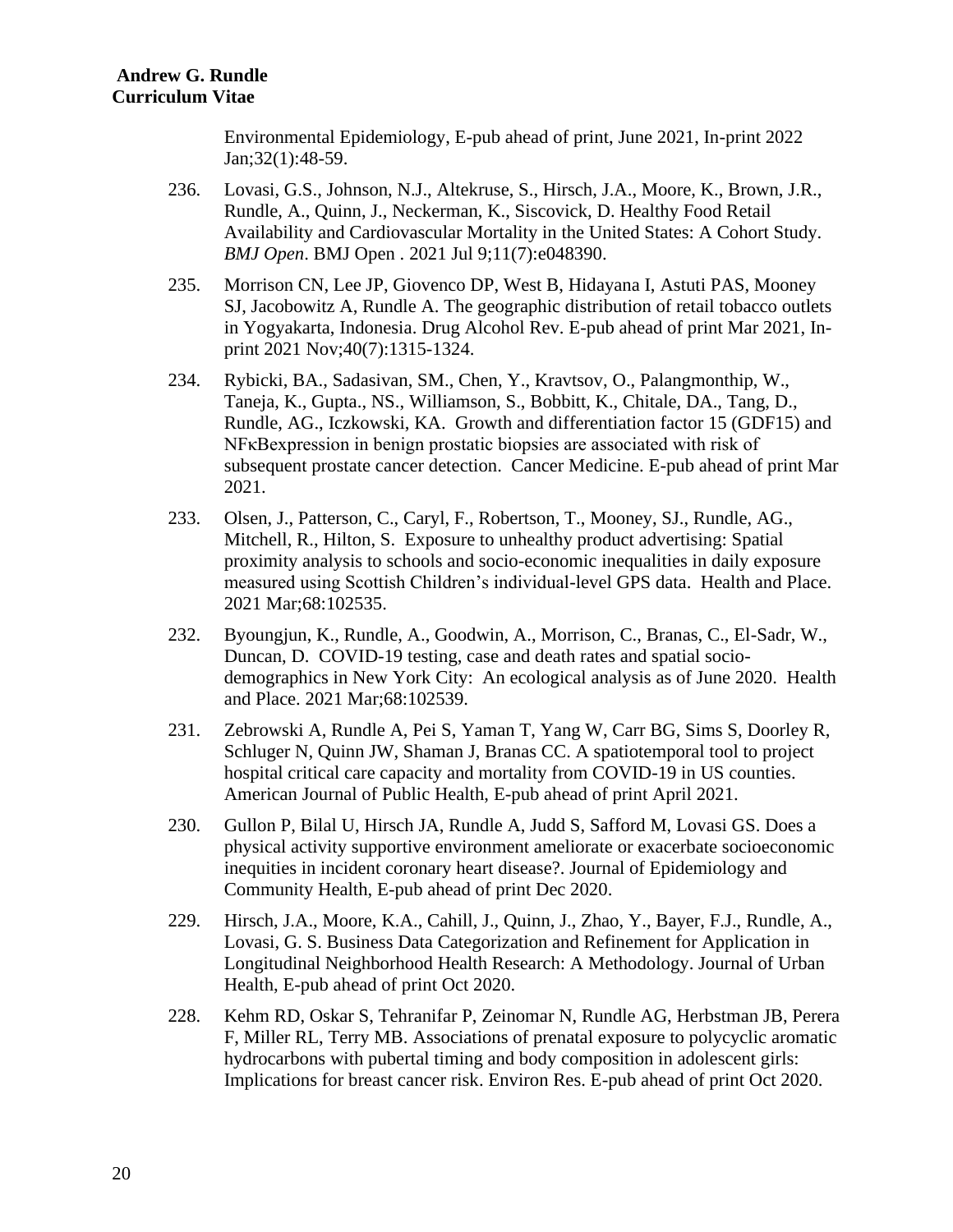Environmental Epidemiology, E-pub ahead of print, June 2021, In-print 2022 Jan;32(1):48-59.

236. Lovasi, G.S., Johnson, N.J., Altekruse, S., Hirsch, J.A., Moore, K., Brown, J.R., Rundle, A., Quinn, J., Neckerman, K., Siscovick, D. Healthy Food Retail Availability and Cardiovascular Mortality in the United States: A Cohort Study. *BMJ Open*. BMJ Open . 2021 Jul 9;11(7):e048390.

235. Morrison CN, Lee JP, Giovenco DP, West B, Hidayana I, Astuti PAS, Mooney SJ, Jacobowitz A, Rundle A. The geographic distribution of retail tobacco outlets in Yogyakarta, Indonesia. Drug Alcohol Rev. E-pub ahead of print Mar 2021, In-print 2021 Nov;40(7):1315-1324.

234. Rybicki, BA., Sadasivan, SM., Chen, Y., Kravtsov, O., Palangmonthip, W., Taneja, K., Gupta., NS., Williamson, S., Bobbitt, K., Chitale, DA., Tang, D., Rundle, AG., Iczkowski, KA. Growth and differentiation factor 15 (GDF15) and NFκBexpression in benign prostatic biopsies are associated with risk of subsequent prostate cancer detection. Cancer Medicine. E-pub ahead of print Mar 2021.

233. Olsen, J., Patterson, C., Caryl, F., Robertson, T., Mooney, SJ., Rundle, AG., Mitchell, R., Hilton, S. Exposure to unhealthy product advertising: Spatial proximity analysis to schools and socio-economic inequalities in daily exposure measured using Scottish Children's individual-level GPS data. Health and Place. 2021 Mar;68:102535.

232. Byoungjun, K., Rundle, A., Goodwin, A., Morrison, C., Branas, C., El-Sadr, W., Duncan, D. COVID-19 testing, case and death rates and spatial socio-demographics in New York City: An ecological analysis as of June 2020. Health and Place. 2021 Mar;68:102539.

231. Zebrowski A, Rundle A, Pei S, Yaman T, Yang W, Carr BG, Sims S, Doorley R, Schluger N, Quinn JW, Shaman J, Branas CC. A spatiotemporal tool to project hospital critical care capacity and mortality from COVID-19 in US counties. American Journal of Public Health, E-pub ahead of print April 2021.

230. Gullon P, Bilal U, Hirsch JA, Rundle A, Judd S, Safford M, Lovasi GS. Does a physical activity supportive environment ameliorate or exacerbate socioeconomic inequities in incident coronary heart disease?. Journal of Epidemiology and Community Health, E-pub ahead of print Dec 2020.

229. Hirsch, J.A., Moore, K.A., Cahill, J., Quinn, J., Zhao, Y., Bayer, F.J., Rundle, A., Lovasi, G. S. Business Data Categorization and Refinement for Application in Longitudinal Neighborhood Health Research: A Methodology. Journal of Urban Health, E-pub ahead of print Oct 2020.

228. Kehm RD, Oskar S, Tehranifar P, Zeinomar N, Rundle AG, Herbstman JB, Perera F, Miller RL, Terry MB. Associations of prenatal exposure to polycyclic aromatic hydrocarbons with pubertal timing and body composition in adolescent girls: Implications for breast cancer risk. Environ Res. E-pub ahead of print Oct 2020.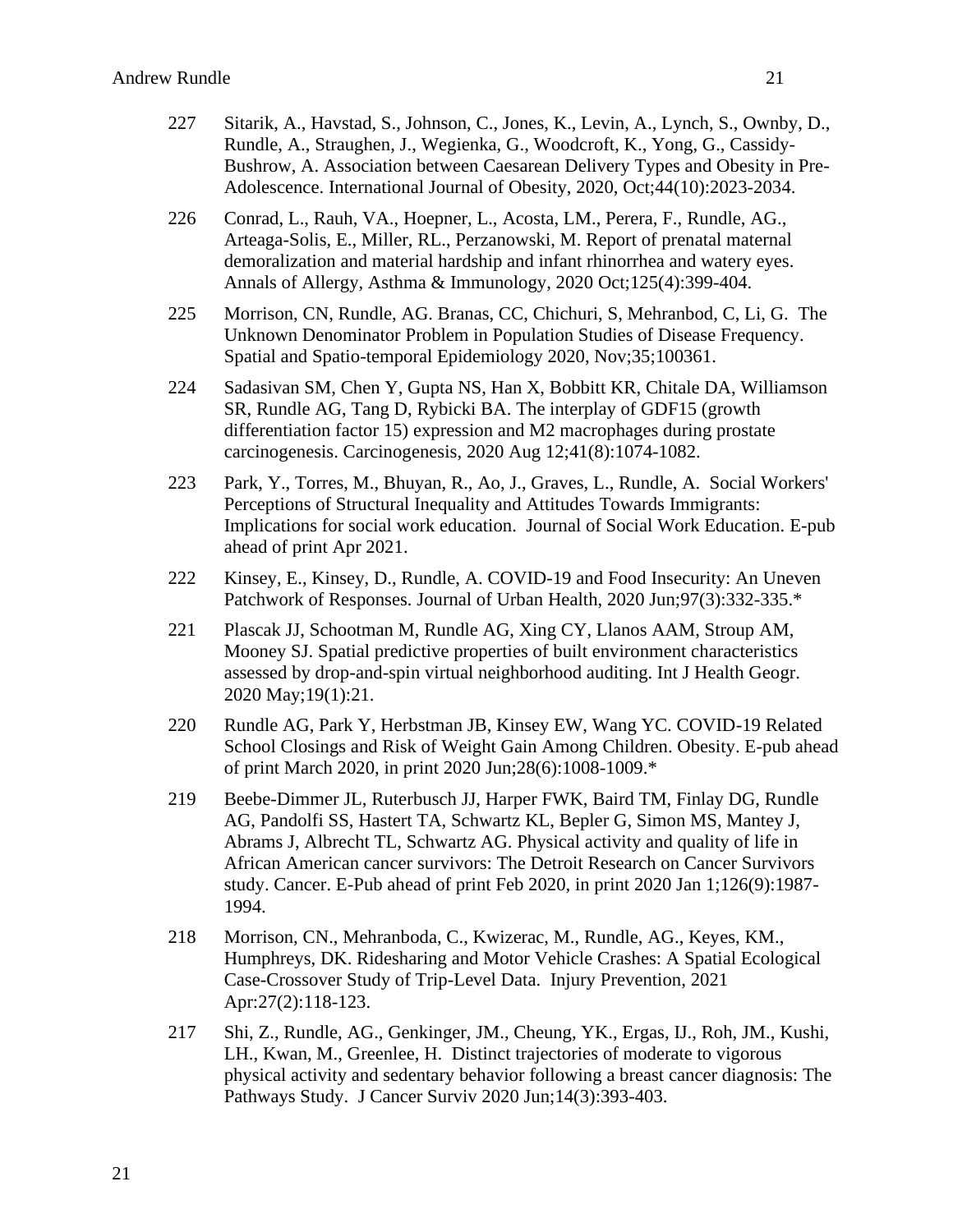227 Sitarik, A., Havstad, S., Johnson, C., Jones, K., Levin, A., Lynch, S., Ownby, D., Rundle, A., Straughen, J., Wegienka, G., Woodcroft, K., Yong, G., Cassidy-Bushrow, A. Association between Caesarean Delivery Types and Obesity in Pre-Adolescence. International Journal of Obesity, 2020, Oct;44(10):2023-2034.

226 Conrad, L., Rauh, VA., Hoepner, L., Acosta, LM., Perera, F., Rundle, AG., Arteaga-Solis, E., Miller, RL., Perzanowski, M. Report of prenatal maternal demoralization and material hardship and infant rhinorrhea and watery eyes. Annals of Allergy, Asthma & Immunology, 2020 Oct;125(4):399-404.

225 Morrison, CN, Rundle, AG. Branas, CC, Chichuri, S, Mehranbod, C, Li, G. The Unknown Denominator Problem in Population Studies of Disease Frequency. Spatial and Spatio-temporal Epidemiology 2020, Nov;35;100361.

224 Sadasivan SM, Chen Y, Gupta NS, Han X, Bobbitt KR, Chitale DA, Williamson SR, Rundle AG, Tang D, Rybicki BA. The interplay of GDF15 (growth differentiation factor 15) expression and M2 macrophages during prostate carcinogenesis. Carcinogenesis, 2020 Aug 12;41(8):1074-1082.

223 Park, Y., Torres, M., Bhuyan, R., Ao, J., Graves, L., Rundle, A. Social Workers' Perceptions of Structural Inequality and Attitudes Towards Immigrants: Implications for social work education. Journal of Social Work Education. E-pub ahead of print Apr 2021.

222 Kinsey, E., Kinsey, D., Rundle, A. COVID-19 and Food Insecurity: An Uneven Patchwork of Responses. Journal of Urban Health, 2020 Jun;97(3):332-335.*

221 Plascak JJ, Schootman M, Rundle AG, Xing CY, Llanos AAM, Stroup AM, Mooney SJ. Spatial predictive properties of built environment characteristics assessed by drop-and-spin virtual neighborhood auditing. Int J Health Geogr. 2020 May;19(1):21.

220 Rundle AG, Park Y, Herbstman JB, Kinsey EW, Wang YC. COVID-19 Related School Closings and Risk of Weight Gain Among Children. Obesity. E-pub ahead of print March 2020, in print 2020 Jun;28(6):1008-1009.*

219 Beebe-Dimmer JL, Ruterbusch JJ, Harper FWK, Baird TM, Finlay DG, Rundle AG, Pandolfi SS, Hastert TA, Schwartz KL, Bepler G, Simon MS, Mantey J, Abrams J, Albrecht TL, Schwartz AG. Physical activity and quality of life in African American cancer survivors: The Detroit Research on Cancer Survivors study. Cancer. E-Pub ahead of print Feb 2020, in print 2020 Jan 1;126(9):1987-1994.

218 Morrison, CN., Mehranboda, C., Kwizerac, M., Rundle, AG., Keyes, KM., Humphreys, DK. Ridesharing and Motor Vehicle Crashes: A Spatial Ecological Case-Crossover Study of Trip-Level Data. Injury Prevention, 2021 Apr:27(2):118-123.

217 Shi, Z., Rundle, AG., Genkinger, JM., Cheung, YK., Ergas, IJ., Roh, JM., Kushi, LH., Kwan, M., Greenlee, H. Distinct trajectories of moderate to vigorous physical activity and sedentary behavior following a breast cancer diagnosis: The Pathways Study. J Cancer Surviv 2020 Jun;14(3):393-403.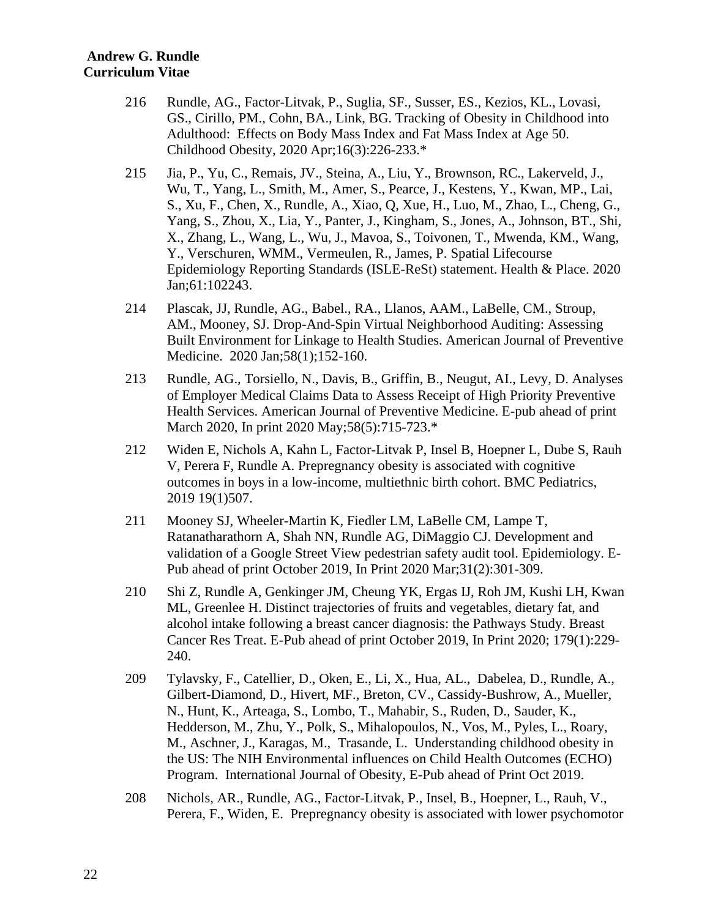216 Rundle, AG., Factor-Litvak, P., Suglia, SF., Susser, ES., Kezios, KL., Lovasi, GS., Cirillo, PM., Cohn, BA., Link, BG. Tracking of Obesity in Childhood into Adulthood: Effects on Body Mass Index and Fat Mass Index at Age 50. Childhood Obesity, 2020 Apr;16(3):226-233.*

215 Jia, P., Yu, C., Remais, JV., Steina, A., Liu, Y., Brownson, RC., Lakerveld, J., Wu, T., Yang, L., Smith, M., Amer, S., Pearce, J., Kestens, Y., Kwan, MP., Lai, S., Xu, F., Chen, X., Rundle, A., Xiao, Q, Xue, H., Luo, M., Zhao, L., Cheng, G., Yang, S., Zhou, X., Lia, Y., Panter, J., Kingham, S., Jones, A., Johnson, BT., Shi, X., Zhang, L., Wang, L., Wu, J., Mavoa, S., Toivonen, T., Mwenda, KM., Wang, Y., Verschuren, WMM., Vermeulen, R., James, P. Spatial Lifecourse Epidemiology Reporting Standards (ISLE-ReSt) statement. Health & Place. 2020 Jan;61:102243.

214 Plascak, JJ, Rundle, AG., Babel., RA., Llanos, AAM., LaBelle, CM., Stroup, AM., Mooney, SJ. Drop-And-Spin Virtual Neighborhood Auditing: Assessing Built Environment for Linkage to Health Studies. American Journal of Preventive Medicine. 2020 Jan;58(1);152-160.

213 Rundle, AG., Torsiello, N., Davis, B., Griffin, B., Neugut, AI., Levy, D. Analyses of Employer Medical Claims Data to Assess Receipt of High Priority Preventive Health Services. American Journal of Preventive Medicine. E-pub ahead of print March 2020, In print 2020 May;58(5):715-723.*

212 Widen E, Nichols A, Kahn L, Factor-Litvak P, Insel B, Hoepner L, Dube S, Rauh V, Perera F, Rundle A. Prepregnancy obesity is associated with cognitive outcomes in boys in a low-income, multiethnic birth cohort. BMC Pediatrics, 2019 19(1)507.

211 Mooney SJ, Wheeler-Martin K, Fiedler LM, LaBelle CM, Lampe T, Ratanatharathorn A, Shah NN, Rundle AG, DiMaggio CJ. Development and validation of a Google Street View pedestrian safety audit tool. Epidemiology. E-Pub ahead of print October 2019, In Print 2020 Mar;31(2):301-309.

210 Shi Z, Rundle A, Genkinger JM, Cheung YK, Ergas IJ, Roh JM, Kushi LH, Kwan ML, Greenlee H. Distinct trajectories of fruits and vegetables, dietary fat, and alcohol intake following a breast cancer diagnosis: the Pathways Study. Breast Cancer Res Treat. E-Pub ahead of print October 2019, In Print 2020; 179(1):229-240.

209 Tylavsky, F., Catellier, D., Oken, E., Li, X., Hua, AL., Dabelea, D., Rundle, A., Gilbert-Diamond, D., Hivert, MF., Breton, CV., Cassidy-Bushrow, A., Mueller, N., Hunt, K., Arteaga, S., Lombo, T., Mahabir, S., Ruden, D., Sauder, K., Hedderson, M., Zhu, Y., Polk, S., Mihalopoulos, N., Vos, M., Pyles, L., Roary, M., Aschner, J., Karagas, M., Trasande, L. Understanding childhood obesity in the US: The NIH Environmental influences on Child Health Outcomes (ECHO) Program. International Journal of Obesity, E-Pub ahead of Print Oct 2019.

208 Nichols, AR., Rundle, AG., Factor-Litvak, P., Insel, B., Hoepner, L., Rauh, V., Perera, F., Widen, E. Prepregnancy obesity is associated with lower psychomotor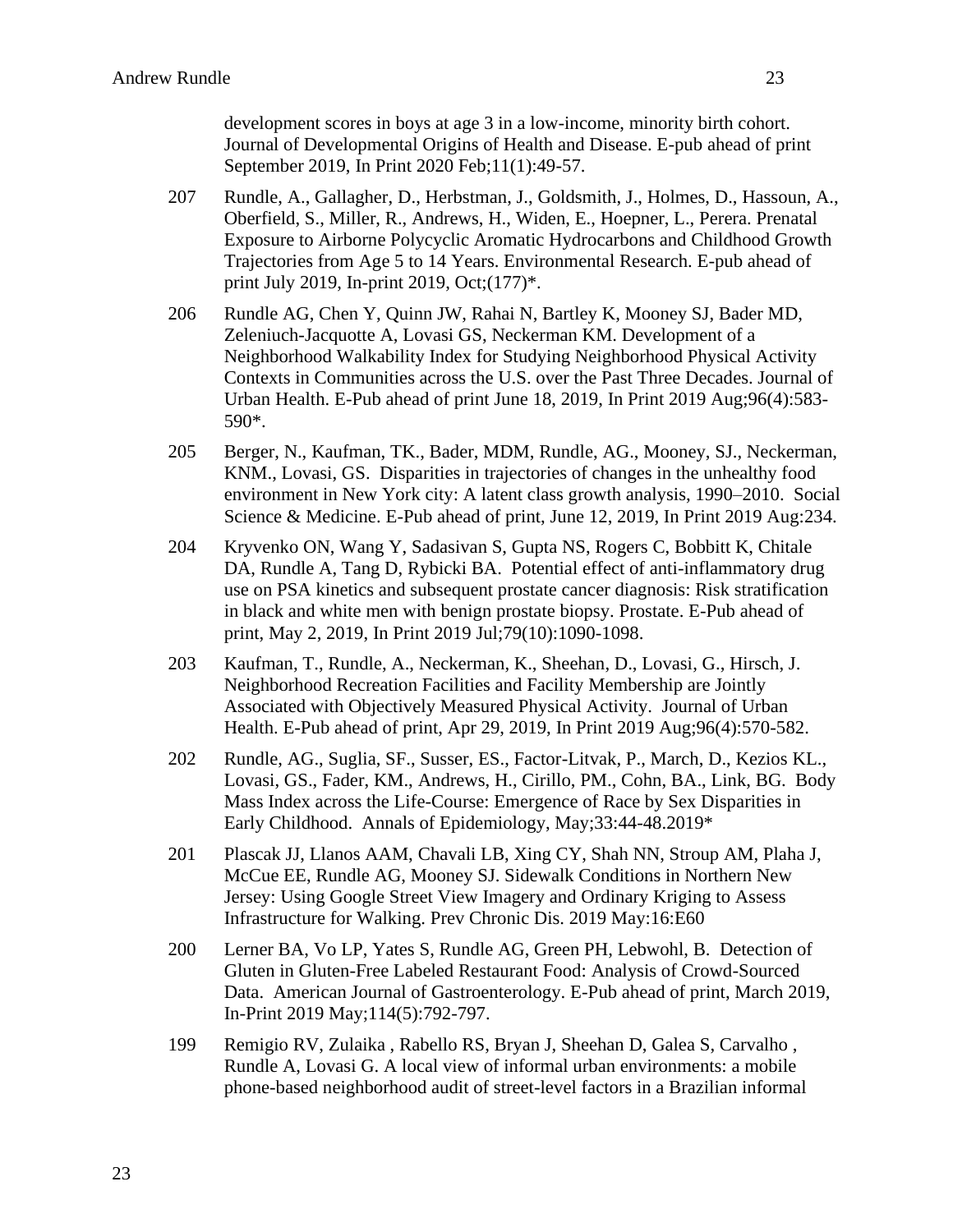development scores in boys at age 3 in a low-income, minority birth cohort. Journal of Developmental Origins of Health and Disease. E-pub ahead of print September 2019, In Print 2020 Feb;11(1):49-57.

207 Rundle, A., Gallagher, D., Herbstman, J., Goldsmith, J., Holmes, D., Hassoun, A., Oberfield, S., Miller, R., Andrews, H., Widen, E., Hoepner, L., Perera. Prenatal Exposure to Airborne Polycyclic Aromatic Hydrocarbons and Childhood Growth Trajectories from Age 5 to 14 Years. Environmental Research. E-pub ahead of print July 2019, In-print 2019, Oct;(177)*.

206 Rundle AG, Chen Y, Quinn JW, Rahai N, Bartley K, Mooney SJ, Bader MD, Zeleniuch-Jacquotte A, Lovasi GS, Neckerman KM. Development of a Neighborhood Walkability Index for Studying Neighborhood Physical Activity Contexts in Communities across the U.S. over the Past Three Decades. Journal of Urban Health. E-Pub ahead of print June 18, 2019, In Print 2019 Aug;96(4):583-590*.

205 Berger, N., Kaufman, TK., Bader, MDM, Rundle, AG., Mooney, SJ., Neckerman, KNM., Lovasi, GS. Disparities in trajectories of changes in the unhealthy food environment in New York city: A latent class growth analysis, 1990–2010. Social Science & Medicine. E-Pub ahead of print, June 12, 2019, In Print 2019 Aug:234.

204 Kryvenko ON, Wang Y, Sadasivan S, Gupta NS, Rogers C, Bobbitt K, Chitale DA, Rundle A, Tang D, Rybicki BA. Potential effect of anti-inflammatory drug use on PSA kinetics and subsequent prostate cancer diagnosis: Risk stratification in black and white men with benign prostate biopsy. Prostate. E-Pub ahead of print, May 2, 2019, In Print 2019 Jul;79(10):1090-1098.

203 Kaufman, T., Rundle, A., Neckerman, K., Sheehan, D., Lovasi, G., Hirsch, J. Neighborhood Recreation Facilities and Facility Membership are Jointly Associated with Objectively Measured Physical Activity. Journal of Urban Health. E-Pub ahead of print, Apr 29, 2019, In Print 2019 Aug;96(4):570-582.

202 Rundle, AG., Suglia, SF., Susser, ES., Factor-Litvak, P., March, D., Kezios KL., Lovasi, GS., Fader, KM., Andrews, H., Cirillo, PM., Cohn, BA., Link, BG. Body Mass Index across the Life-Course: Emergence of Race by Sex Disparities in Early Childhood. Annals of Epidemiology, May;33:44-48.2019*

201 Plascak JJ, Llanos AAM, Chavali LB, Xing CY, Shah NN, Stroup AM, Plaha J, McCue EE, Rundle AG, Mooney SJ. Sidewalk Conditions in Northern New Jersey: Using Google Street View Imagery and Ordinary Kriging to Assess Infrastructure for Walking. Prev Chronic Dis. 2019 May:16:E60

200 Lerner BA, Vo LP, Yates S, Rundle AG, Green PH, Lebwohl, B. Detection of Gluten in Gluten-Free Labeled Restaurant Food: Analysis of Crowd-Sourced Data. American Journal of Gastroenterology. E-Pub ahead of print, March 2019, In-Print 2019 May;114(5):792-797.

199 Remigio RV, Zulaika , Rabello RS, Bryan J, Sheehan D, Galea S, Carvalho , Rundle A, Lovasi G. A local view of informal urban environments: a mobile phone-based neighborhood audit of street-level factors in a Brazilian informal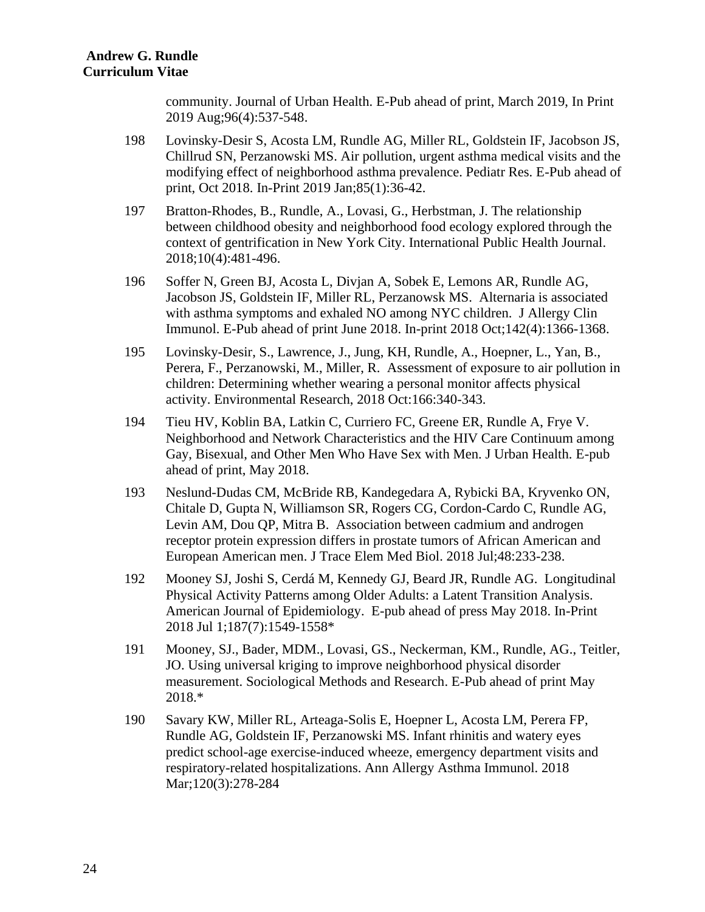community. Journal of Urban Health. E-Pub ahead of print, March 2019, In Print 2019 Aug;96(4):537-548.

198 Lovinsky-Desir S, Acosta LM, Rundle AG, Miller RL, Goldstein IF, Jacobson JS, Chillrud SN, Perzanowski MS. Air pollution, urgent asthma medical visits and the modifying effect of neighborhood asthma prevalence. Pediatr Res. E-Pub ahead of print, Oct 2018. In-Print 2019 Jan;85(1):36-42.

197 Bratton-Rhodes, B., Rundle, A., Lovasi, G., Herbstman, J. The relationship between childhood obesity and neighborhood food ecology explored through the context of gentrification in New York City. International Public Health Journal. 2018;10(4):481-496.

196 Soffer N, Green BJ, Acosta L, Divjan A, Sobek E, Lemons AR, Rundle AG, Jacobson JS, Goldstein IF, Miller RL, Perzanowsk MS. Alternaria is associated with asthma symptoms and exhaled NO among NYC children. J Allergy Clin Immunol. E-Pub ahead of print June 2018. In-print 2018 Oct;142(4):1366-1368.

195 Lovinsky-Desir, S., Lawrence, J., Jung, KH, Rundle, A., Hoepner, L., Yan, B., Perera, F., Perzanowski, M., Miller, R. Assessment of exposure to air pollution in children: Determining whether wearing a personal monitor affects physical activity. Environmental Research, 2018 Oct:166:340-343.

194 Tieu HV, Koblin BA, Latkin C, Curriero FC, Greene ER, Rundle A, Frye V. Neighborhood and Network Characteristics and the HIV Care Continuum among Gay, Bisexual, and Other Men Who Have Sex with Men. J Urban Health. E-pub ahead of print, May 2018.

193 Neslund-Dudas CM, McBride RB, Kandegedara A, Rybicki BA, Kryvenko ON, Chitale D, Gupta N, Williamson SR, Rogers CG, Cordon-Cardo C, Rundle AG, Levin AM, Dou QP, Mitra B. Association between cadmium and androgen receptor protein expression differs in prostate tumors of African American and European American men. J Trace Elem Med Biol. 2018 Jul;48:233-238.

192 Mooney SJ, Joshi S, Cerdá M, Kennedy GJ, Beard JR, Rundle AG. Longitudinal Physical Activity Patterns among Older Adults: a Latent Transition Analysis. American Journal of Epidemiology. E-pub ahead of press May 2018. In-Print 2018 Jul 1;187(7):1549-1558*

191 Mooney, SJ., Bader, MDM., Lovasi, GS., Neckerman, KM., Rundle, AG., Teitler, JO. Using universal kriging to improve neighborhood physical disorder measurement. Sociological Methods and Research. E-Pub ahead of print May 2018.*

190 Savary KW, Miller RL, Arteaga-Solis E, Hoepner L, Acosta LM, Perera FP, Rundle AG, Goldstein IF, Perzanowski MS. Infant rhinitis and watery eyes predict school-age exercise-induced wheeze, emergency department visits and respiratory-related hospitalizations. Ann Allergy Asthma Immunol. 2018 Mar;120(3):278-284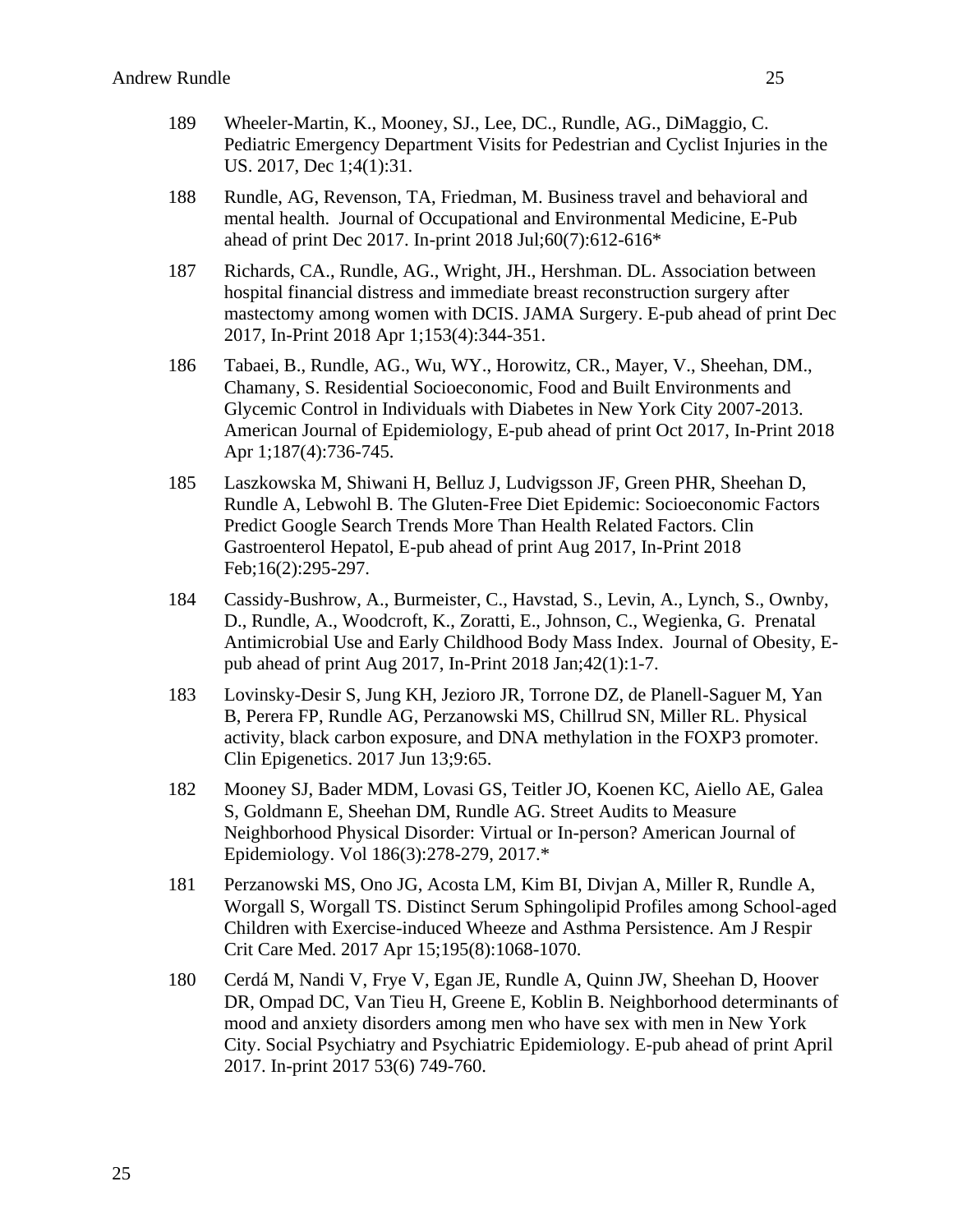189 Wheeler-Martin, K., Mooney, SJ., Lee, DC., Rundle, AG., DiMaggio, C. Pediatric Emergency Department Visits for Pedestrian and Cyclist Injuries in the US. 2017, Dec 1;4(1):31.

188 Rundle, AG, Revenson, TA, Friedman, M. Business travel and behavioral and mental health. Journal of Occupational and Environmental Medicine, E-Pub ahead of print Dec 2017. In-print 2018 Jul;60(7):612-616*

187 Richards, CA., Rundle, AG., Wright, JH., Hershman. DL. Association between hospital financial distress and immediate breast reconstruction surgery after mastectomy among women with DCIS. JAMA Surgery. E-pub ahead of print Dec 2017, In-Print 2018 Apr 1;153(4):344-351.

186 Tabaei, B., Rundle, AG., Wu, WY., Horowitz, CR., Mayer, V., Sheehan, DM., Chamany, S. Residential Socioeconomic, Food and Built Environments and Glycemic Control in Individuals with Diabetes in New York City 2007-2013. American Journal of Epidemiology, E-pub ahead of print Oct 2017, In-Print 2018 Apr 1;187(4):736-745.

185 Laszkowska M, Shiwani H, Belluz J, Ludvigsson JF, Green PHR, Sheehan D, Rundle A, Lebwohl B. The Gluten-Free Diet Epidemic: Socioeconomic Factors Predict Google Search Trends More Than Health Related Factors. Clin Gastroenterol Hepatol, E-pub ahead of print Aug 2017, In-Print 2018 Feb;16(2):295-297.

184 Cassidy-Bushrow, A., Burmeister, C., Havstad, S., Levin, A., Lynch, S., Ownby, D., Rundle, A., Woodcroft, K., Zoratti, E., Johnson, C., Wegienka, G. Prenatal Antimicrobial Use and Early Childhood Body Mass Index. Journal of Obesity, E-pub ahead of print Aug 2017, In-Print 2018 Jan;42(1):1-7.

183 Lovinsky-Desir S, Jung KH, Jezioro JR, Torrone DZ, de Planell-Saguer M, Yan B, Perera FP, Rundle AG, Perzanowski MS, Chillrud SN, Miller RL. Physical activity, black carbon exposure, and DNA methylation in the FOXP3 promoter. Clin Epigenetics. 2017 Jun 13;9:65.

182 Mooney SJ, Bader MDM, Lovasi GS, Teitler JO, Koenen KC, Aiello AE, Galea S, Goldmann E, Sheehan DM, Rundle AG. Street Audits to Measure Neighborhood Physical Disorder: Virtual or In-person? American Journal of Epidemiology. Vol 186(3):278-279, 2017.*

181 Perzanowski MS, Ono JG, Acosta LM, Kim BI, Divjan A, Miller R, Rundle A, Worgall S, Worgall TS. Distinct Serum Sphingolipid Profiles among School-aged Children with Exercise-induced Wheeze and Asthma Persistence. Am J Respir Crit Care Med. 2017 Apr 15;195(8):1068-1070.

180 Cerdá M, Nandi V, Frye V, Egan JE, Rundle A, Quinn JW, Sheehan D, Hoover DR, Ompad DC, Van Tieu H, Greene E, Koblin B. Neighborhood determinants of mood and anxiety disorders among men who have sex with men in New York City. Social Psychiatry and Psychiatric Epidemiology. E-pub ahead of print April 2017. In-print 2017 53(6) 749-760.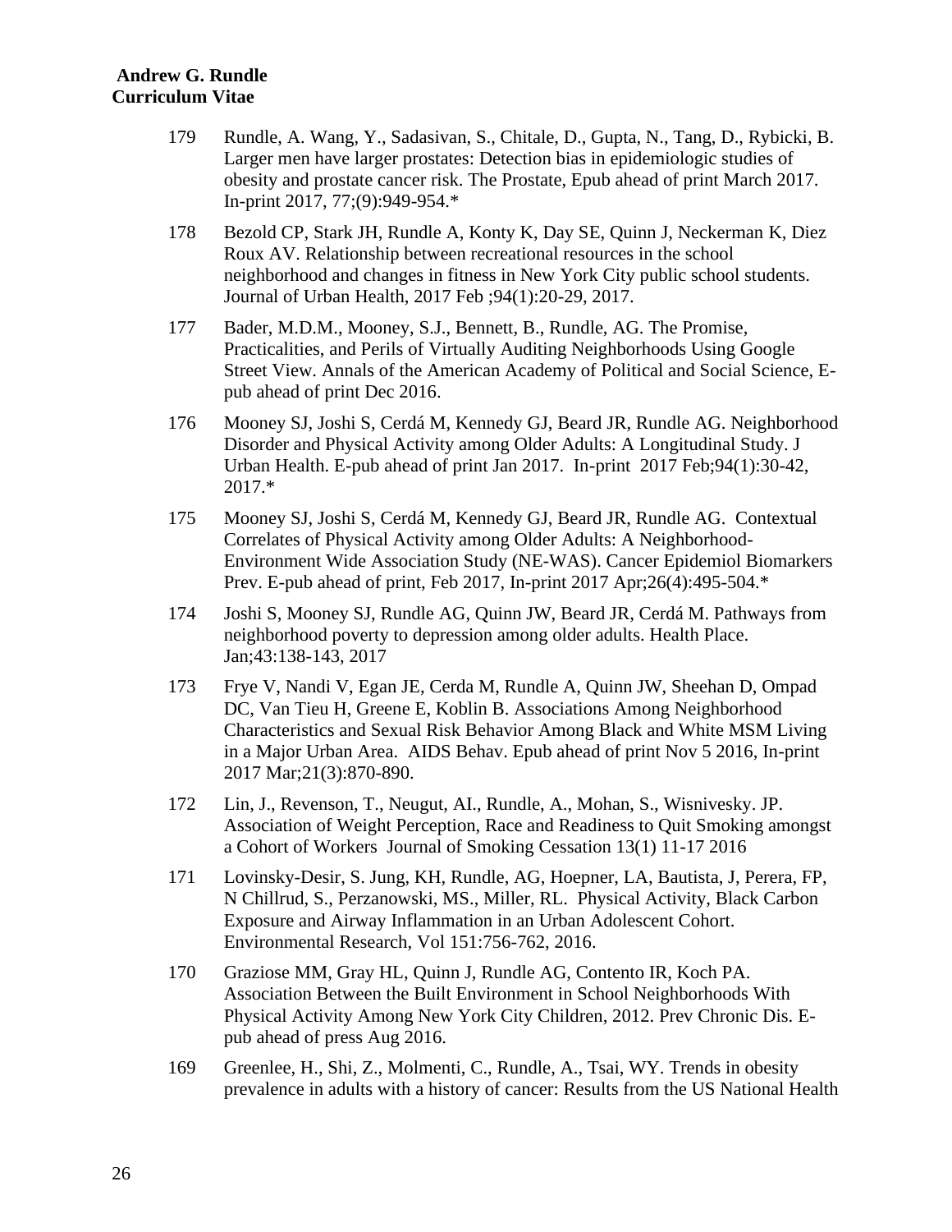179 Rundle, A. Wang, Y., Sadasivan, S., Chitale, D., Gupta, N., Tang, D., Rybicki, B. Larger men have larger prostates: Detection bias in epidemiologic studies of obesity and prostate cancer risk. The Prostate, Epub ahead of print March 2017. In-print 2017, 77;(9):949-954.*

178 Bezold CP, Stark JH, Rundle A, Konty K, Day SE, Quinn J, Neckerman K, Diez Roux AV. Relationship between recreational resources in the school neighborhood and changes in fitness in New York City public school students. Journal of Urban Health, 2017 Feb ;94(1):20-29, 2017.

177 Bader, M.D.M., Mooney, S.J., Bennett, B., Rundle, AG. The Promise, Practicalities, and Perils of Virtually Auditing Neighborhoods Using Google Street View. Annals of the American Academy of Political and Social Science, E-pub ahead of print Dec 2016.

176 Mooney SJ, Joshi S, Cerdá M, Kennedy GJ, Beard JR, Rundle AG. Neighborhood Disorder and Physical Activity among Older Adults: A Longitudinal Study. J Urban Health. E-pub ahead of print Jan 2017. In-print 2017 Feb;94(1):30-42, 2017.*

175 Mooney SJ, Joshi S, Cerdá M, Kennedy GJ, Beard JR, Rundle AG. Contextual Correlates of Physical Activity among Older Adults: A Neighborhood-Environment Wide Association Study (NE-WAS). Cancer Epidemiol Biomarkers Prev. E-pub ahead of print, Feb 2017, In-print 2017 Apr;26(4):495-504.*

174 Joshi S, Mooney SJ, Rundle AG, Quinn JW, Beard JR, Cerdá M. Pathways from neighborhood poverty to depression among older adults. Health Place. Jan;43:138-143, 2017

173 Frye V, Nandi V, Egan JE, Cerda M, Rundle A, Quinn JW, Sheehan D, Ompad DC, Van Tieu H, Greene E, Koblin B. Associations Among Neighborhood Characteristics and Sexual Risk Behavior Among Black and White MSM Living in a Major Urban Area. AIDS Behav. Epub ahead of print Nov 5 2016, In-print 2017 Mar;21(3):870-890.

172 Lin, J., Revenson, T., Neugut, AI., Rundle, A., Mohan, S., Wisnivesky. JP. Association of Weight Perception, Race and Readiness to Quit Smoking amongst a Cohort of Workers Journal of Smoking Cessation 13(1) 11-17 2016

171 Lovinsky-Desir, S. Jung, KH, Rundle, AG, Hoepner, LA, Bautista, J, Perera, FP, N Chillrud, S., Perzanowski, MS., Miller, RL. Physical Activity, Black Carbon Exposure and Airway Inflammation in an Urban Adolescent Cohort. Environmental Research, Vol 151:756-762, 2016.

170 Graziose MM, Gray HL, Quinn J, Rundle AG, Contento IR, Koch PA. Association Between the Built Environment in School Neighborhoods With Physical Activity Among New York City Children, 2012. Prev Chronic Dis. E-pub ahead of press Aug 2016.

169 Greenlee, H., Shi, Z., Molmenti, C., Rundle, A., Tsai, WY. Trends in obesity prevalence in adults with a history of cancer: Results from the US National Health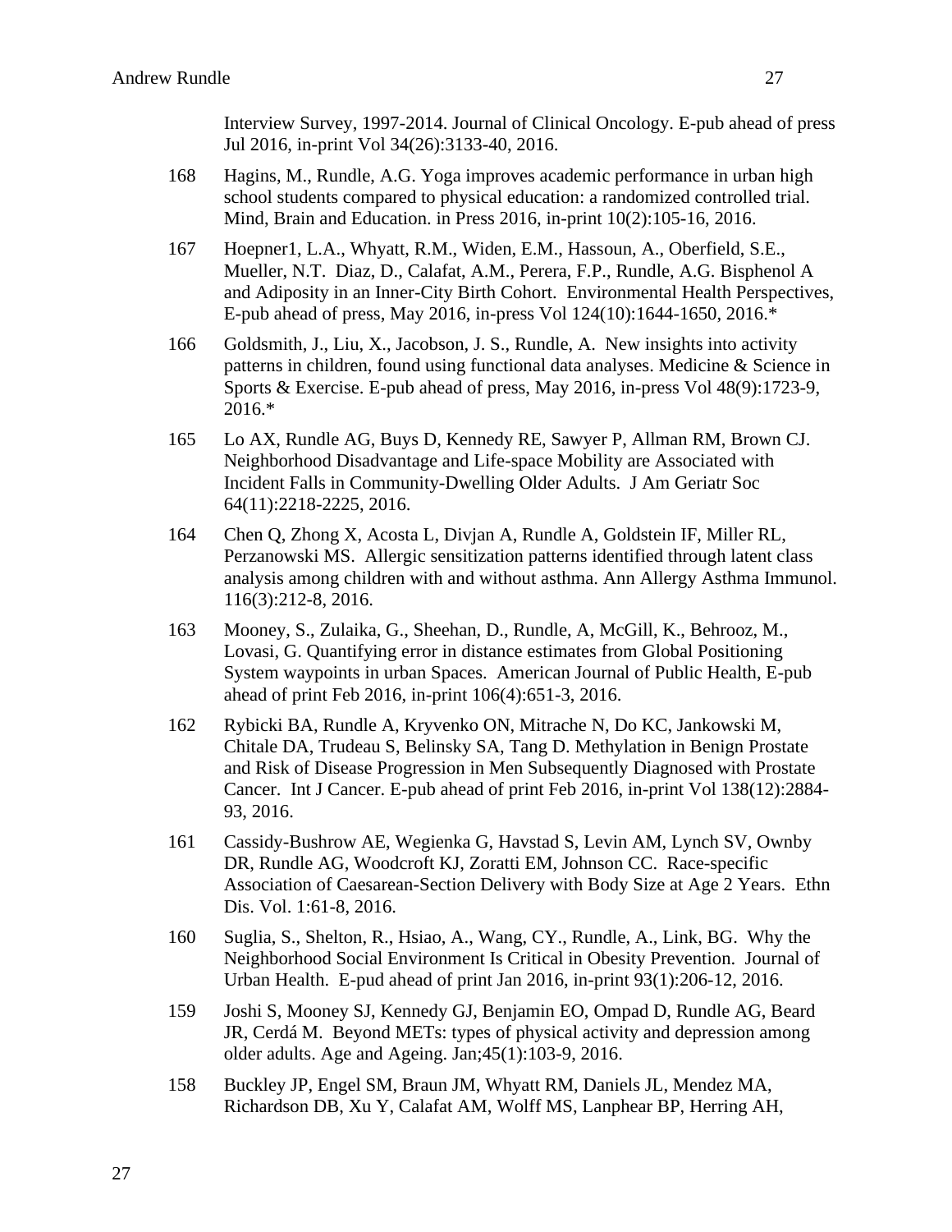Interview Survey, 1997-2014. Journal of Clinical Oncology. E-pub ahead of press Jul 2016, in-print Vol 34(26):3133-40, 2016.

168 Hagins, M., Rundle, A.G. Yoga improves academic performance in urban high school students compared to physical education: a randomized controlled trial. Mind, Brain and Education. in Press 2016, in-print 10(2):105-16, 2016.

167 Hoepner1, L.A., Whyatt, R.M., Widen, E.M., Hassoun, A., Oberfield, S.E., Mueller, N.T. Diaz, D., Calafat, A.M., Perera, F.P., Rundle, A.G. Bisphenol A and Adiposity in an Inner-City Birth Cohort. Environmental Health Perspectives, E-pub ahead of press, May 2016, in-press Vol 124(10):1644-1650, 2016.*

166 Goldsmith, J., Liu, X., Jacobson, J. S., Rundle, A. New insights into activity patterns in children, found using functional data analyses. Medicine & Science in Sports & Exercise. E-pub ahead of press, May 2016, in-press Vol 48(9):1723-9, 2016.*

165 Lo AX, Rundle AG, Buys D, Kennedy RE, Sawyer P, Allman RM, Brown CJ. Neighborhood Disadvantage and Life-space Mobility are Associated with Incident Falls in Community-Dwelling Older Adults. J Am Geriatr Soc 64(11):2218-2225, 2016.

164 Chen Q, Zhong X, Acosta L, Divjan A, Rundle A, Goldstein IF, Miller RL, Perzanowski MS. Allergic sensitization patterns identified through latent class analysis among children with and without asthma. Ann Allergy Asthma Immunol. 116(3):212-8, 2016.

163 Mooney, S., Zulaika, G., Sheehan, D., Rundle, A, McGill, K., Behrooz, M., Lovasi, G. Quantifying error in distance estimates from Global Positioning System waypoints in urban Spaces. American Journal of Public Health, E-pub ahead of print Feb 2016, in-print 106(4):651-3, 2016.

162 Rybicki BA, Rundle A, Kryvenko ON, Mitrache N, Do KC, Jankowski M, Chitale DA, Trudeau S, Belinsky SA, Tang D. Methylation in Benign Prostate and Risk of Disease Progression in Men Subsequently Diagnosed with Prostate Cancer. Int J Cancer. E-pub ahead of print Feb 2016, in-print Vol 138(12):2884-93, 2016.

161 Cassidy-Bushrow AE, Wegienka G, Havstad S, Levin AM, Lynch SV, Ownby DR, Rundle AG, Woodcroft KJ, Zoratti EM, Johnson CC. Race-specific Association of Caesarean-Section Delivery with Body Size at Age 2 Years. Ethn Dis. Vol. 1:61-8, 2016.

160 Suglia, S., Shelton, R., Hsiao, A., Wang, CY., Rundle, A., Link, BG. Why the Neighborhood Social Environment Is Critical in Obesity Prevention. Journal of Urban Health. E-pud ahead of print Jan 2016, in-print 93(1):206-12, 2016.

159 Joshi S, Mooney SJ, Kennedy GJ, Benjamin EO, Ompad D, Rundle AG, Beard JR, Cerdá M. Beyond METs: types of physical activity and depression among older adults. Age and Ageing. Jan;45(1):103-9, 2016.

158 Buckley JP, Engel SM, Braun JM, Whyatt RM, Daniels JL, Mendez MA, Richardson DB, Xu Y, Calafat AM, Wolff MS, Lanphear BP, Herring AH,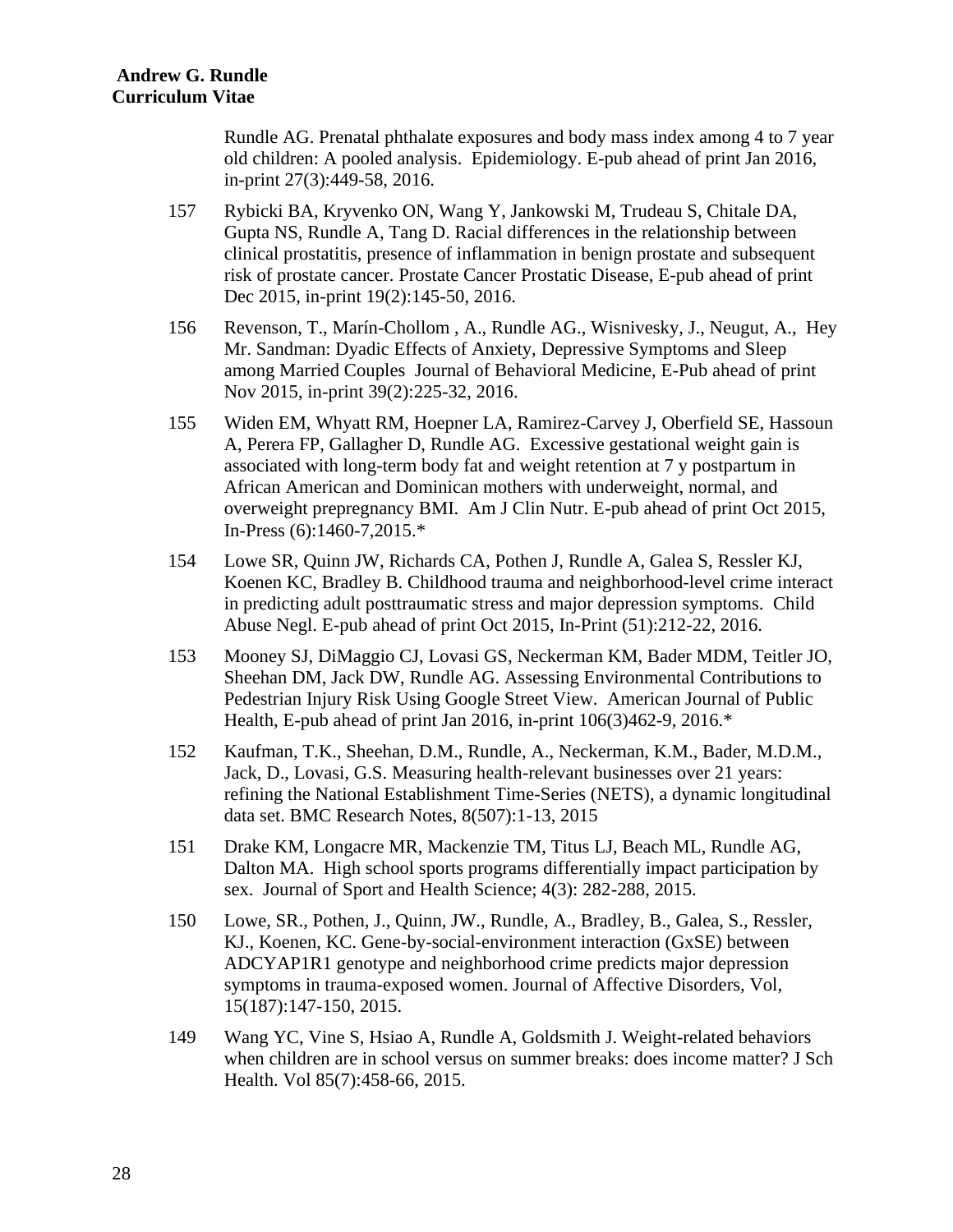Rundle AG. Prenatal phthalate exposures and body mass index among 4 to 7 year old children: A pooled analysis. Epidemiology. E-pub ahead of print Jan 2016, in-print 27(3):449-58, 2016.

157 Rybicki BA, Kryvenko ON, Wang Y, Jankowski M, Trudeau S, Chitale DA, Gupta NS, Rundle A, Tang D. Racial differences in the relationship between clinical prostatitis, presence of inflammation in benign prostate and subsequent risk of prostate cancer. Prostate Cancer Prostatic Disease, E-pub ahead of print Dec 2015, in-print 19(2):145-50, 2016.

156 Revenson, T., Marín-Chollom , A., Rundle AG., Wisnivesky, J., Neugut, A., Hey Mr. Sandman: Dyadic Effects of Anxiety, Depressive Symptoms and Sleep among Married Couples Journal of Behavioral Medicine, E-Pub ahead of print Nov 2015, in-print 39(2):225-32, 2016.

155 Widen EM, Whyatt RM, Hoepner LA, Ramirez-Carvey J, Oberfield SE, Hassoun A, Perera FP, Gallagher D, Rundle AG. Excessive gestational weight gain is associated with long-term body fat and weight retention at 7 y postpartum in African American and Dominican mothers with underweight, normal, and overweight prepregnancy BMI. Am J Clin Nutr. E-pub ahead of print Oct 2015, In-Press (6):1460-7,2015.*

154 Lowe SR, Quinn JW, Richards CA, Pothen J, Rundle A, Galea S, Ressler KJ, Koenen KC, Bradley B. Childhood trauma and neighborhood-level crime interact in predicting adult posttraumatic stress and major depression symptoms. Child Abuse Negl. E-pub ahead of print Oct 2015, In-Print (51):212-22, 2016.

153 Mooney SJ, DiMaggio CJ, Lovasi GS, Neckerman KM, Bader MDM, Teitler JO, Sheehan DM, Jack DW, Rundle AG. Assessing Environmental Contributions to Pedestrian Injury Risk Using Google Street View. American Journal of Public Health, E-pub ahead of print Jan 2016, in-print 106(3)462-9, 2016.*

152 Kaufman, T.K., Sheehan, D.M., Rundle, A., Neckerman, K.M., Bader, M.D.M., Jack, D., Lovasi, G.S. Measuring health-relevant businesses over 21 years: refining the National Establishment Time-Series (NETS), a dynamic longitudinal data set. BMC Research Notes, 8(507):1-13, 2015

151 Drake KM, Longacre MR, Mackenzie TM, Titus LJ, Beach ML, Rundle AG, Dalton MA. High school sports programs differentially impact participation by sex. Journal of Sport and Health Science; 4(3): 282-288, 2015.

150 Lowe, SR., Pothen, J., Quinn, JW., Rundle, A., Bradley, B., Galea, S., Ressler, KJ., Koenen, KC. Gene-by-social-environment interaction (GxSE) between ADCYAP1R1 genotype and neighborhood crime predicts major depression symptoms in trauma-exposed women. Journal of Affective Disorders, Vol, 15(187):147-150, 2015.

149 Wang YC, Vine S, Hsiao A, Rundle A, Goldsmith J. Weight-related behaviors when children are in school versus on summer breaks: does income matter? J Sch Health. Vol 85(7):458-66, 2015.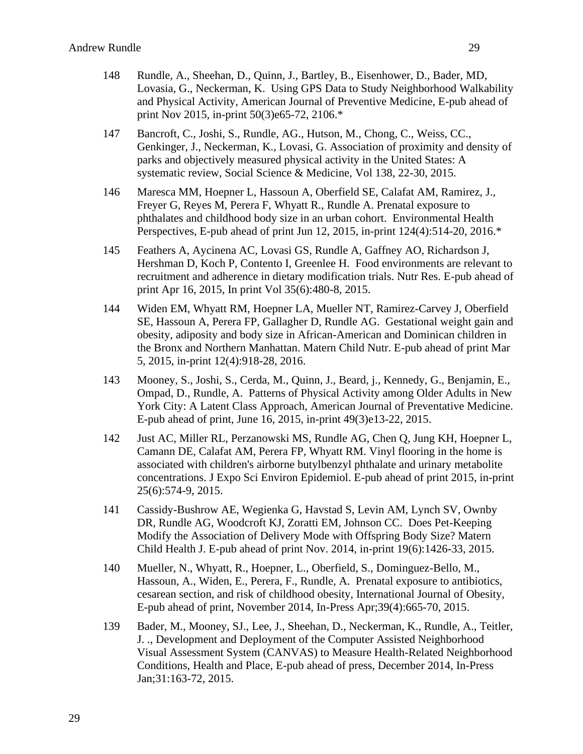148 Rundle, A., Sheehan, D., Quinn, J., Bartley, B., Eisenhower, D., Bader, MD, Lovasia, G., Neckerman, K. Using GPS Data to Study Neighborhood Walkability and Physical Activity, American Journal of Preventive Medicine, E-pub ahead of print Nov 2015, in-print 50(3)e65-72, 2106.*

147 Bancroft, C., Joshi, S., Rundle, AG., Hutson, M., Chong, C., Weiss, CC., Genkinger, J., Neckerman, K., Lovasi, G. Association of proximity and density of parks and objectively measured physical activity in the United States: A systematic review, Social Science & Medicine, Vol 138, 22-30, 2015.

146 Maresca MM, Hoepner L, Hassoun A, Oberfield SE, Calafat AM, Ramirez, J., Freyer G, Reyes M, Perera F, Whyatt R., Rundle A. Prenatal exposure to phthalates and childhood body size in an urban cohort. Environmental Health Perspectives, E-pub ahead of print Jun 12, 2015, in-print 124(4):514-20, 2016.*

145 Feathers A, Aycinena AC, Lovasi GS, Rundle A, Gaffney AO, Richardson J, Hershman D, Koch P, Contento I, Greenlee H. Food environments are relevant to recruitment and adherence in dietary modification trials. Nutr Res. E-pub ahead of print Apr 16, 2015, In print Vol 35(6):480-8, 2015.

144 Widen EM, Whyatt RM, Hoepner LA, Mueller NT, Ramirez-Carvey J, Oberfield SE, Hassoun A, Perera FP, Gallagher D, Rundle AG. Gestational weight gain and obesity, adiposity and body size in African-American and Dominican children in the Bronx and Northern Manhattan. Matern Child Nutr. E-pub ahead of print Mar 5, 2015, in-print 12(4):918-28, 2016.

143 Mooney, S., Joshi, S., Cerda, M., Quinn, J., Beard, j., Kennedy, G., Benjamin, E., Ompad, D., Rundle, A. Patterns of Physical Activity among Older Adults in New York City: A Latent Class Approach, American Journal of Preventative Medicine. E-pub ahead of print, June 16, 2015, in-print 49(3)e13-22, 2015.

142 Just AC, Miller RL, Perzanowski MS, Rundle AG, Chen Q, Jung KH, Hoepner L, Camann DE, Calafat AM, Perera FP, Whyatt RM. Vinyl flooring in the home is associated with children's airborne butylbenzyl phthalate and urinary metabolite concentrations. J Expo Sci Environ Epidemiol. E-pub ahead of print 2015, in-print 25(6):574-9, 2015.

141 Cassidy-Bushrow AE, Wegienka G, Havstad S, Levin AM, Lynch SV, Ownby DR, Rundle AG, Woodcroft KJ, Zoratti EM, Johnson CC. Does Pet-Keeping Modify the Association of Delivery Mode with Offspring Body Size? Matern Child Health J. E-pub ahead of print Nov. 2014, in-print 19(6):1426-33, 2015.

140 Mueller, N., Whyatt, R., Hoepner, L., Oberfield, S., Dominguez-Bello, M., Hassoun, A., Widen, E., Perera, F., Rundle, A. Prenatal exposure to antibiotics, cesarean section, and risk of childhood obesity, International Journal of Obesity, E-pub ahead of print, November 2014, In-Press Apr;39(4):665-70, 2015.

139 Bader, M., Mooney, SJ., Lee, J., Sheehan, D., Neckerman, K., Rundle, A., Teitler, J. ., Development and Deployment of the Computer Assisted Neighborhood Visual Assessment System (CANVAS) to Measure Health-Related Neighborhood Conditions, Health and Place, E-pub ahead of press, December 2014, In-Press Jan;31:163-72, 2015.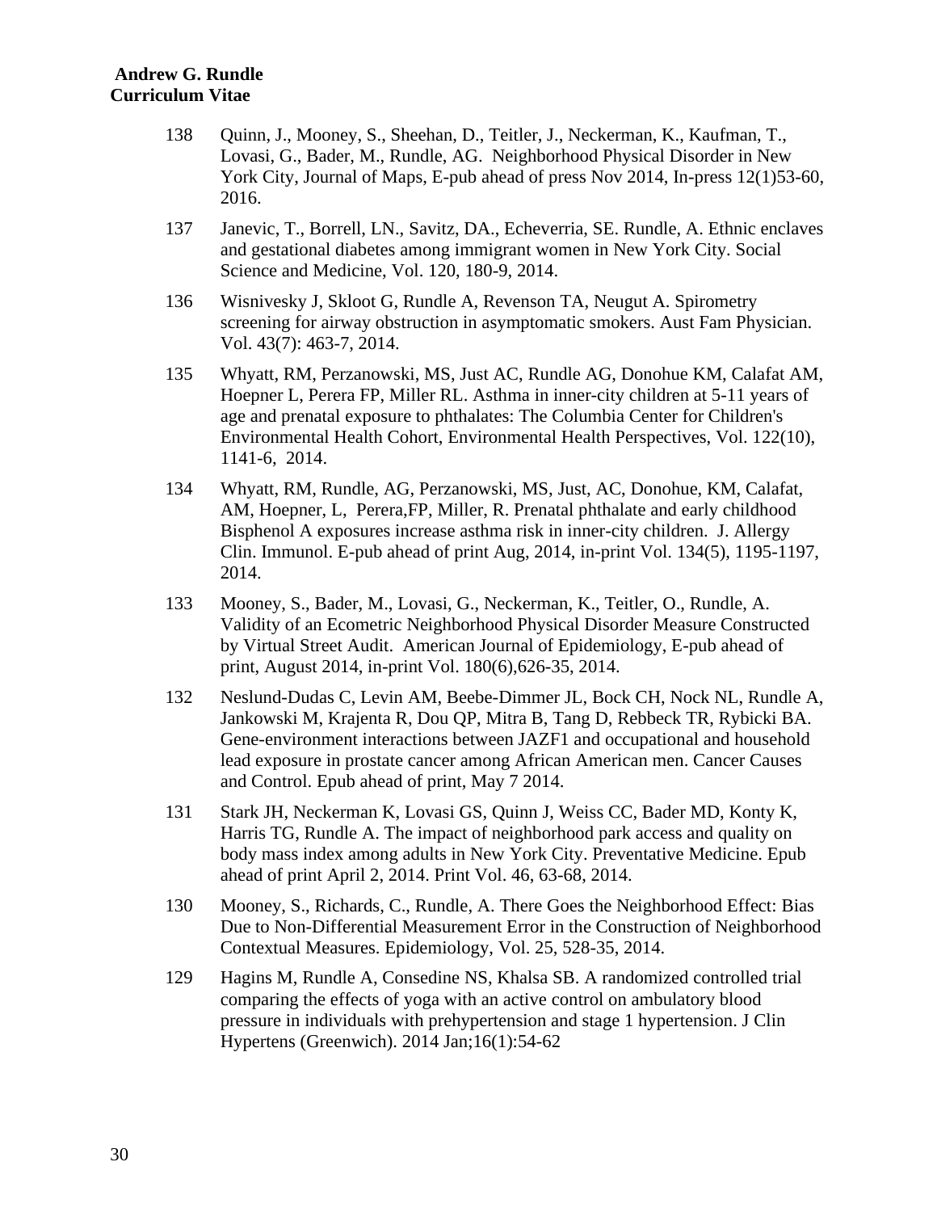138 Quinn, J., Mooney, S., Sheehan, D., Teitler, J., Neckerman, K., Kaufman, T., Lovasi, G., Bader, M., Rundle, AG. Neighborhood Physical Disorder in New York City, Journal of Maps, E-pub ahead of press Nov 2014, In-press 12(1)53-60, 2016.

137 Janevic, T., Borrell, LN., Savitz, DA., Echeverria, SE. Rundle, A. Ethnic enclaves and gestational diabetes among immigrant women in New York City. Social Science and Medicine, Vol. 120, 180-9, 2014.

136 Wisnivesky J, Skloot G, Rundle A, Revenson TA, Neugut A. Spirometry screening for airway obstruction in asymptomatic smokers. Aust Fam Physician. Vol. 43(7): 463-7, 2014.

135 Whyatt, RM, Perzanowski, MS, Just AC, Rundle AG, Donohue KM, Calafat AM, Hoepner L, Perera FP, Miller RL. Asthma in inner-city children at 5-11 years of age and prenatal exposure to phthalates: The Columbia Center for Children's Environmental Health Cohort, Environmental Health Perspectives, Vol. 122(10), 1141-6, 2014.

134 Whyatt, RM, Rundle, AG, Perzanowski, MS, Just, AC, Donohue, KM, Calafat, AM, Hoepner, L, Perera,FP, Miller, R. Prenatal phthalate and early childhood Bisphenol A exposures increase asthma risk in inner-city children. J. Allergy Clin. Immunol. E-pub ahead of print Aug, 2014, in-print Vol. 134(5), 1195-1197, 2014.

133 Mooney, S., Bader, M., Lovasi, G., Neckerman, K., Teitler, O., Rundle, A. Validity of an Ecometric Neighborhood Physical Disorder Measure Constructed by Virtual Street Audit. American Journal of Epidemiology, E-pub ahead of print, August 2014, in-print Vol. 180(6),626-35, 2014.

132 Neslund-Dudas C, Levin AM, Beebe-Dimmer JL, Bock CH, Nock NL, Rundle A, Jankowski M, Krajenta R, Dou QP, Mitra B, Tang D, Rebbeck TR, Rybicki BA. Gene-environment interactions between JAZF1 and occupational and household lead exposure in prostate cancer among African American men. Cancer Causes and Control. Epub ahead of print, May 7 2014.

131 Stark JH, Neckerman K, Lovasi GS, Quinn J, Weiss CC, Bader MD, Konty K, Harris TG, Rundle A. The impact of neighborhood park access and quality on body mass index among adults in New York City. Preventative Medicine. Epub ahead of print April 2, 2014. Print Vol. 46, 63-68, 2014.

130 Mooney, S., Richards, C., Rundle, A. There Goes the Neighborhood Effect: Bias Due to Non-Differential Measurement Error in the Construction of Neighborhood Contextual Measures. Epidemiology, Vol. 25, 528-35, 2014.

129 Hagins M, Rundle A, Consedine NS, Khalsa SB. A randomized controlled trial comparing the effects of yoga with an active control on ambulatory blood pressure in individuals with prehypertension and stage 1 hypertension. J Clin Hypertens (Greenwich). 2014 Jan;16(1):54-62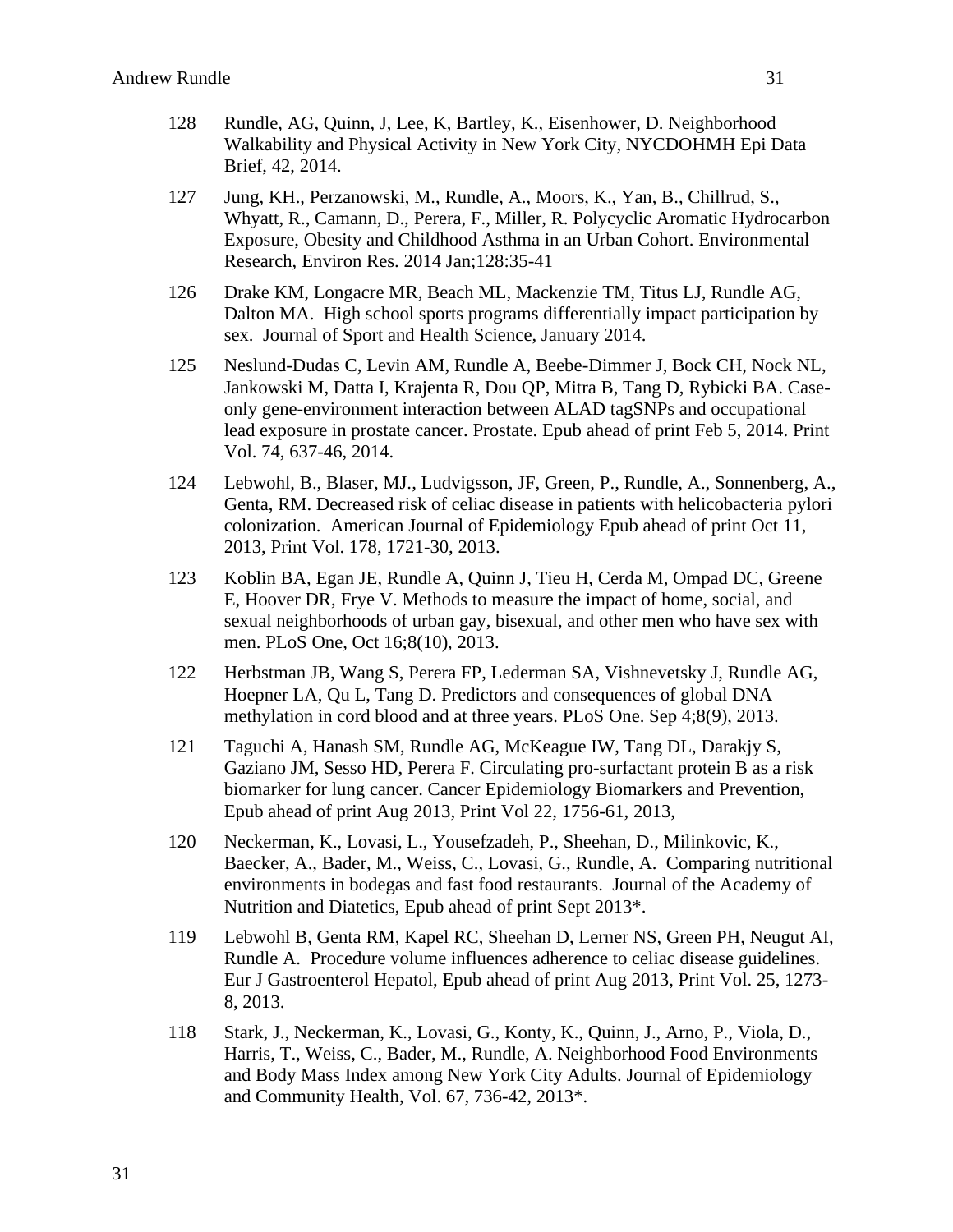128 Rundle, AG, Quinn, J, Lee, K, Bartley, K., Eisenhower, D. Neighborhood Walkability and Physical Activity in New York City, NYCDOHMH Epi Data Brief, 42, 2014.

127 Jung, KH., Perzanowski, M., Rundle, A., Moors, K., Yan, B., Chillrud, S., Whyatt, R., Camann, D., Perera, F., Miller, R. Polycyclic Aromatic Hydrocarbon Exposure, Obesity and Childhood Asthma in an Urban Cohort. Environmental Research, Environ Res. 2014 Jan;128:35-41

126 Drake KM, Longacre MR, Beach ML, Mackenzie TM, Titus LJ, Rundle AG, Dalton MA. High school sports programs differentially impact participation by sex. Journal of Sport and Health Science, January 2014.

125 Neslund-Dudas C, Levin AM, Rundle A, Beebe-Dimmer J, Bock CH, Nock NL, Jankowski M, Datta I, Krajenta R, Dou QP, Mitra B, Tang D, Rybicki BA. Case-only gene-environment interaction between ALAD tagSNPs and occupational lead exposure in prostate cancer. Prostate. Epub ahead of print Feb 5, 2014. Print Vol. 74, 637-46, 2014.

124 Lebwohl, B., Blaser, MJ., Ludvigsson, JF, Green, P., Rundle, A., Sonnenberg, A., Genta, RM. Decreased risk of celiac disease in patients with helicobacteria pylori colonization. American Journal of Epidemiology Epub ahead of print Oct 11, 2013, Print Vol. 178, 1721-30, 2013.

123 Koblin BA, Egan JE, Rundle A, Quinn J, Tieu H, Cerda M, Ompad DC, Greene E, Hoover DR, Frye V. Methods to measure the impact of home, social, and sexual neighborhoods of urban gay, bisexual, and other men who have sex with men. PLoS One, Oct 16;8(10), 2013.

122 Herbstman JB, Wang S, Perera FP, Lederman SA, Vishnevetsky J, Rundle AG, Hoepner LA, Qu L, Tang D. Predictors and consequences of global DNA methylation in cord blood and at three years. PLoS One. Sep 4;8(9), 2013.

121 Taguchi A, Hanash SM, Rundle AG, McKeague IW, Tang DL, Darakjy S, Gaziano JM, Sesso HD, Perera F. Circulating pro-surfactant protein B as a risk biomarker for lung cancer. Cancer Epidemiology Biomarkers and Prevention, Epub ahead of print Aug 2013, Print Vol 22, 1756-61, 2013,

120 Neckerman, K., Lovasi, L., Yousefzadeh, P., Sheehan, D., Milinkovic, K., Baecker, A., Bader, M., Weiss, C., Lovasi, G., Rundle, A. Comparing nutritional environments in bodegas and fast food restaurants. Journal of the Academy of Nutrition and Diatetics, Epub ahead of print Sept 2013*.

119 Lebwohl B, Genta RM, Kapel RC, Sheehan D, Lerner NS, Green PH, Neugut AI, Rundle A. Procedure volume influences adherence to celiac disease guidelines. Eur J Gastroenterol Hepatol, Epub ahead of print Aug 2013, Print Vol. 25, 1273-8, 2013.

118 Stark, J., Neckerman, K., Lovasi, G., Konty, K., Quinn, J., Arno, P., Viola, D., Harris, T., Weiss, C., Bader, M., Rundle, A. Neighborhood Food Environments and Body Mass Index among New York City Adults. Journal of Epidemiology and Community Health, Vol. 67, 736-42, 2013*.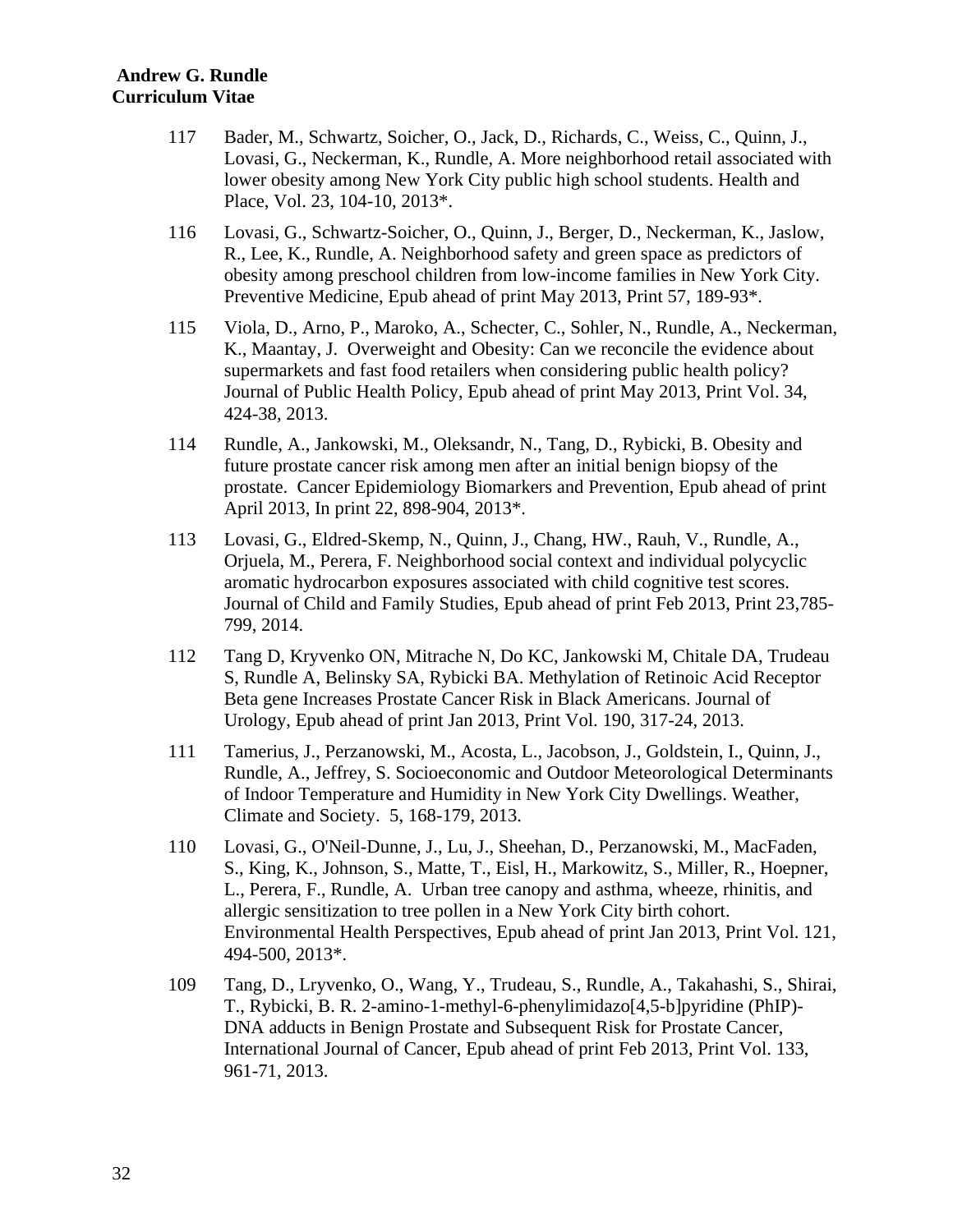117 Bader, M., Schwartz, Soicher, O., Jack, D., Richards, C., Weiss, C., Quinn, J., Lovasi, G., Neckerman, K., Rundle, A. More neighborhood retail associated with lower obesity among New York City public high school students. Health and Place, Vol. 23, 104-10, 2013*.

116 Lovasi, G., Schwartz-Soicher, O., Quinn, J., Berger, D., Neckerman, K., Jaslow, R., Lee, K., Rundle, A. Neighborhood safety and green space as predictors of obesity among preschool children from low-income families in New York City. Preventive Medicine, Epub ahead of print May 2013, Print 57, 189-93*.

115 Viola, D., Arno, P., Maroko, A., Schecter, C., Sohler, N., Rundle, A., Neckerman, K., Maantay, J. Overweight and Obesity: Can we reconcile the evidence about supermarkets and fast food retailers when considering public health policy? Journal of Public Health Policy, Epub ahead of print May 2013, Print Vol. 34, 424-38, 2013.

114 Rundle, A., Jankowski, M., Oleksandr, N., Tang, D., Rybicki, B. Obesity and future prostate cancer risk among men after an initial benign biopsy of the prostate. Cancer Epidemiology Biomarkers and Prevention, Epub ahead of print April 2013, In print 22, 898-904, 2013*.

113 Lovasi, G., Eldred-Skemp, N., Quinn, J., Chang, HW., Rauh, V., Rundle, A., Orjuela, M., Perera, F. Neighborhood social context and individual polycyclic aromatic hydrocarbon exposures associated with child cognitive test scores. Journal of Child and Family Studies, Epub ahead of print Feb 2013, Print 23,785-799, 2014.

112 Tang D, Kryvenko ON, Mitrache N, Do KC, Jankowski M, Chitale DA, Trudeau S, Rundle A, Belinsky SA, Rybicki BA. Methylation of Retinoic Acid Receptor Beta gene Increases Prostate Cancer Risk in Black Americans. Journal of Urology, Epub ahead of print Jan 2013, Print Vol. 190, 317-24, 2013.

111 Tamerius, J., Perzanowski, M., Acosta, L., Jacobson, J., Goldstein, I., Quinn, J., Rundle, A., Jeffrey, S. Socioeconomic and Outdoor Meteorological Determinants of Indoor Temperature and Humidity in New York City Dwellings. Weather, Climate and Society. 5, 168-179, 2013.

110 Lovasi, G., O'Neil-Dunne, J., Lu, J., Sheehan, D., Perzanowski, M., MacFaden, S., King, K., Johnson, S., Matte, T., Eisl, H., Markowitz, S., Miller, R., Hoepner, L., Perera, F., Rundle, A. Urban tree canopy and asthma, wheeze, rhinitis, and allergic sensitization to tree pollen in a New York City birth cohort. Environmental Health Perspectives, Epub ahead of print Jan 2013, Print Vol. 121, 494-500, 2013*.

109 Tang, D., Lryvenko, O., Wang, Y., Trudeau, S., Rundle, A., Takahashi, S., Shirai, T., Rybicki, B. R. 2-amino-1-methyl-6-phenylimidazo[4,5-b]pyridine (PhIP)-DNA adducts in Benign Prostate and Subsequent Risk for Prostate Cancer, International Journal of Cancer, Epub ahead of print Feb 2013, Print Vol. 133, 961-71, 2013.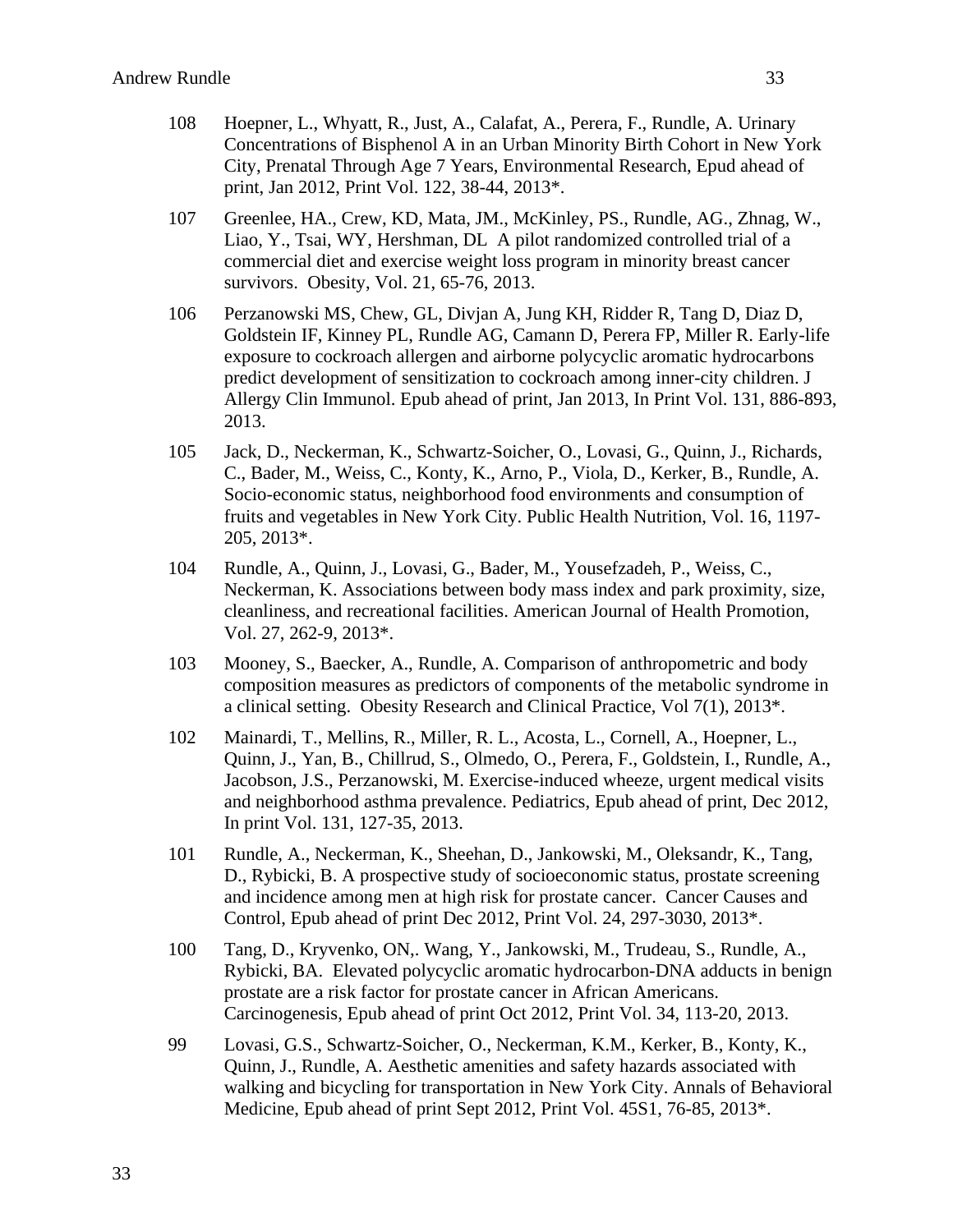108 Hoepner, L., Whyatt, R., Just, A., Calafat, A., Perera, F., Rundle, A. Urinary Concentrations of Bisphenol A in an Urban Minority Birth Cohort in New York City, Prenatal Through Age 7 Years, Environmental Research, Epud ahead of print, Jan 2012, Print Vol. 122, 38-44, 2013*.

107 Greenlee, HA., Crew, KD, Mata, JM., McKinley, PS., Rundle, AG., Zhnag, W., Liao, Y., Tsai, WY, Hershman, DL A pilot randomized controlled trial of a commercial diet and exercise weight loss program in minority breast cancer survivors. Obesity, Vol. 21, 65-76, 2013.

106 Perzanowski MS, Chew, GL, Divjan A, Jung KH, Ridder R, Tang D, Diaz D, Goldstein IF, Kinney PL, Rundle AG, Camann D, Perera FP, Miller R. Early-life exposure to cockroach allergen and airborne polycyclic aromatic hydrocarbons predict development of sensitization to cockroach among inner-city children. J Allergy Clin Immunol. Epub ahead of print, Jan 2013, In Print Vol. 131, 886-893, 2013.

105 Jack, D., Neckerman, K., Schwartz-Soicher, O., Lovasi, G., Quinn, J., Richards, C., Bader, M., Weiss, C., Konty, K., Arno, P., Viola, D., Kerker, B., Rundle, A. Socio-economic status, neighborhood food environments and consumption of fruits and vegetables in New York City. Public Health Nutrition, Vol. 16, 1197-205, 2013*.

104 Rundle, A., Quinn, J., Lovasi, G., Bader, M., Yousefzadeh, P., Weiss, C., Neckerman, K. Associations between body mass index and park proximity, size, cleanliness, and recreational facilities. American Journal of Health Promotion, Vol. 27, 262-9, 2013*.

103 Mooney, S., Baecker, A., Rundle, A. Comparison of anthropometric and body composition measures as predictors of components of the metabolic syndrome in a clinical setting. Obesity Research and Clinical Practice, Vol 7(1), 2013*.

102 Mainardi, T., Mellins, R., Miller, R. L., Acosta, L., Cornell, A., Hoepner, L., Quinn, J., Yan, B., Chillrud, S., Olmedo, O., Perera, F., Goldstein, I., Rundle, A., Jacobson, J.S., Perzanowski, M. Exercise-induced wheeze, urgent medical visits and neighborhood asthma prevalence. Pediatrics, Epub ahead of print, Dec 2012, In print Vol. 131, 127-35, 2013.

101 Rundle, A., Neckerman, K., Sheehan, D., Jankowski, M., Oleksandr, K., Tang, D., Rybicki, B. A prospective study of socioeconomic status, prostate screening and incidence among men at high risk for prostate cancer. Cancer Causes and Control, Epub ahead of print Dec 2012, Print Vol. 24, 297-3030, 2013*.

100 Tang, D., Kryvenko, ON,. Wang, Y., Jankowski, M., Trudeau, S., Rundle, A., Rybicki, BA. Elevated polycyclic aromatic hydrocarbon-DNA adducts in benign prostate are a risk factor for prostate cancer in African Americans. Carcinogenesis, Epub ahead of print Oct 2012, Print Vol. 34, 113-20, 2013.

99 Lovasi, G.S., Schwartz-Soicher, O., Neckerman, K.M., Kerker, B., Konty, K., Quinn, J., Rundle, A. Aesthetic amenities and safety hazards associated with walking and bicycling for transportation in New York City. Annals of Behavioral Medicine, Epub ahead of print Sept 2012, Print Vol. 45S1, 76-85, 2013*.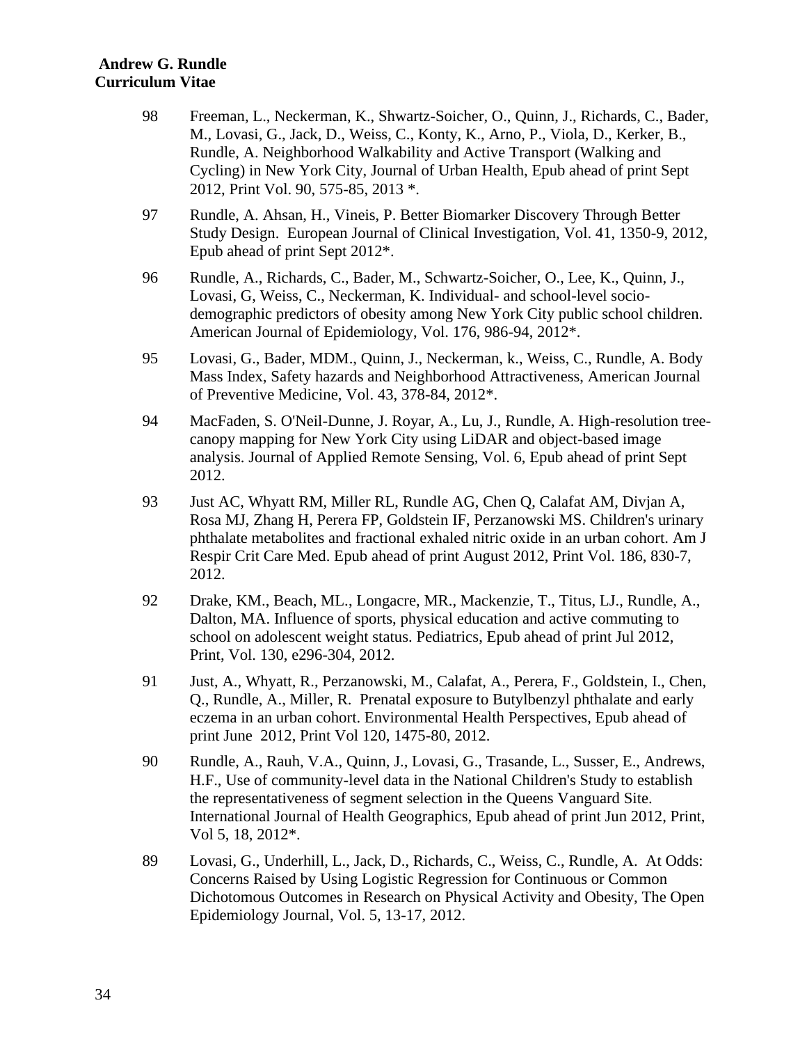98 Freeman, L., Neckerman, K., Shwartz-Soicher, O., Quinn, J., Richards, C., Bader, M., Lovasi, G., Jack, D., Weiss, C., Konty, K., Arno, P., Viola, D., Kerker, B., Rundle, A. Neighborhood Walkability and Active Transport (Walking and Cycling) in New York City, Journal of Urban Health, Epub ahead of print Sept 2012, Print Vol. 90, 575-85, 2013 *.

97 Rundle, A. Ahsan, H., Vineis, P. Better Biomarker Discovery Through Better Study Design. European Journal of Clinical Investigation, Vol. 41, 1350-9, 2012, Epub ahead of print Sept 2012*.

96 Rundle, A., Richards, C., Bader, M., Schwartz-Soicher, O., Lee, K., Quinn, J., Lovasi, G, Weiss, C., Neckerman, K. Individual- and school-level socio-demographic predictors of obesity among New York City public school children. American Journal of Epidemiology, Vol. 176, 986-94, 2012*.

95 Lovasi, G., Bader, MDM., Quinn, J., Neckerman, k., Weiss, C., Rundle, A. Body Mass Index, Safety hazards and Neighborhood Attractiveness, American Journal of Preventive Medicine, Vol. 43, 378-84, 2012*.

94 MacFaden, S. O'Neil-Dunne, J. Royar, A., Lu, J., Rundle, A. High-resolution tree-canopy mapping for New York City using LiDAR and object-based image analysis. Journal of Applied Remote Sensing, Vol. 6, Epub ahead of print Sept 2012.

93 Just AC, Whyatt RM, Miller RL, Rundle AG, Chen Q, Calafat AM, Divjan A, Rosa MJ, Zhang H, Perera FP, Goldstein IF, Perzanowski MS. Children's urinary phthalate metabolites and fractional exhaled nitric oxide in an urban cohort. Am J Respir Crit Care Med. Epub ahead of print August 2012, Print Vol. 186, 830-7, 2012.

92 Drake, KM., Beach, ML., Longacre, MR., Mackenzie, T., Titus, LJ., Rundle, A., Dalton, MA. Influence of sports, physical education and active commuting to school on adolescent weight status. Pediatrics, Epub ahead of print Jul 2012, Print, Vol. 130, e296-304, 2012.

91 Just, A., Whyatt, R., Perzanowski, M., Calafat, A., Perera, F., Goldstein, I., Chen, Q., Rundle, A., Miller, R. Prenatal exposure to Butylbenzyl phthalate and early eczema in an urban cohort. Environmental Health Perspectives, Epub ahead of print June 2012, Print Vol 120, 1475-80, 2012.

90 Rundle, A., Rauh, V.A., Quinn, J., Lovasi, G., Trasande, L., Susser, E., Andrews, H.F., Use of community-level data in the National Children's Study to establish the representativeness of segment selection in the Queens Vanguard Site. International Journal of Health Geographics, Epub ahead of print Jun 2012, Print, Vol 5, 18, 2012*.

89 Lovasi, G., Underhill, L., Jack, D., Richards, C., Weiss, C., Rundle, A. At Odds: Concerns Raised by Using Logistic Regression for Continuous or Common Dichotomous Outcomes in Research on Physical Activity and Obesity, The Open Epidemiology Journal, Vol. 5, 13-17, 2012.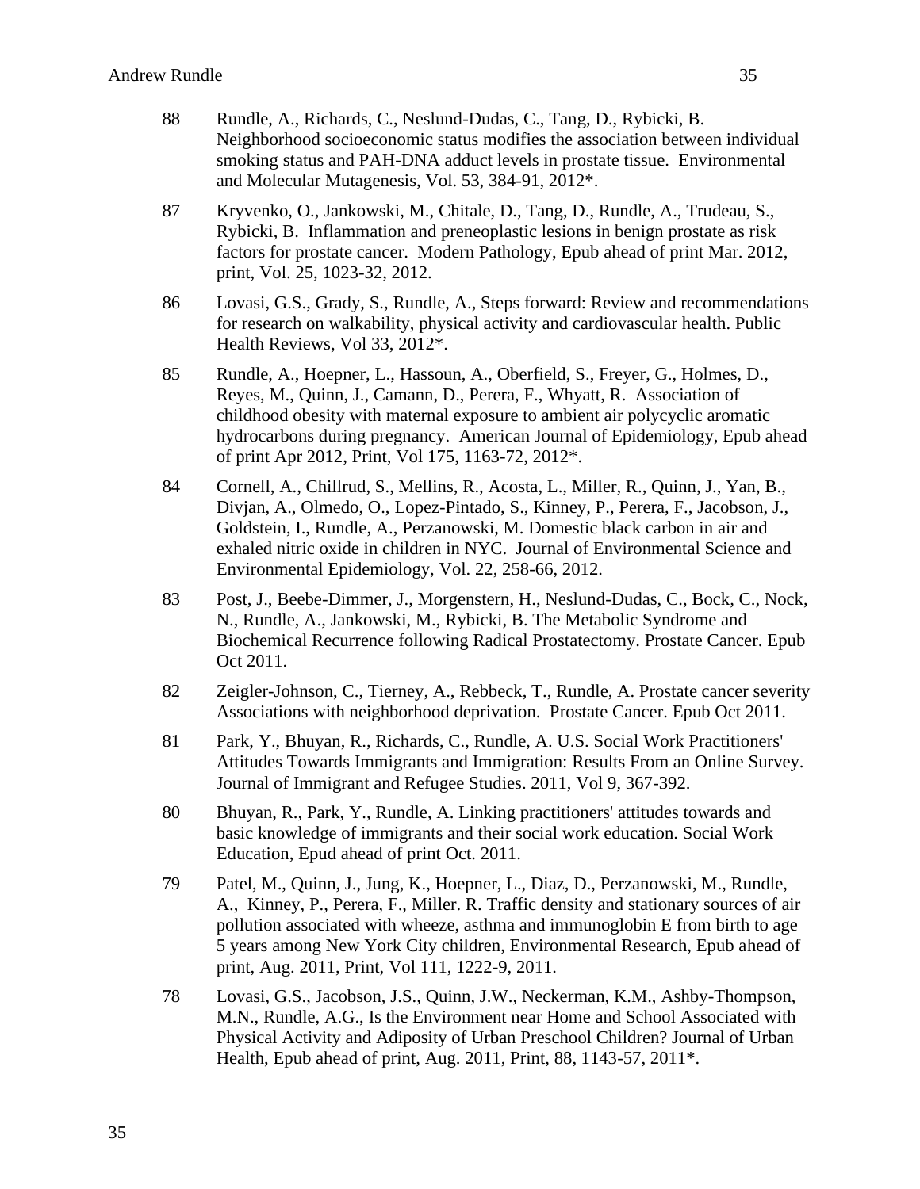88 Rundle, A., Richards, C., Neslund-Dudas, C., Tang, D., Rybicki, B. Neighborhood socioeconomic status modifies the association between individual smoking status and PAH-DNA adduct levels in prostate tissue. Environmental and Molecular Mutagenesis, Vol. 53, 384-91, 2012*.

87 Kryvenko, O., Jankowski, M., Chitale, D., Tang, D., Rundle, A., Trudeau, S., Rybicki, B. Inflammation and preneoplastic lesions in benign prostate as risk factors for prostate cancer. Modern Pathology, Epub ahead of print Mar. 2012, print, Vol. 25, 1023-32, 2012.

86 Lovasi, G.S., Grady, S., Rundle, A., Steps forward: Review and recommendations for research on walkability, physical activity and cardiovascular health. Public Health Reviews, Vol 33, 2012*.

85 Rundle, A., Hoepner, L., Hassoun, A., Oberfield, S., Freyer, G., Holmes, D., Reyes, M., Quinn, J., Camann, D., Perera, F., Whyatt, R. Association of childhood obesity with maternal exposure to ambient air polycyclic aromatic hydrocarbons during pregnancy. American Journal of Epidemiology, Epub ahead of print Apr 2012, Print, Vol 175, 1163-72, 2012*.

84 Cornell, A., Chillrud, S., Mellins, R., Acosta, L., Miller, R., Quinn, J., Yan, B., Divjan, A., Olmedo, O., Lopez-Pintado, S., Kinney, P., Perera, F., Jacobson, J., Goldstein, I., Rundle, A., Perzanowski, M. Domestic black carbon in air and exhaled nitric oxide in children in NYC. Journal of Environmental Science and Environmental Epidemiology, Vol. 22, 258-66, 2012.

83 Post, J., Beebe-Dimmer, J., Morgenstern, H., Neslund-Dudas, C., Bock, C., Nock, N., Rundle, A., Jankowski, M., Rybicki, B. The Metabolic Syndrome and Biochemical Recurrence following Radical Prostatectomy. Prostate Cancer. Epub Oct 2011.

82 Zeigler-Johnson, C., Tierney, A., Rebbeck, T., Rundle, A. Prostate cancer severity Associations with neighborhood deprivation. Prostate Cancer. Epub Oct 2011.

81 Park, Y., Bhuyan, R., Richards, C., Rundle, A. U.S. Social Work Practitioners' Attitudes Towards Immigrants and Immigration: Results From an Online Survey. Journal of Immigrant and Refugee Studies. 2011, Vol 9, 367-392.

80 Bhuyan, R., Park, Y., Rundle, A. Linking practitioners' attitudes towards and basic knowledge of immigrants and their social work education. Social Work Education, Epud ahead of print Oct. 2011.

79 Patel, M., Quinn, J., Jung, K., Hoepner, L., Diaz, D., Perzanowski, M., Rundle, A., Kinney, P., Perera, F., Miller. R. Traffic density and stationary sources of air pollution associated with wheeze, asthma and immunoglobin E from birth to age 5 years among New York City children, Environmental Research, Epub ahead of print, Aug. 2011, Print, Vol 111, 1222-9, 2011.

78 Lovasi, G.S., Jacobson, J.S., Quinn, J.W., Neckerman, K.M., Ashby-Thompson, M.N., Rundle, A.G., Is the Environment near Home and School Associated with Physical Activity and Adiposity of Urban Preschool Children? Journal of Urban Health, Epub ahead of print, Aug. 2011, Print, 88, 1143-57, 2011*.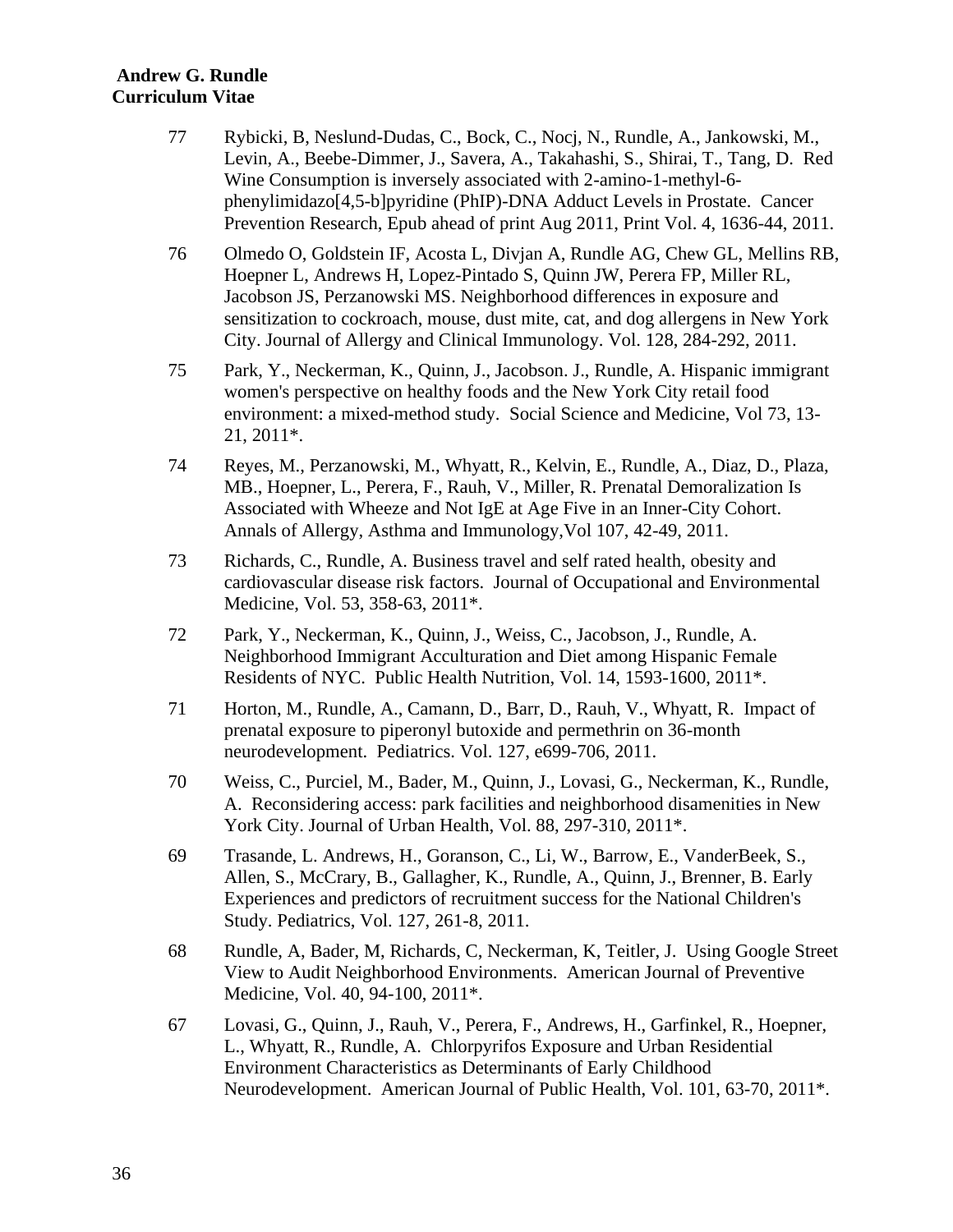77 Rybicki, B, Neslund-Dudas, C., Bock, C., Nocj, N., Rundle, A., Jankowski, M., Levin, A., Beebe-Dimmer, J., Savera, A., Takahashi, S., Shirai, T., Tang, D. Red Wine Consumption is inversely associated with 2-amino-1-methyl-6-phenylimidazo[4,5-b]pyridine (PhIP)-DNA Adduct Levels in Prostate. Cancer Prevention Research, Epub ahead of print Aug 2011, Print Vol. 4, 1636-44, 2011.

76 Olmedo O, Goldstein IF, Acosta L, Divjan A, Rundle AG, Chew GL, Mellins RB, Hoepner L, Andrews H, Lopez-Pintado S, Quinn JW, Perera FP, Miller RL, Jacobson JS, Perzanowski MS. Neighborhood differences in exposure and sensitization to cockroach, mouse, dust mite, cat, and dog allergens in New York City. Journal of Allergy and Clinical Immunology. Vol. 128, 284-292, 2011.

75 Park, Y., Neckerman, K., Quinn, J., Jacobson. J., Rundle, A. Hispanic immigrant women's perspective on healthy foods and the New York City retail food environment: a mixed-method study. Social Science and Medicine, Vol 73, 13-21, 2011*.

74 Reyes, M., Perzanowski, M., Whyatt, R., Kelvin, E., Rundle, A., Diaz, D., Plaza, MB., Hoepner, L., Perera, F., Rauh, V., Miller, R. Prenatal Demoralization Is Associated with Wheeze and Not IgE at Age Five in an Inner-City Cohort. Annals of Allergy, Asthma and Immunology,Vol 107, 42-49, 2011.

73 Richards, C., Rundle, A. Business travel and self rated health, obesity and cardiovascular disease risk factors. Journal of Occupational and Environmental Medicine, Vol. 53, 358-63, 2011*.

72 Park, Y., Neckerman, K., Quinn, J., Weiss, C., Jacobson, J., Rundle, A. Neighborhood Immigrant Acculturation and Diet among Hispanic Female Residents of NYC. Public Health Nutrition, Vol. 14, 1593-1600, 2011*.

71 Horton, M., Rundle, A., Camann, D., Barr, D., Rauh, V., Whyatt, R. Impact of prenatal exposure to piperonyl butoxide and permethrin on 36-month neurodevelopment. Pediatrics. Vol. 127, e699-706, 2011.

70 Weiss, C., Purciel, M., Bader, M., Quinn, J., Lovasi, G., Neckerman, K., Rundle, A. Reconsidering access: park facilities and neighborhood disamenities in New York City. Journal of Urban Health, Vol. 88, 297-310, 2011*.

69 Trasande, L. Andrews, H., Goranson, C., Li, W., Barrow, E., VanderBeek, S., Allen, S., McCrary, B., Gallagher, K., Rundle, A., Quinn, J., Brenner, B. Early Experiences and predictors of recruitment success for the National Children's Study. Pediatrics, Vol. 127, 261-8, 2011.

68 Rundle, A, Bader, M, Richards, C, Neckerman, K, Teitler, J. Using Google Street View to Audit Neighborhood Environments. American Journal of Preventive Medicine, Vol. 40, 94-100, 2011*.

67 Lovasi, G., Quinn, J., Rauh, V., Perera, F., Andrews, H., Garfinkel, R., Hoepner, L., Whyatt, R., Rundle, A. Chlorpyrifos Exposure and Urban Residential Environment Characteristics as Determinants of Early Childhood Neurodevelopment. American Journal of Public Health, Vol. 101, 63-70, 2011*.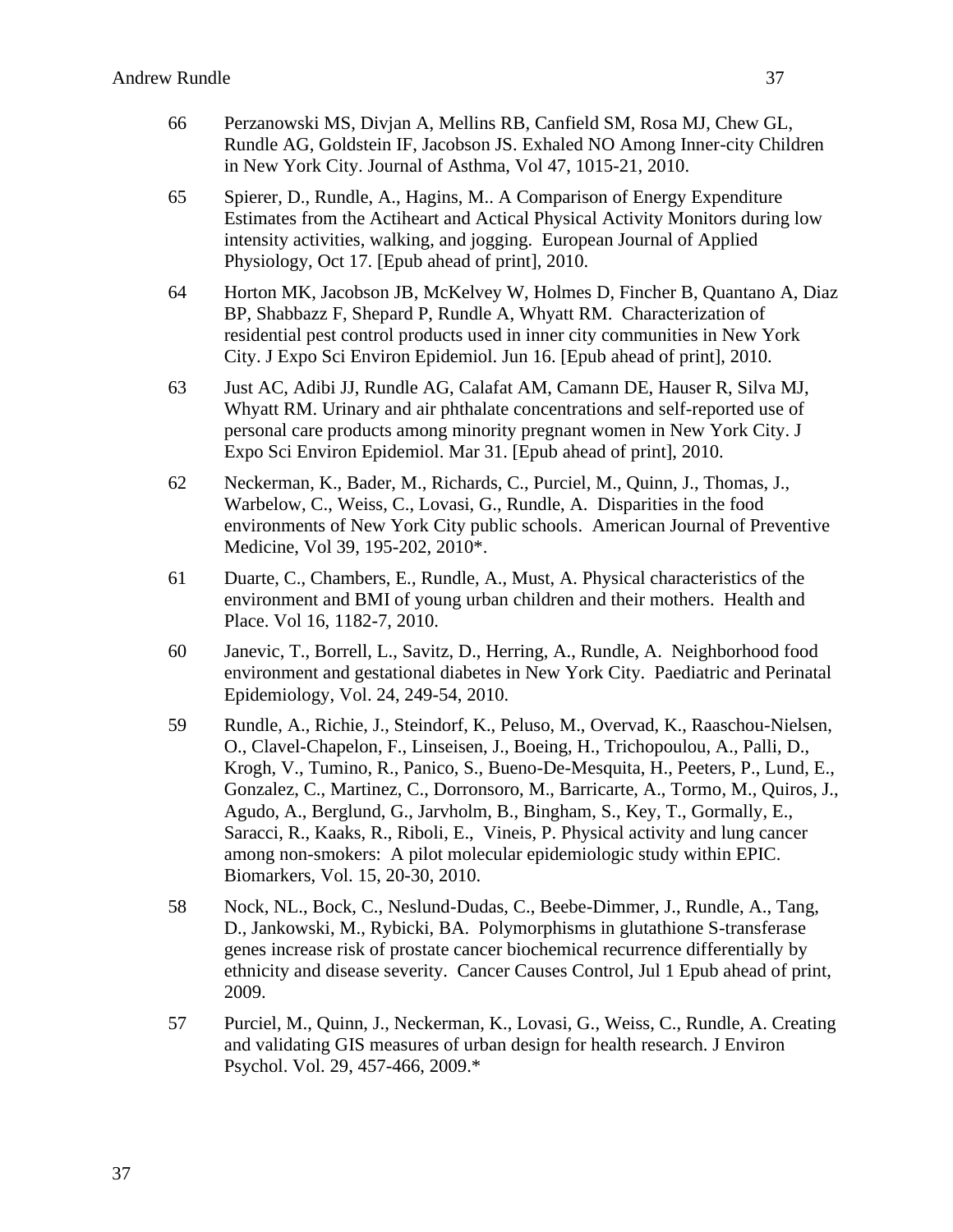66 Perzanowski MS, Divjan A, Mellins RB, Canfield SM, Rosa MJ, Chew GL, Rundle AG, Goldstein IF, Jacobson JS. Exhaled NO Among Inner-city Children in New York City. Journal of Asthma, Vol 47, 1015-21, 2010.

65 Spierer, D., Rundle, A., Hagins, M.. A Comparison of Energy Expenditure Estimates from the Actiheart and Actical Physical Activity Monitors during low intensity activities, walking, and jogging. European Journal of Applied Physiology, Oct 17. [Epub ahead of print], 2010.

64 Horton MK, Jacobson JB, McKelvey W, Holmes D, Fincher B, Quantano A, Diaz BP, Shabbazz F, Shepard P, Rundle A, Whyatt RM. Characterization of residential pest control products used in inner city communities in New York City. J Expo Sci Environ Epidemiol. Jun 16. [Epub ahead of print], 2010.

63 Just AC, Adibi JJ, Rundle AG, Calafat AM, Camann DE, Hauser R, Silva MJ, Whyatt RM. Urinary and air phthalate concentrations and self-reported use of personal care products among minority pregnant women in New York City. J Expo Sci Environ Epidemiol. Mar 31. [Epub ahead of print], 2010.

62 Neckerman, K., Bader, M., Richards, C., Purciel, M., Quinn, J., Thomas, J., Warbelow, C., Weiss, C., Lovasi, G., Rundle, A. Disparities in the food environments of New York City public schools. American Journal of Preventive Medicine, Vol 39, 195-202, 2010*.

61 Duarte, C., Chambers, E., Rundle, A., Must, A. Physical characteristics of the environment and BMI of young urban children and their mothers. Health and Place. Vol 16, 1182-7, 2010.

60 Janevic, T., Borrell, L., Savitz, D., Herring, A., Rundle, A. Neighborhood food environment and gestational diabetes in New York City. Paediatric and Perinatal Epidemiology, Vol. 24, 249-54, 2010.

59 Rundle, A., Richie, J., Steindorf, K., Peluso, M., Overvad, K., Raaschou-Nielsen, O., Clavel-Chapelon, F., Linseisen, J., Boeing, H., Trichopoulou, A., Palli, D., Krogh, V., Tumino, R., Panico, S., Bueno-De-Mesquita, H., Peeters, P., Lund, E., Gonzalez, C., Martinez, C., Dorronsoro, M., Barricarte, A., Tormo, M., Quiros, J., Agudo, A., Berglund, G., Jarvholm, B., Bingham, S., Key, T., Gormally, E., Saracci, R., Kaaks, R., Riboli, E., Vineis, P. Physical activity and lung cancer among non-smokers: A pilot molecular epidemiologic study within EPIC. Biomarkers, Vol. 15, 20-30, 2010.

58 Nock, NL., Bock, C., Neslund-Dudas, C., Beebe-Dimmer, J., Rundle, A., Tang, D., Jankowski, M., Rybicki, BA. Polymorphisms in glutathione S-transferase genes increase risk of prostate cancer biochemical recurrence differentially by ethnicity and disease severity. Cancer Causes Control, Jul 1 Epub ahead of print, 2009.

57 Purciel, M., Quinn, J., Neckerman, K., Lovasi, G., Weiss, C., Rundle, A. Creating and validating GIS measures of urban design for health research. J Environ Psychol. Vol. 29, 457-466, 2009.*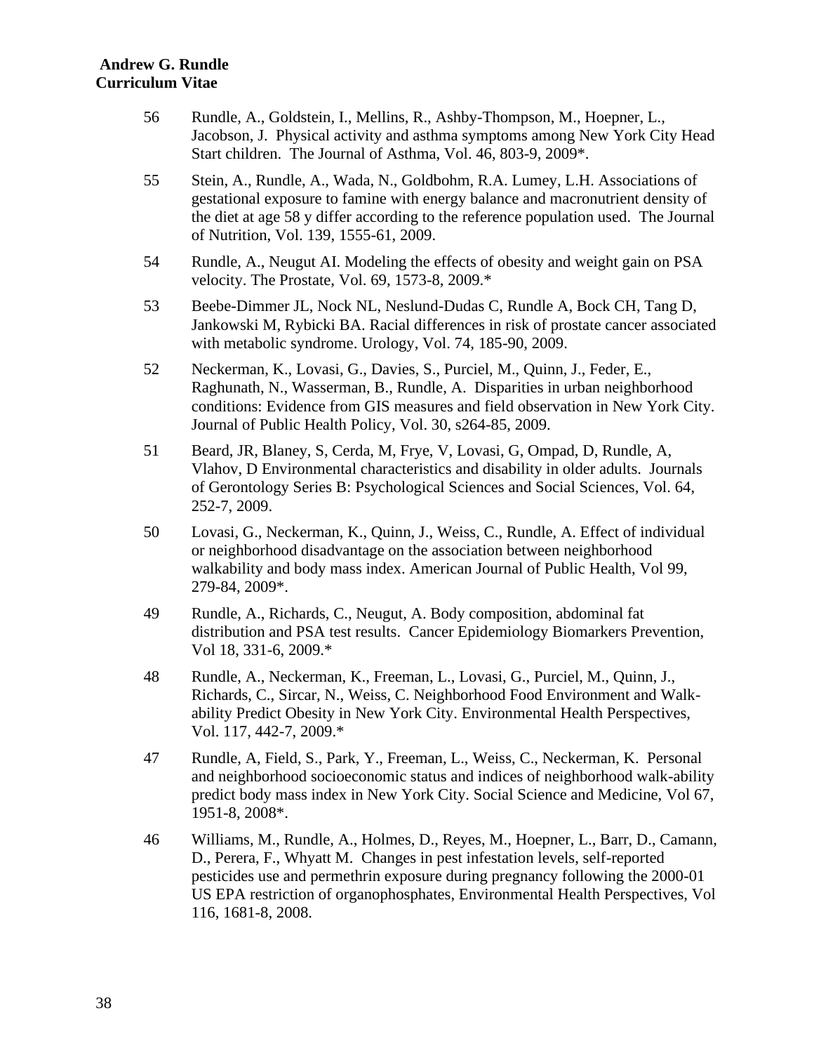56 Rundle, A., Goldstein, I., Mellins, R., Ashby-Thompson, M., Hoepner, L., Jacobson, J. Physical activity and asthma symptoms among New York City Head Start children. The Journal of Asthma, Vol. 46, 803-9, 2009*.

55 Stein, A., Rundle, A., Wada, N., Goldbohm, R.A. Lumey, L.H. Associations of gestational exposure to famine with energy balance and macronutrient density of the diet at age 58 y differ according to the reference population used. The Journal of Nutrition, Vol. 139, 1555-61, 2009.

54 Rundle, A., Neugut AI. Modeling the effects of obesity and weight gain on PSA velocity. The Prostate, Vol. 69, 1573-8, 2009.*

53 Beebe-Dimmer JL, Nock NL, Neslund-Dudas C, Rundle A, Bock CH, Tang D, Jankowski M, Rybicki BA. Racial differences in risk of prostate cancer associated with metabolic syndrome. Urology, Vol. 74, 185-90, 2009.

52 Neckerman, K., Lovasi, G., Davies, S., Purciel, M., Quinn, J., Feder, E., Raghunath, N., Wasserman, B., Rundle, A. Disparities in urban neighborhood conditions: Evidence from GIS measures and field observation in New York City. Journal of Public Health Policy, Vol. 30, s264-85, 2009.

51 Beard, JR, Blaney, S, Cerda, M, Frye, V, Lovasi, G, Ompad, D, Rundle, A, Vlahov, D Environmental characteristics and disability in older adults. Journals of Gerontology Series B: Psychological Sciences and Social Sciences, Vol. 64, 252-7, 2009.

50 Lovasi, G., Neckerman, K., Quinn, J., Weiss, C., Rundle, A. Effect of individual or neighborhood disadvantage on the association between neighborhood walkability and body mass index. American Journal of Public Health, Vol 99, 279-84, 2009*.

49 Rundle, A., Richards, C., Neugut, A. Body composition, abdominal fat distribution and PSA test results. Cancer Epidemiology Biomarkers Prevention, Vol 18, 331-6, 2009.*

48 Rundle, A., Neckerman, K., Freeman, L., Lovasi, G., Purciel, M., Quinn, J., Richards, C., Sircar, N., Weiss, C. Neighborhood Food Environment and Walk-ability Predict Obesity in New York City. Environmental Health Perspectives, Vol. 117, 442-7, 2009.*

47 Rundle, A, Field, S., Park, Y., Freeman, L., Weiss, C., Neckerman, K. Personal and neighborhood socioeconomic status and indices of neighborhood walk-ability predict body mass index in New York City. Social Science and Medicine, Vol 67, 1951-8, 2008*.

46 Williams, M., Rundle, A., Holmes, D., Reyes, M., Hoepner, L., Barr, D., Camann, D., Perera, F., Whyatt M. Changes in pest infestation levels, self-reported pesticides use and permethrin exposure during pregnancy following the 2000-01 US EPA restriction of organophosphates, Environmental Health Perspectives, Vol 116, 1681-8, 2008.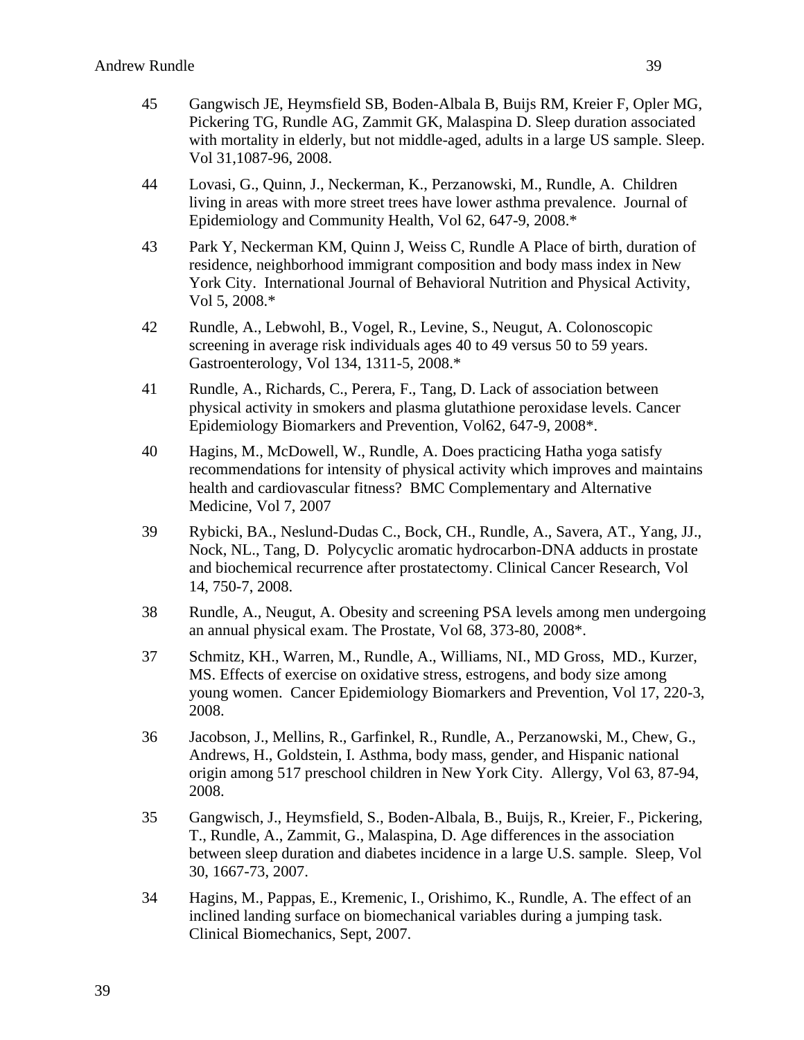45 Gangwisch JE, Heymsfield SB, Boden-Albala B, Buijs RM, Kreier F, Opler MG, Pickering TG, Rundle AG, Zammit GK, Malaspina D. Sleep duration associated with mortality in elderly, but not middle-aged, adults in a large US sample. Sleep. Vol 31,1087-96, 2008.

44 Lovasi, G., Quinn, J., Neckerman, K., Perzanowski, M., Rundle, A. Children living in areas with more street trees have lower asthma prevalence. Journal of Epidemiology and Community Health, Vol 62, 647-9, 2008.*

43 Park Y, Neckerman KM, Quinn J, Weiss C, Rundle A Place of birth, duration of residence, neighborhood immigrant composition and body mass index in New York City. International Journal of Behavioral Nutrition and Physical Activity, Vol 5, 2008.*

42 Rundle, A., Lebwohl, B., Vogel, R., Levine, S., Neugut, A. Colonoscopic screening in average risk individuals ages 40 to 49 versus 50 to 59 years. Gastroenterology, Vol 134, 1311-5, 2008.*

41 Rundle, A., Richards, C., Perera, F., Tang, D. Lack of association between physical activity in smokers and plasma glutathione peroxidase levels. Cancer Epidemiology Biomarkers and Prevention, Vol62, 647-9, 2008*.

40 Hagins, M., McDowell, W., Rundle, A. Does practicing Hatha yoga satisfy recommendations for intensity of physical activity which improves and maintains health and cardiovascular fitness? BMC Complementary and Alternative Medicine, Vol 7, 2007

39 Rybicki, BA., Neslund-Dudas C., Bock, CH., Rundle, A., Savera, AT., Yang, JJ., Nock, NL., Tang, D. Polycyclic aromatic hydrocarbon-DNA adducts in prostate and biochemical recurrence after prostatectomy. Clinical Cancer Research, Vol 14, 750-7, 2008.

38 Rundle, A., Neugut, A. Obesity and screening PSA levels among men undergoing an annual physical exam. The Prostate, Vol 68, 373-80, 2008*.

37 Schmitz, KH., Warren, M., Rundle, A., Williams, NI., MD Gross, MD., Kurzer, MS. Effects of exercise on oxidative stress, estrogens, and body size among young women. Cancer Epidemiology Biomarkers and Prevention, Vol 17, 220-3, 2008.

36 Jacobson, J., Mellins, R., Garfinkel, R., Rundle, A., Perzanowski, M., Chew, G., Andrews, H., Goldstein, I. Asthma, body mass, gender, and Hispanic national origin among 517 preschool children in New York City. Allergy, Vol 63, 87-94, 2008.

35 Gangwisch, J., Heymsfield, S., Boden-Albala, B., Buijs, R., Kreier, F., Pickering, T., Rundle, A., Zammit, G., Malaspina, D. Age differences in the association between sleep duration and diabetes incidence in a large U.S. sample. Sleep, Vol 30, 1667-73, 2007.

34 Hagins, M., Pappas, E., Kremenic, I., Orishimo, K., Rundle, A. The effect of an inclined landing surface on biomechanical variables during a jumping task. Clinical Biomechanics, Sept, 2007.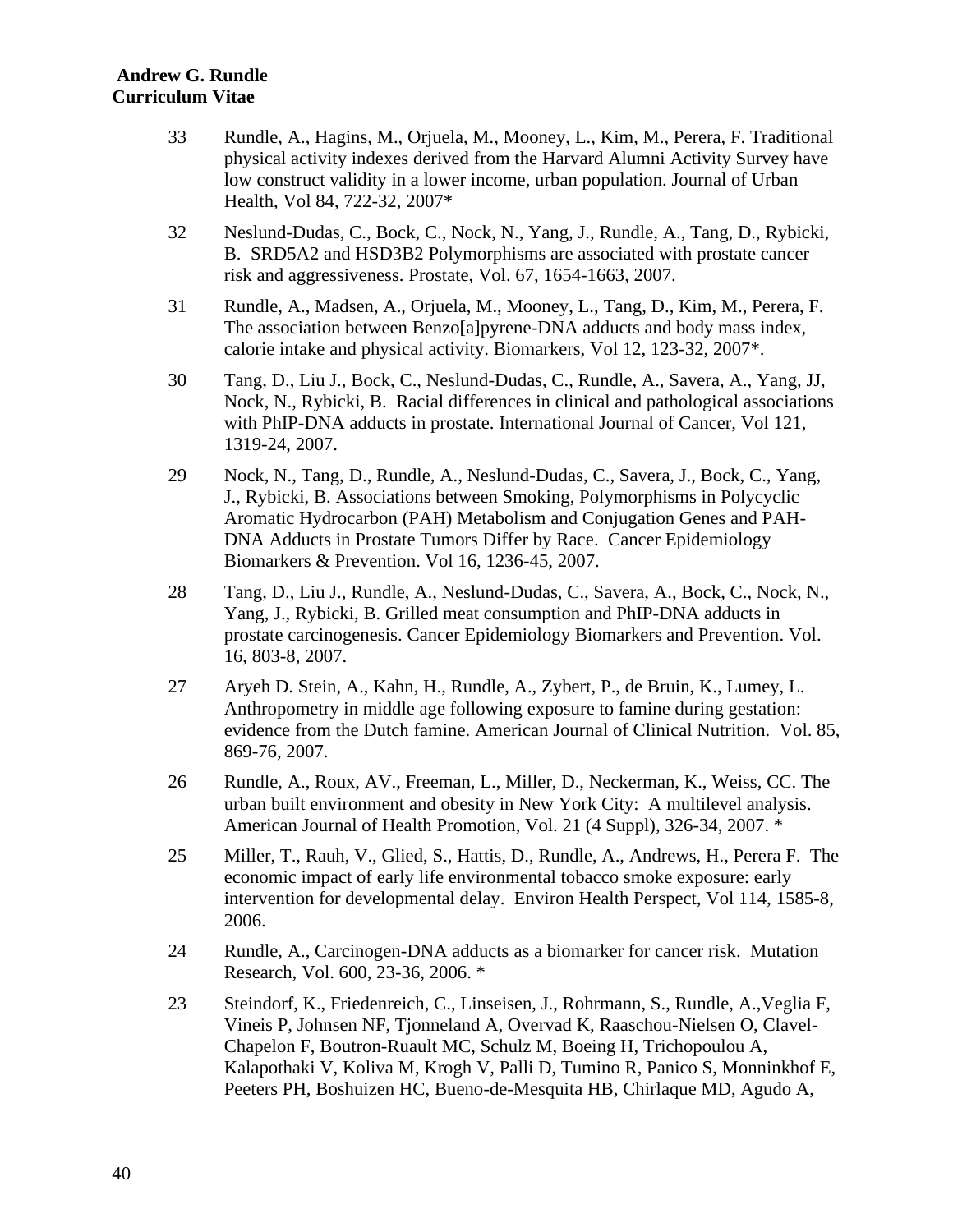33 Rundle, A., Hagins, M., Orjuela, M., Mooney, L., Kim, M., Perera, F. Traditional physical activity indexes derived from the Harvard Alumni Activity Survey have low construct validity in a lower income, urban population. Journal of Urban Health, Vol 84, 722-32, 2007*

32 Neslund-Dudas, C., Bock, C., Nock, N., Yang, J., Rundle, A., Tang, D., Rybicki, B. SRD5A2 and HSD3B2 Polymorphisms are associated with prostate cancer risk and aggressiveness. Prostate, Vol. 67, 1654-1663, 2007.

31 Rundle, A., Madsen, A., Orjuela, M., Mooney, L., Tang, D., Kim, M., Perera, F. The association between Benzo[a]pyrene-DNA adducts and body mass index, calorie intake and physical activity. Biomarkers, Vol 12, 123-32, 2007*.

30 Tang, D., Liu J., Bock, C., Neslund-Dudas, C., Rundle, A., Savera, A., Yang, JJ, Nock, N., Rybicki, B. Racial differences in clinical and pathological associations with PhIP-DNA adducts in prostate. International Journal of Cancer, Vol 121, 1319-24, 2007.

29 Nock, N., Tang, D., Rundle, A., Neslund-Dudas, C., Savera, J., Bock, C., Yang, J., Rybicki, B. Associations between Smoking, Polymorphisms in Polycyclic Aromatic Hydrocarbon (PAH) Metabolism and Conjugation Genes and PAH-DNA Adducts in Prostate Tumors Differ by Race. Cancer Epidemiology Biomarkers & Prevention. Vol 16, 1236-45, 2007.

28 Tang, D., Liu J., Rundle, A., Neslund-Dudas, C., Savera, A., Bock, C., Nock, N., Yang, J., Rybicki, B. Grilled meat consumption and PhIP-DNA adducts in prostate carcinogenesis. Cancer Epidemiology Biomarkers and Prevention. Vol. 16, 803-8, 2007.

27 Aryeh D. Stein, A., Kahn, H., Rundle, A., Zybert, P., de Bruin, K., Lumey, L. Anthropometry in middle age following exposure to famine during gestation: evidence from the Dutch famine. American Journal of Clinical Nutrition. Vol. 85, 869-76, 2007.

26 Rundle, A., Roux, AV., Freeman, L., Miller, D., Neckerman, K., Weiss, CC. The urban built environment and obesity in New York City: A multilevel analysis. American Journal of Health Promotion, Vol. 21 (4 Suppl), 326-34, 2007. *

25 Miller, T., Rauh, V., Glied, S., Hattis, D., Rundle, A., Andrews, H., Perera F. The economic impact of early life environmental tobacco smoke exposure: early intervention for developmental delay. Environ Health Perspect, Vol 114, 1585-8, 2006.

24 Rundle, A., Carcinogen-DNA adducts as a biomarker for cancer risk. Mutation Research, Vol. 600, 23-36, 2006. *

23 Steindorf, K., Friedenreich, C., Linseisen, J., Rohrmann, S., Rundle, A.,Veglia F, Vineis P, Johnsen NF, Tjonneland A, Overvad K, Raaschou-Nielsen O, Clavel-Chapelon F, Boutron-Ruault MC, Schulz M, Boeing H, Trichopoulou A, Kalapothaki V, Koliva M, Krogh V, Palli D, Tumino R, Panico S, Monninkhof E, Peeters PH, Boshuizen HC, Bueno-de-Mesquita HB, Chirlaque MD, Agudo A,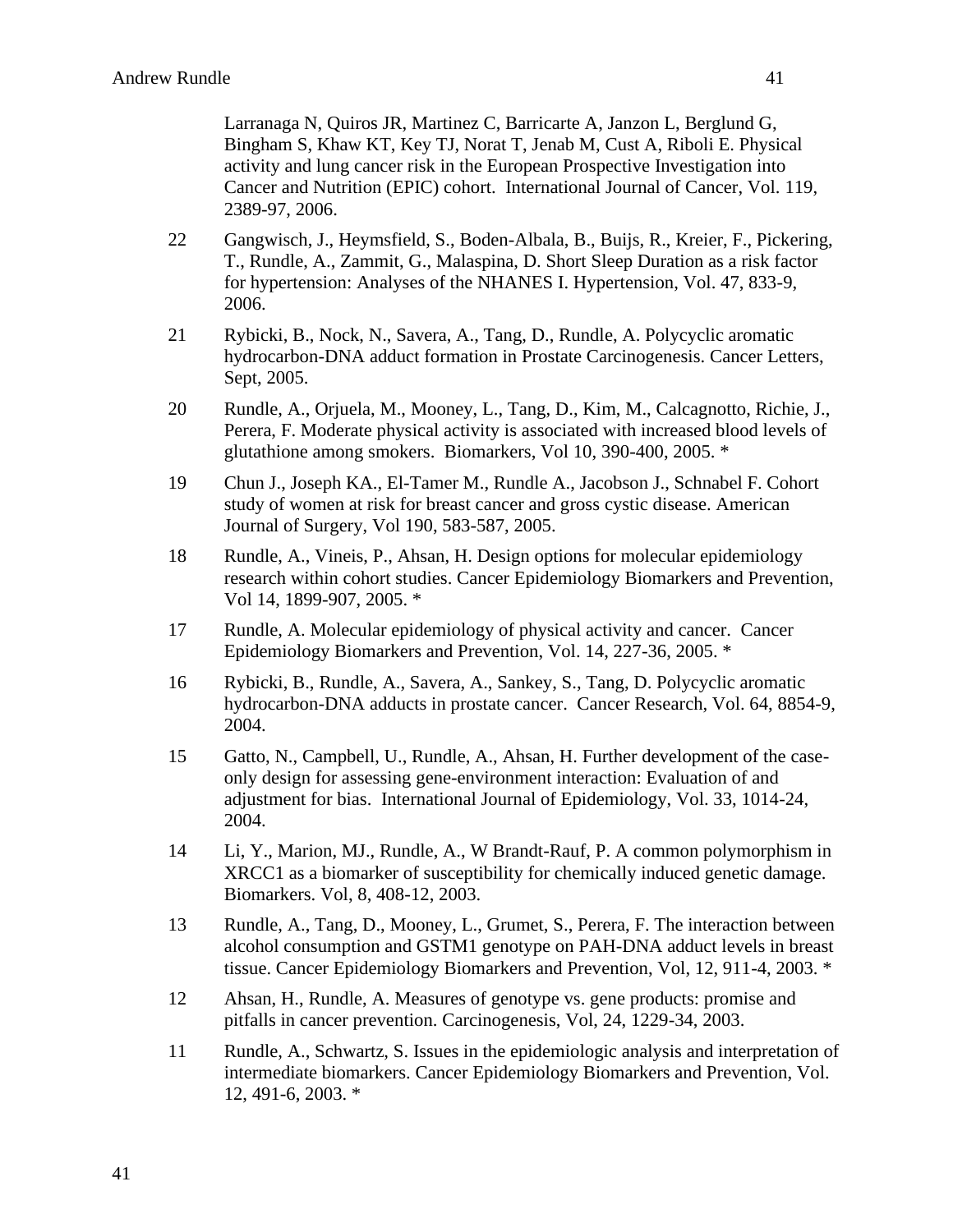Larranaga N, Quiros JR, Martinez C, Barricarte A, Janzon L, Berglund G, Bingham S, Khaw KT, Key TJ, Norat T, Jenab M, Cust A, Riboli E. Physical activity and lung cancer risk in the European Prospective Investigation into Cancer and Nutrition (EPIC) cohort. International Journal of Cancer, Vol. 119, 2389-97, 2006.

22 Gangwisch, J., Heymsfield, S., Boden-Albala, B., Buijs, R., Kreier, F., Pickering, T., Rundle, A., Zammit, G., Malaspina, D. Short Sleep Duration as a risk factor for hypertension: Analyses of the NHANES I. Hypertension, Vol. 47, 833-9, 2006.

21 Rybicki, B., Nock, N., Savera, A., Tang, D., Rundle, A. Polycyclic aromatic hydrocarbon-DNA adduct formation in Prostate Carcinogenesis. Cancer Letters, Sept, 2005.

20 Rundle, A., Orjuela, M., Mooney, L., Tang, D., Kim, M., Calcagnotto, Richie, J., Perera, F. Moderate physical activity is associated with increased blood levels of glutathione among smokers. Biomarkers, Vol 10, 390-400, 2005. *

19 Chun J., Joseph KA., El-Tamer M., Rundle A., Jacobson J., Schnabel F. Cohort study of women at risk for breast cancer and gross cystic disease. American Journal of Surgery, Vol 190, 583-587, 2005.

18 Rundle, A., Vineis, P., Ahsan, H. Design options for molecular epidemiology research within cohort studies. Cancer Epidemiology Biomarkers and Prevention, Vol 14, 1899-907, 2005. *

17 Rundle, A. Molecular epidemiology of physical activity and cancer. Cancer Epidemiology Biomarkers and Prevention, Vol. 14, 227-36, 2005. *

16 Rybicki, B., Rundle, A., Savera, A., Sankey, S., Tang, D. Polycyclic aromatic hydrocarbon-DNA adducts in prostate cancer. Cancer Research, Vol. 64, 8854-9, 2004.

15 Gatto, N., Campbell, U., Rundle, A., Ahsan, H. Further development of the case-only design for assessing gene-environment interaction: Evaluation of and adjustment for bias. International Journal of Epidemiology, Vol. 33, 1014-24, 2004.

14 Li, Y., Marion, MJ., Rundle, A., W Brandt-Rauf, P. A common polymorphism in XRCC1 as a biomarker of susceptibility for chemically induced genetic damage. Biomarkers. Vol, 8, 408-12, 2003.

13 Rundle, A., Tang, D., Mooney, L., Grumet, S., Perera, F. The interaction between alcohol consumption and GSTM1 genotype on PAH-DNA adduct levels in breast tissue. Cancer Epidemiology Biomarkers and Prevention, Vol, 12, 911-4, 2003. *

12 Ahsan, H., Rundle, A. Measures of genotype vs. gene products: promise and pitfalls in cancer prevention. Carcinogenesis, Vol, 24, 1229-34, 2003.

11 Rundle, A., Schwartz, S. Issues in the epidemiologic analysis and interpretation of intermediate biomarkers. Cancer Epidemiology Biomarkers and Prevention, Vol. 12, 491-6, 2003. *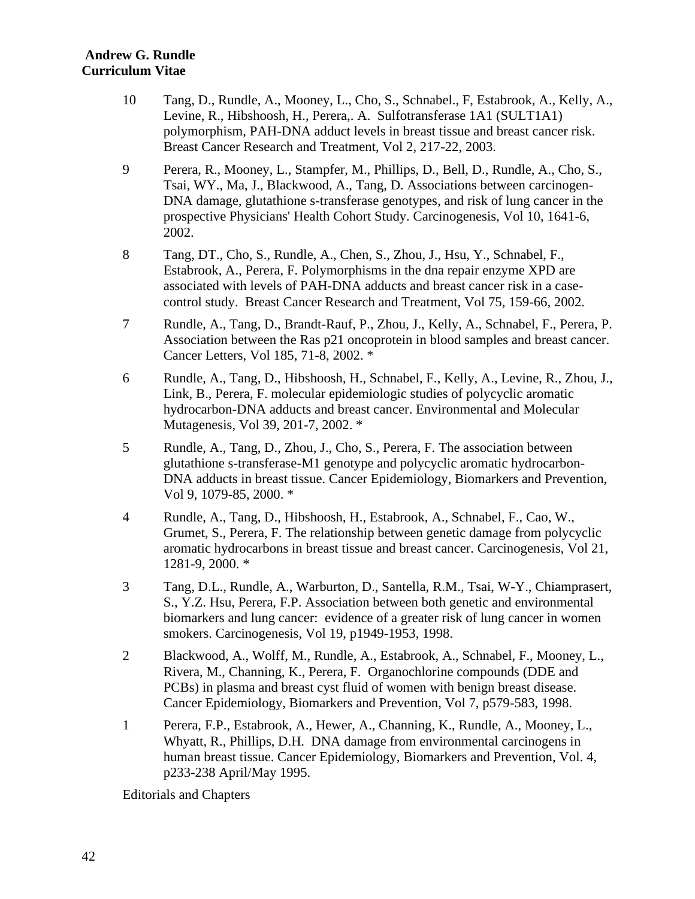10 Tang, D., Rundle, A., Mooney, L., Cho, S., Schnabel., F, Estabrook, A., Kelly, A., Levine, R., Hibshoosh, H., Perera,. A. Sulfotransferase 1A1 (SULT1A1) polymorphism, PAH-DNA adduct levels in breast tissue and breast cancer risk. Breast Cancer Research and Treatment, Vol 2, 217-22, 2003.

9 Perera, R., Mooney, L., Stampfer, M., Phillips, D., Bell, D., Rundle, A., Cho, S., Tsai, WY., Ma, J., Blackwood, A., Tang, D. Associations between carcinogen-DNA damage, glutathione s-transferase genotypes, and risk of lung cancer in the prospective Physicians' Health Cohort Study. Carcinogenesis, Vol 10, 1641-6, 2002.

8 Tang, DT., Cho, S., Rundle, A., Chen, S., Zhou, J., Hsu, Y., Schnabel, F., Estabrook, A., Perera, F. Polymorphisms in the dna repair enzyme XPD are associated with levels of PAH-DNA adducts and breast cancer risk in a case-control study. Breast Cancer Research and Treatment, Vol 75, 159-66, 2002.

7 Rundle, A., Tang, D., Brandt-Rauf, P., Zhou, J., Kelly, A., Schnabel, F., Perera, P. Association between the Ras p21 oncoprotein in blood samples and breast cancer. Cancer Letters, Vol 185, 71-8, 2002. *

6 Rundle, A., Tang, D., Hibshoosh, H., Schnabel, F., Kelly, A., Levine, R., Zhou, J., Link, B., Perera, F. molecular epidemiologic studies of polycyclic aromatic hydrocarbon-DNA adducts and breast cancer. Environmental and Molecular Mutagenesis, Vol 39, 201-7, 2002. *

5 Rundle, A., Tang, D., Zhou, J., Cho, S., Perera, F. The association between glutathione s-transferase-M1 genotype and polycyclic aromatic hydrocarbon-DNA adducts in breast tissue. Cancer Epidemiology, Biomarkers and Prevention, Vol 9, 1079-85, 2000. *

4 Rundle, A., Tang, D., Hibshoosh, H., Estabrook, A., Schnabel, F., Cao, W., Grumet, S., Perera, F. The relationship between genetic damage from polycyclic aromatic hydrocarbons in breast tissue and breast cancer. Carcinogenesis, Vol 21, 1281-9, 2000. *

3 Tang, D.L., Rundle, A., Warburton, D., Santella, R.M., Tsai, W-Y., Chiamprasert, S., Y.Z. Hsu, Perera, F.P. Association between both genetic and environmental biomarkers and lung cancer: evidence of a greater risk of lung cancer in women smokers. Carcinogenesis, Vol 19, p1949-1953, 1998.

2 Blackwood, A., Wolff, M., Rundle, A., Estabrook, A., Schnabel, F., Mooney, L., Rivera, M., Channing, K., Perera, F. Organochlorine compounds (DDE and PCBs) in plasma and breast cyst fluid of women with benign breast disease. Cancer Epidemiology, Biomarkers and Prevention, Vol 7, p579-583, 1998.

1 Perera, F.P., Estabrook, A., Hewer, A., Channing, K., Rundle, A., Mooney, L., Whyatt, R., Phillips, D.H. DNA damage from environmental carcinogens in human breast tissue. Cancer Epidemiology, Biomarkers and Prevention, Vol. 4, p233-238 April/May 1995.

Editorials and Chapters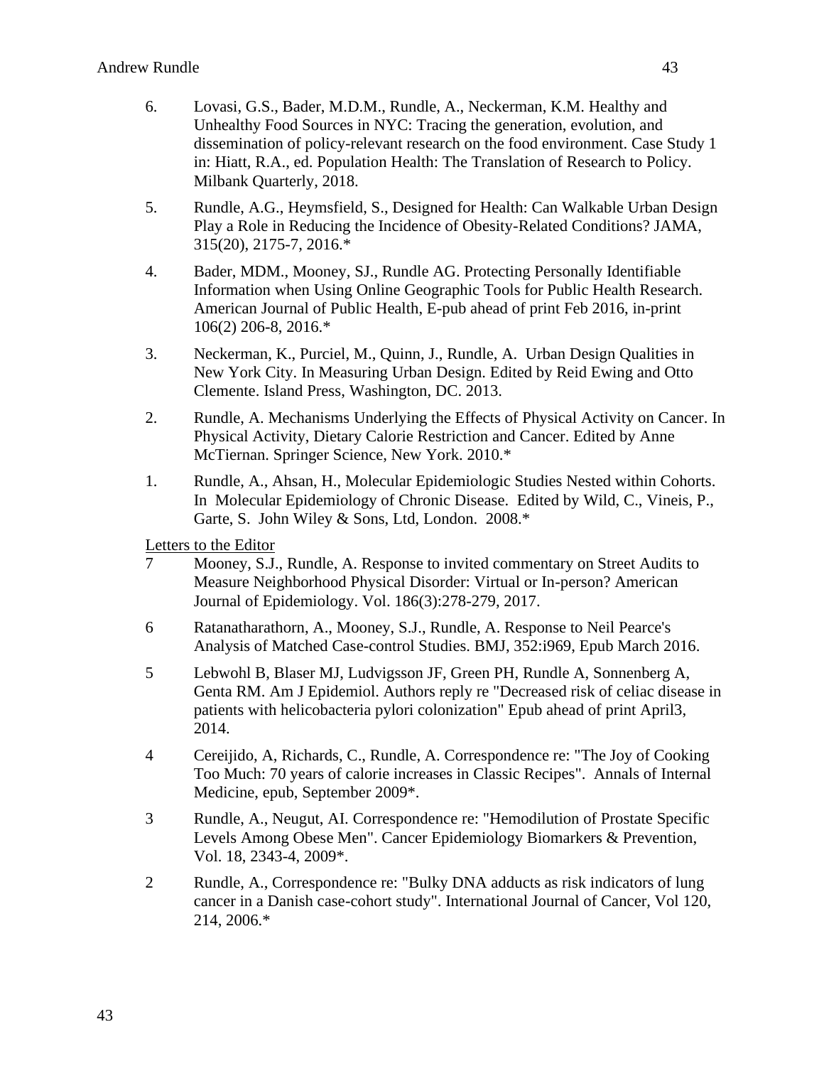6. Lovasi, G.S., Bader, M.D.M., Rundle, A., Neckerman, K.M. Healthy and Unhealthy Food Sources in NYC: Tracing the generation, evolution, and dissemination of policy-relevant research on the food environment. Case Study 1 in: Hiatt, R.A., ed. Population Health: The Translation of Research to Policy. Milbank Quarterly, 2018.

5. Rundle, A.G., Heymsfield, S., Designed for Health: Can Walkable Urban Design Play a Role in Reducing the Incidence of Obesity-Related Conditions? JAMA, 315(20), 2175-7, 2016.*

4. Bader, MDM., Mooney, SJ., Rundle AG. Protecting Personally Identifiable Information when Using Online Geographic Tools for Public Health Research. American Journal of Public Health, E-pub ahead of print Feb 2016, in-print 106(2) 206-8, 2016.*

3. Neckerman, K., Purciel, M., Quinn, J., Rundle, A. Urban Design Qualities in New York City. In Measuring Urban Design. Edited by Reid Ewing and Otto Clemente. Island Press, Washington, DC. 2013.

2. Rundle, A. Mechanisms Underlying the Effects of Physical Activity on Cancer. In Physical Activity, Dietary Calorie Restriction and Cancer. Edited by Anne McTiernan. Springer Science, New York. 2010.*

1. Rundle, A., Ahsan, H., Molecular Epidemiologic Studies Nested within Cohorts. In Molecular Epidemiology of Chronic Disease. Edited by Wild, C., Vineis, P., Garte, S. John Wiley & Sons, Ltd, London. 2008.*

<u>Letters to the Editor</u>

7 Mooney, S.J., Rundle, A. Response to invited commentary on Street Audits to Measure Neighborhood Physical Disorder: Virtual or In-person? American Journal of Epidemiology. Vol. 186(3):278-279, 2017.

6 Ratanatharathorn, A., Mooney, S.J., Rundle, A. Response to Neil Pearce's Analysis of Matched Case-control Studies. BMJ, 352:i969, Epub March 2016.

5 Lebwohl B, Blaser MJ, Ludvigsson JF, Green PH, Rundle A, Sonnenberg A, Genta RM. Am J Epidemiol. Authors reply re "Decreased risk of celiac disease in patients with helicobacteria pylori colonization" Epub ahead of print April3, 2014.

4 Cereijido, A, Richards, C., Rundle, A. Correspondence re: "The Joy of Cooking Too Much: 70 years of calorie increases in Classic Recipes". Annals of Internal Medicine, epub, September 2009*.

3 Rundle, A., Neugut, AI. Correspondence re: "Hemodilution of Prostate Specific Levels Among Obese Men". Cancer Epidemiology Biomarkers & Prevention, Vol. 18, 2343-4, 2009*.

2 Rundle, A., Correspondence re: "Bulky DNA adducts as risk indicators of lung cancer in a Danish case-cohort study". International Journal of Cancer, Vol 120, 214, 2006.*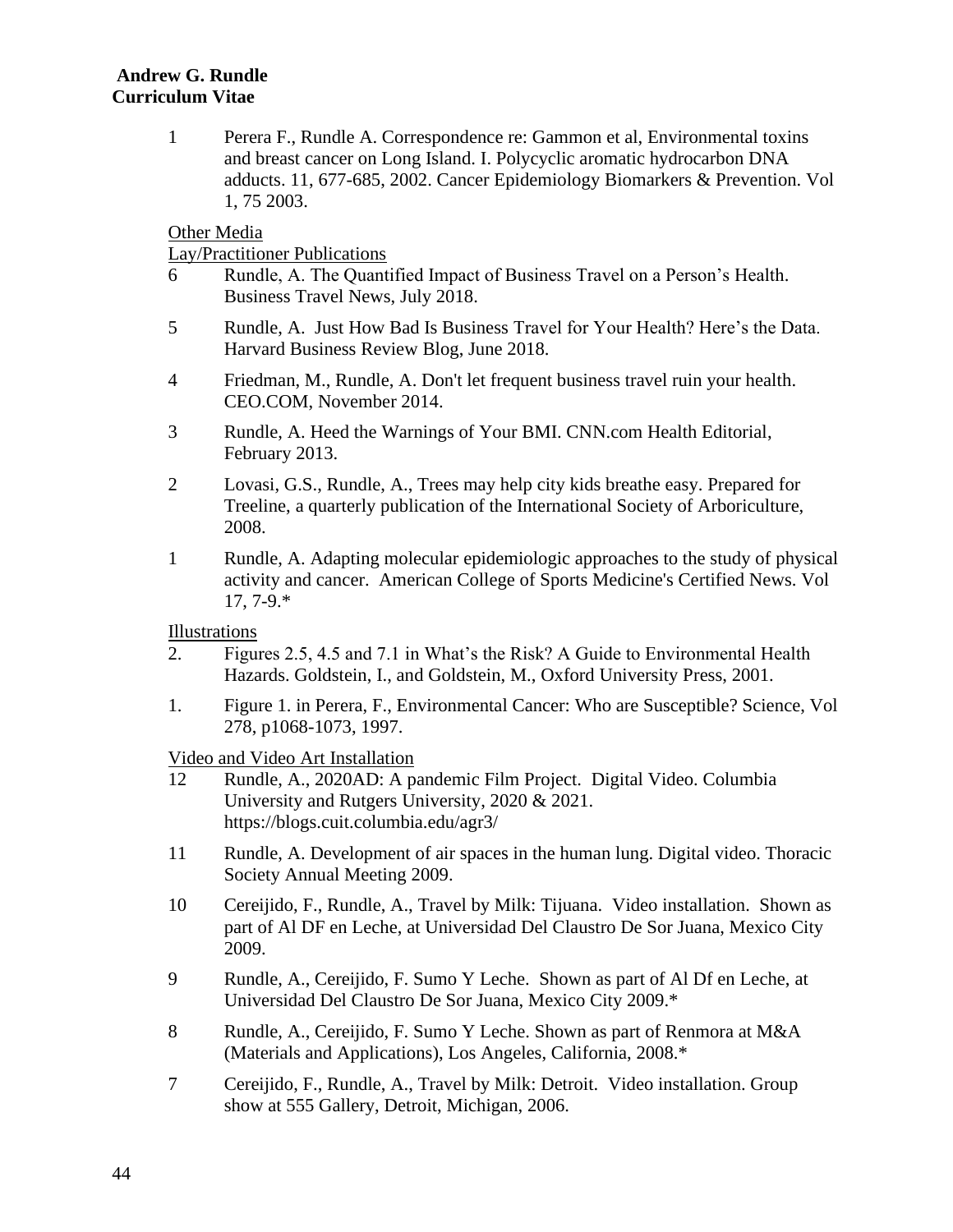1 Perera F., Rundle A. Correspondence re: Gammon et al, Environmental toxins and breast cancer on Long Island. I. Polycyclic aromatic hydrocarbon DNA adducts. 11, 677-685, 2002. Cancer Epidemiology Biomarkers & Prevention. Vol 1, 75 2003.

Other Media

Lay/Practitioner Publications

6 Rundle, A. The Quantified Impact of Business Travel on a Person's Health. Business Travel News, July 2018.

5 Rundle, A. Just How Bad Is Business Travel for Your Health? Here's the Data. Harvard Business Review Blog, June 2018.

4 Friedman, M., Rundle, A. Don't let frequent business travel ruin your health. CEO.COM, November 2014.

3 Rundle, A. Heed the Warnings of Your BMI. CNN.com Health Editorial, February 2013.

2 Lovasi, G.S., Rundle, A., Trees may help city kids breathe easy. Prepared for Treeline, a quarterly publication of the International Society of Arboriculture, 2008.

1 Rundle, A. Adapting molecular epidemiologic approaches to the study of physical activity and cancer. American College of Sports Medicine's Certified News. Vol 17, 7-9.*

Illustrations

2. Figures 2.5, 4.5 and 7.1 in What's the Risk? A Guide to Environmental Health Hazards. Goldstein, I., and Goldstein, M., Oxford University Press, 2001.

1. Figure 1. in Perera, F., Environmental Cancer: Who are Susceptible? Science, Vol 278, p1068-1073, 1997.

Video and Video Art Installation

12 Rundle, A., 2020AD: A pandemic Film Project. Digital Video. Columbia University and Rutgers University, 2020 & 2021. https://blogs.cuit.columbia.edu/agr3/

11 Rundle, A. Development of air spaces in the human lung. Digital video. Thoracic Society Annual Meeting 2009.

10 Cereijido, F., Rundle, A., Travel by Milk: Tijuana. Video installation. Shown as part of Al DF en Leche, at Universidad Del Claustro De Sor Juana, Mexico City 2009.

9 Rundle, A., Cereijido, F. Sumo Y Leche. Shown as part of Al Df en Leche, at Universidad Del Claustro De Sor Juana, Mexico City 2009.*

8 Rundle, A., Cereijido, F. Sumo Y Leche. Shown as part of Renmora at M&A (Materials and Applications), Los Angeles, California, 2008.*

7 Cereijido, F., Rundle, A., Travel by Milk: Detroit. Video installation. Group show at 555 Gallery, Detroit, Michigan, 2006.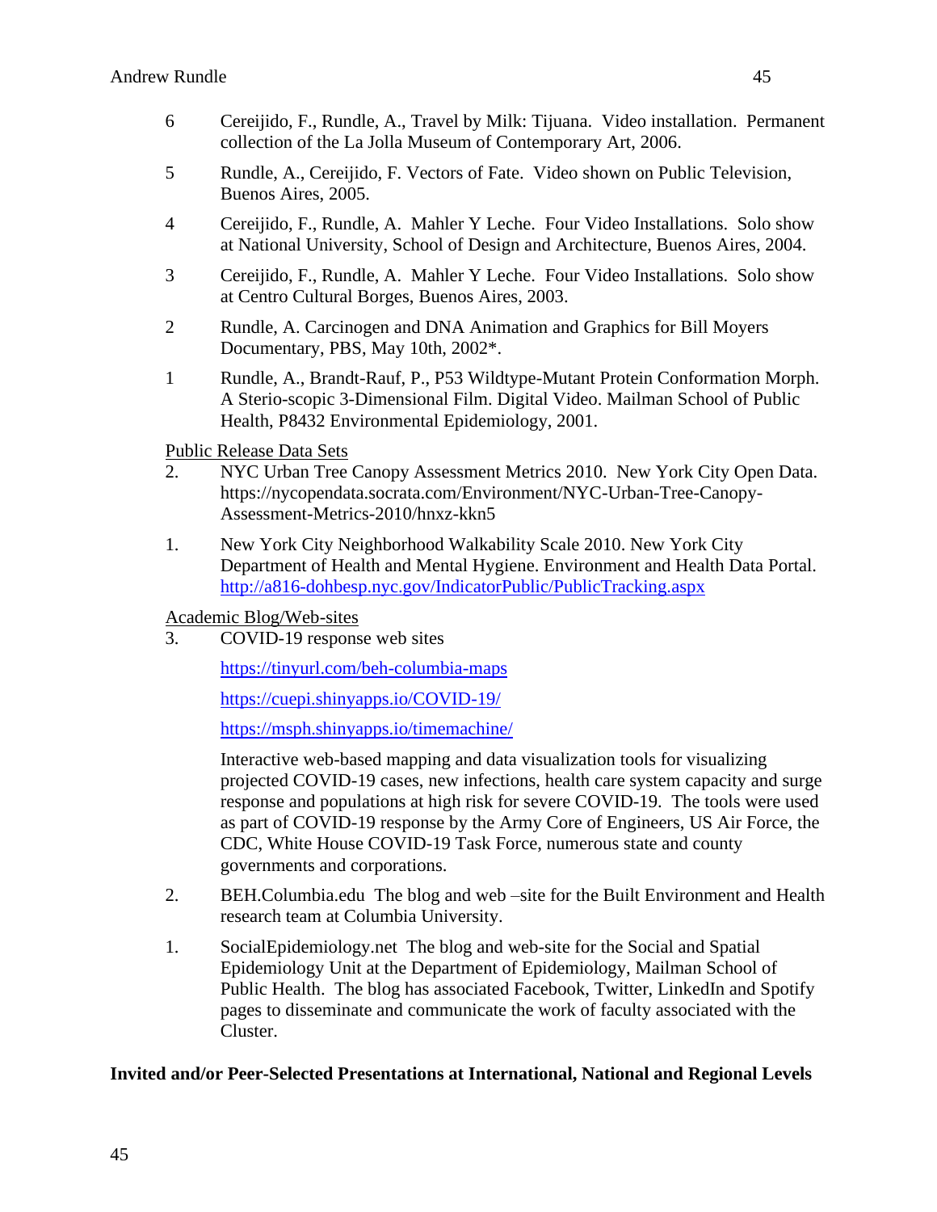6 Cereijido, F., Rundle, A., Travel by Milk: Tijuana. Video installation. Permanent collection of the La Jolla Museum of Contemporary Art, 2006.

5 Rundle, A., Cereijido, F. Vectors of Fate. Video shown on Public Television, Buenos Aires, 2005.

4 Cereijido, F., Rundle, A. Mahler Y Leche. Four Video Installations. Solo show at National University, School of Design and Architecture, Buenos Aires, 2004.

3 Cereijido, F., Rundle, A. Mahler Y Leche. Four Video Installations. Solo show at Centro Cultural Borges, Buenos Aires, 2003.

2 Rundle, A. Carcinogen and DNA Animation and Graphics for Bill Moyers Documentary, PBS, May 10th, 2002*.

1 Rundle, A., Brandt-Rauf, P., P53 Wildtype-Mutant Protein Conformation Morph. A Sterio-scopic 3-Dimensional Film. Digital Video. Mailman School of Public Health, P8432 Environmental Epidemiology, 2001.

<u>Public Release Data Sets</u>

2. NYC Urban Tree Canopy Assessment Metrics 2010. New York City Open Data. https://nycopendata.socrata.com/Environment/NYC-Urban-Tree-Canopy-Assessment-Metrics-2010/hnxz-kkn5

1. New York City Neighborhood Walkability Scale 2010. New York City Department of Health and Mental Hygiene. Environment and Health Data Portal. http://a816-dohbesp.nyc.gov/IndicatorPublic/PublicTracking.aspx

<u>Academic Blog/Web-sites</u>

3. COVID-19 response web sites

   https://tinyurl.com/beh-columbia-maps

   https://cuepi.shinyapps.io/COVID-19/

   https://msph.shinyapps.io/timemachine/

   Interactive web-based mapping and data visualization tools for visualizing projected COVID-19 cases, new infections, health care system capacity and surge response and populations at high risk for severe COVID-19. The tools were used as part of COVID-19 response by the Army Core of Engineers, US Air Force, the CDC, White House COVID-19 Task Force, numerous state and county governments and corporations.

2. BEH.Columbia.edu The blog and web –site for the Built Environment and Health research team at Columbia University.

1. SocialEpidemiology.net The blog and web-site for the Social and Spatial Epidemiology Unit at the Department of Epidemiology, Mailman School of Public Health. The blog has associated Facebook, Twitter, LinkedIn and Spotify pages to disseminate and communicate the work of faculty associated with the Cluster.

**Invited and/or Peer-Selected Presentations at International, National and Regional Levels**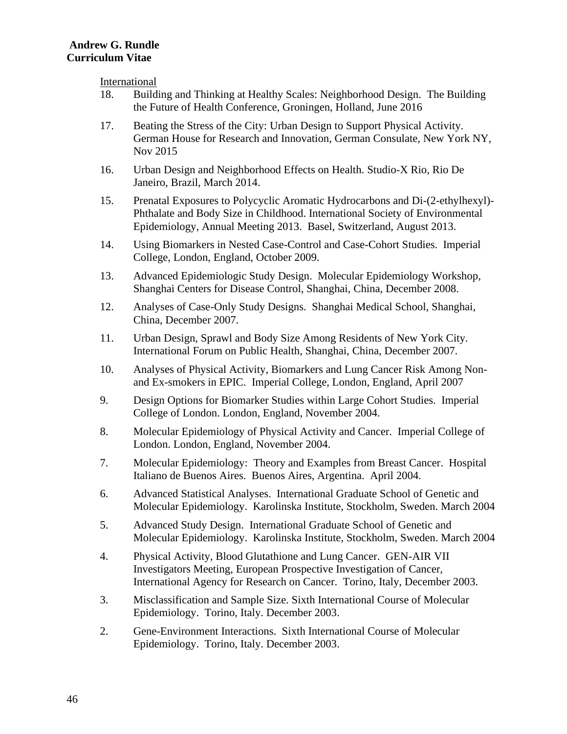International

18. Building and Thinking at Healthy Scales: Neighborhood Design. The Building the Future of Health Conference, Groningen, Holland, June 2016

17. Beating the Stress of the City: Urban Design to Support Physical Activity. German House for Research and Innovation, German Consulate, New York NY, Nov 2015

16. Urban Design and Neighborhood Effects on Health. Studio-X Rio, Rio De Janeiro, Brazil, March 2014.

15. Prenatal Exposures to Polycyclic Aromatic Hydrocarbons and Di-(2-ethylhexyl)-Phthalate and Body Size in Childhood. International Society of Environmental Epidemiology, Annual Meeting 2013. Basel, Switzerland, August 2013.

14. Using Biomarkers in Nested Case-Control and Case-Cohort Studies. Imperial College, London, England, October 2009.

13. Advanced Epidemiologic Study Design. Molecular Epidemiology Workshop, Shanghai Centers for Disease Control, Shanghai, China, December 2008.

12. Analyses of Case-Only Study Designs. Shanghai Medical School, Shanghai, China, December 2007.

11. Urban Design, Sprawl and Body Size Among Residents of New York City. International Forum on Public Health, Shanghai, China, December 2007.

10. Analyses of Physical Activity, Biomarkers and Lung Cancer Risk Among Non- and Ex-smokers in EPIC. Imperial College, London, England, April 2007

9. Design Options for Biomarker Studies within Large Cohort Studies. Imperial College of London. London, England, November 2004.

8. Molecular Epidemiology of Physical Activity and Cancer. Imperial College of London. London, England, November 2004.

7. Molecular Epidemiology: Theory and Examples from Breast Cancer. Hospital Italiano de Buenos Aires. Buenos Aires, Argentina. April 2004.

6. Advanced Statistical Analyses. International Graduate School of Genetic and Molecular Epidemiology. Karolinska Institute, Stockholm, Sweden. March 2004

5. Advanced Study Design. International Graduate School of Genetic and Molecular Epidemiology. Karolinska Institute, Stockholm, Sweden. March 2004

4. Physical Activity, Blood Glutathione and Lung Cancer. GEN-AIR VII Investigators Meeting, European Prospective Investigation of Cancer, International Agency for Research on Cancer. Torino, Italy, December 2003.

3. Misclassification and Sample Size. Sixth International Course of Molecular Epidemiology. Torino, Italy. December 2003.

2. Gene-Environment Interactions. Sixth International Course of Molecular Epidemiology. Torino, Italy. December 2003.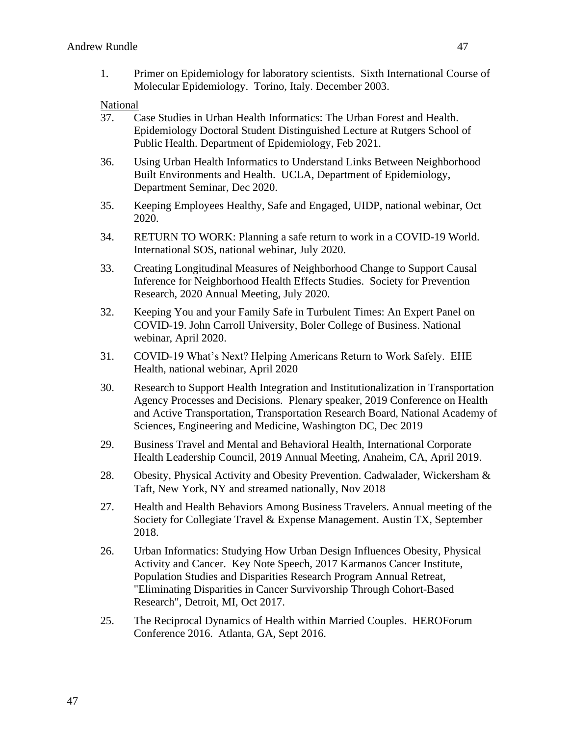1. Primer on Epidemiology for laboratory scientists. Sixth International Course of Molecular Epidemiology. Torino, Italy. December 2003.

National

37. Case Studies in Urban Health Informatics: The Urban Forest and Health. Epidemiology Doctoral Student Distinguished Lecture at Rutgers School of Public Health. Department of Epidemiology, Feb 2021.

36. Using Urban Health Informatics to Understand Links Between Neighborhood Built Environments and Health. UCLA, Department of Epidemiology, Department Seminar, Dec 2020.

35. Keeping Employees Healthy, Safe and Engaged, UIDP, national webinar, Oct 2020.

34. RETURN TO WORK: Planning a safe return to work in a COVID-19 World. International SOS, national webinar, July 2020.

33. Creating Longitudinal Measures of Neighborhood Change to Support Causal Inference for Neighborhood Health Effects Studies. Society for Prevention Research, 2020 Annual Meeting, July 2020.

32. Keeping You and your Family Safe in Turbulent Times: An Expert Panel on COVID-19. John Carroll University, Boler College of Business. National webinar, April 2020.

31. COVID-19 What's Next? Helping Americans Return to Work Safely. EHE Health, national webinar, April 2020

30. Research to Support Health Integration and Institutionalization in Transportation Agency Processes and Decisions. Plenary speaker, 2019 Conference on Health and Active Transportation, Transportation Research Board, National Academy of Sciences, Engineering and Medicine, Washington DC, Dec 2019

29. Business Travel and Mental and Behavioral Health, International Corporate Health Leadership Council, 2019 Annual Meeting, Anaheim, CA, April 2019.

28. Obesity, Physical Activity and Obesity Prevention. Cadwalader, Wickersham & Taft, New York, NY and streamed nationally, Nov 2018

27. Health and Health Behaviors Among Business Travelers. Annual meeting of the Society for Collegiate Travel & Expense Management. Austin TX, September 2018.

26. Urban Informatics: Studying How Urban Design Influences Obesity, Physical Activity and Cancer. Key Note Speech, 2017 Karmanos Cancer Institute, Population Studies and Disparities Research Program Annual Retreat, "Eliminating Disparities in Cancer Survivorship Through Cohort-Based Research", Detroit, MI, Oct 2017.

25. The Reciprocal Dynamics of Health within Married Couples. HEROForum Conference 2016. Atlanta, GA, Sept 2016.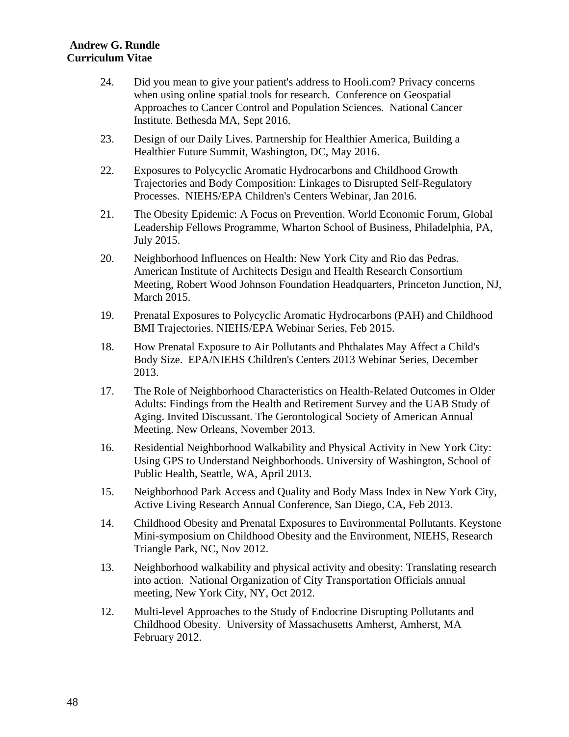24. Did you mean to give your patient's address to Hooli.com? Privacy concerns when using online spatial tools for research. Conference on Geospatial Approaches to Cancer Control and Population Sciences. National Cancer Institute. Bethesda MA, Sept 2016.

23. Design of our Daily Lives. Partnership for Healthier America, Building a Healthier Future Summit, Washington, DC, May 2016.

22. Exposures to Polycyclic Aromatic Hydrocarbons and Childhood Growth Trajectories and Body Composition: Linkages to Disrupted Self-Regulatory Processes. NIEHS/EPA Children's Centers Webinar, Jan 2016.

21. The Obesity Epidemic: A Focus on Prevention. World Economic Forum, Global Leadership Fellows Programme, Wharton School of Business, Philadelphia, PA, July 2015.

20. Neighborhood Influences on Health: New York City and Rio das Pedras. American Institute of Architects Design and Health Research Consortium Meeting, Robert Wood Johnson Foundation Headquarters, Princeton Junction, NJ, March 2015.

19. Prenatal Exposures to Polycyclic Aromatic Hydrocarbons (PAH) and Childhood BMI Trajectories. NIEHS/EPA Webinar Series, Feb 2015.

18. How Prenatal Exposure to Air Pollutants and Phthalates May Affect a Child's Body Size. EPA/NIEHS Children's Centers 2013 Webinar Series, December 2013.

17. The Role of Neighborhood Characteristics on Health-Related Outcomes in Older Adults: Findings from the Health and Retirement Survey and the UAB Study of Aging. Invited Discussant. The Gerontological Society of American Annual Meeting. New Orleans, November 2013.

16. Residential Neighborhood Walkability and Physical Activity in New York City: Using GPS to Understand Neighborhoods. University of Washington, School of Public Health, Seattle, WA, April 2013.

15. Neighborhood Park Access and Quality and Body Mass Index in New York City, Active Living Research Annual Conference, San Diego, CA, Feb 2013.

14. Childhood Obesity and Prenatal Exposures to Environmental Pollutants. Keystone Mini-symposium on Childhood Obesity and the Environment, NIEHS, Research Triangle Park, NC, Nov 2012.

13. Neighborhood walkability and physical activity and obesity: Translating research into action. National Organization of City Transportation Officials annual meeting, New York City, NY, Oct 2012.

12. Multi-level Approaches to the Study of Endocrine Disrupting Pollutants and Childhood Obesity. University of Massachusetts Amherst, Amherst, MA February 2012.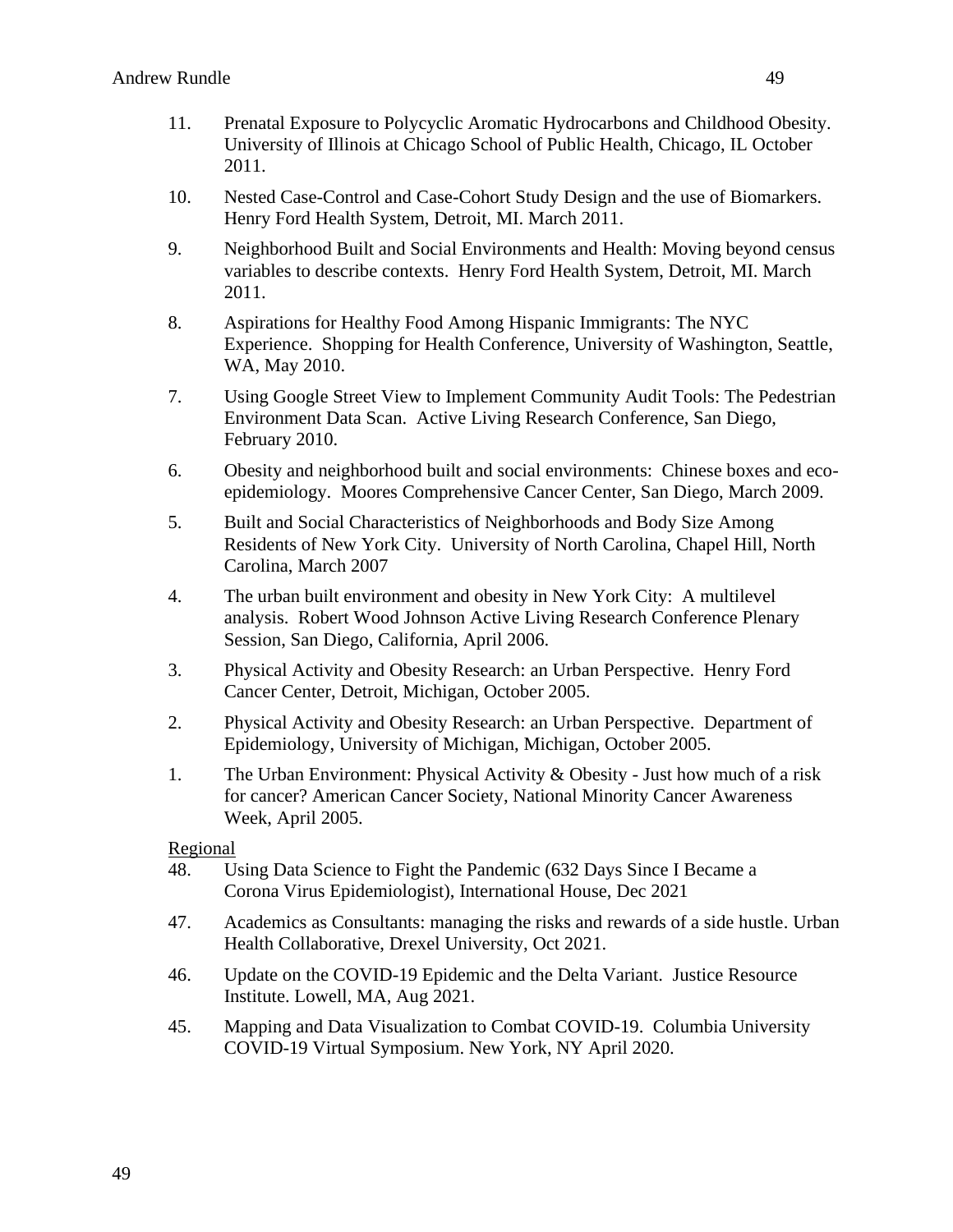11. Prenatal Exposure to Polycyclic Aromatic Hydrocarbons and Childhood Obesity. University of Illinois at Chicago School of Public Health, Chicago, IL October 2011.

10. Nested Case-Control and Case-Cohort Study Design and the use of Biomarkers. Henry Ford Health System, Detroit, MI. March 2011.

9. Neighborhood Built and Social Environments and Health: Moving beyond census variables to describe contexts. Henry Ford Health System, Detroit, MI. March 2011.

8. Aspirations for Healthy Food Among Hispanic Immigrants: The NYC Experience. Shopping for Health Conference, University of Washington, Seattle, WA, May 2010.

7. Using Google Street View to Implement Community Audit Tools: The Pedestrian Environment Data Scan. Active Living Research Conference, San Diego, February 2010.

6. Obesity and neighborhood built and social environments: Chinese boxes and eco-epidemiology. Moores Comprehensive Cancer Center, San Diego, March 2009.

5. Built and Social Characteristics of Neighborhoods and Body Size Among Residents of New York City. University of North Carolina, Chapel Hill, North Carolina, March 2007

4. The urban built environment and obesity in New York City: A multilevel analysis. Robert Wood Johnson Active Living Research Conference Plenary Session, San Diego, California, April 2006.

3. Physical Activity and Obesity Research: an Urban Perspective. Henry Ford Cancer Center, Detroit, Michigan, October 2005.

2. Physical Activity and Obesity Research: an Urban Perspective. Department of Epidemiology, University of Michigan, Michigan, October 2005.

1. The Urban Environment: Physical Activity & Obesity - Just how much of a risk for cancer? American Cancer Society, National Minority Cancer Awareness Week, April 2005.

<u>Regional</u>

48. Using Data Science to Fight the Pandemic (632 Days Since I Became a Corona Virus Epidemiologist), International House, Dec 2021

47. Academics as Consultants: managing the risks and rewards of a side hustle. Urban Health Collaborative, Drexel University, Oct 2021.

46. Update on the COVID-19 Epidemic and the Delta Variant. Justice Resource Institute. Lowell, MA, Aug 2021.

45. Mapping and Data Visualization to Combat COVID-19. Columbia University COVID-19 Virtual Symposium. New York, NY April 2020.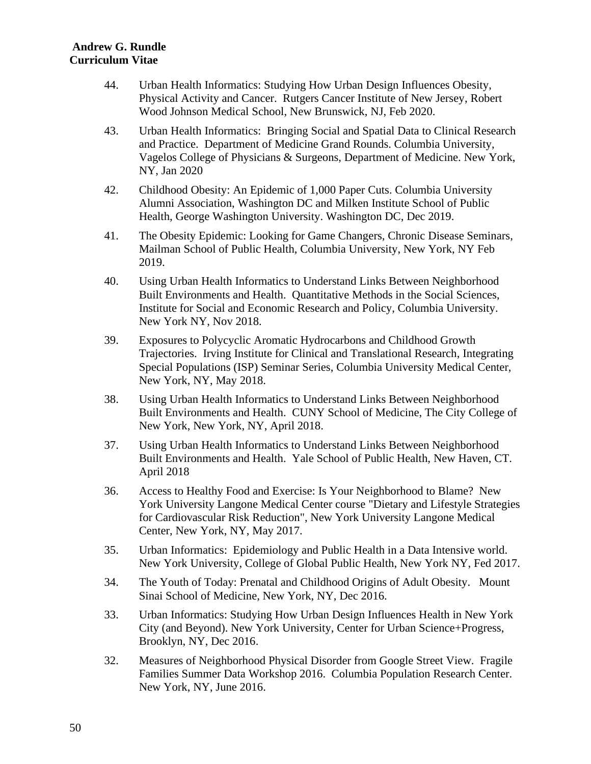44. Urban Health Informatics: Studying How Urban Design Influences Obesity, Physical Activity and Cancer. Rutgers Cancer Institute of New Jersey, Robert Wood Johnson Medical School, New Brunswick, NJ, Feb 2020.

43. Urban Health Informatics: Bringing Social and Spatial Data to Clinical Research and Practice. Department of Medicine Grand Rounds. Columbia University, Vagelos College of Physicians & Surgeons, Department of Medicine. New York, NY, Jan 2020

42. Childhood Obesity: An Epidemic of 1,000 Paper Cuts. Columbia University Alumni Association, Washington DC and Milken Institute School of Public Health, George Washington University. Washington DC, Dec 2019.

41. The Obesity Epidemic: Looking for Game Changers, Chronic Disease Seminars, Mailman School of Public Health, Columbia University, New York, NY Feb 2019.

40. Using Urban Health Informatics to Understand Links Between Neighborhood Built Environments and Health. Quantitative Methods in the Social Sciences, Institute for Social and Economic Research and Policy, Columbia University. New York NY, Nov 2018.

39. Exposures to Polycyclic Aromatic Hydrocarbons and Childhood Growth Trajectories. Irving Institute for Clinical and Translational Research, Integrating Special Populations (ISP) Seminar Series, Columbia University Medical Center, New York, NY, May 2018.

38. Using Urban Health Informatics to Understand Links Between Neighborhood Built Environments and Health. CUNY School of Medicine, The City College of New York, New York, NY, April 2018.

37. Using Urban Health Informatics to Understand Links Between Neighborhood Built Environments and Health. Yale School of Public Health, New Haven, CT. April 2018

36. Access to Healthy Food and Exercise: Is Your Neighborhood to Blame? New York University Langone Medical Center course "Dietary and Lifestyle Strategies for Cardiovascular Risk Reduction", New York University Langone Medical Center, New York, NY, May 2017.

35. Urban Informatics: Epidemiology and Public Health in a Data Intensive world. New York University, College of Global Public Health, New York NY, Fed 2017.

34. The Youth of Today: Prenatal and Childhood Origins of Adult Obesity. Mount Sinai School of Medicine, New York, NY, Dec 2016.

33. Urban Informatics: Studying How Urban Design Influences Health in New York City (and Beyond). New York University, Center for Urban Science+Progress, Brooklyn, NY, Dec 2016.

32. Measures of Neighborhood Physical Disorder from Google Street View. Fragile Families Summer Data Workshop 2016. Columbia Population Research Center. New York, NY, June 2016.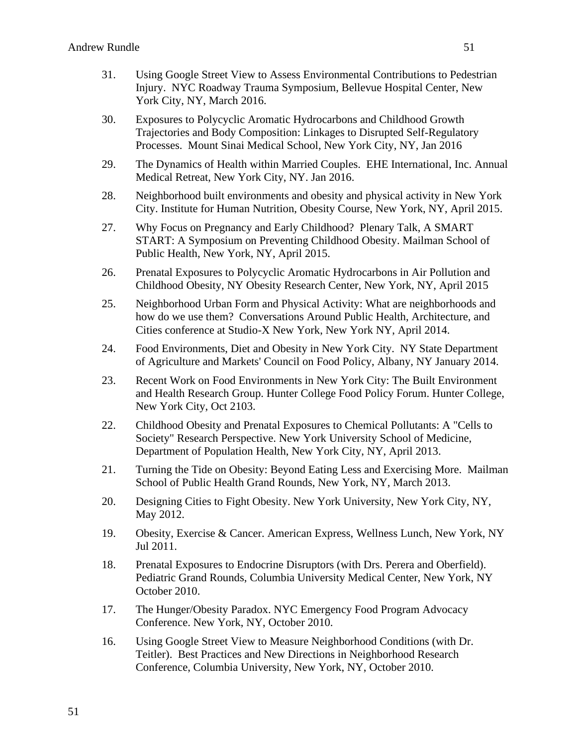31. Using Google Street View to Assess Environmental Contributions to Pedestrian Injury. NYC Roadway Trauma Symposium, Bellevue Hospital Center, New York City, NY, March 2016.

30. Exposures to Polycyclic Aromatic Hydrocarbons and Childhood Growth Trajectories and Body Composition: Linkages to Disrupted Self-Regulatory Processes. Mount Sinai Medical School, New York City, NY, Jan 2016

29. The Dynamics of Health within Married Couples. EHE International, Inc. Annual Medical Retreat, New York City, NY. Jan 2016.

28. Neighborhood built environments and obesity and physical activity in New York City. Institute for Human Nutrition, Obesity Course, New York, NY, April 2015.

27. Why Focus on Pregnancy and Early Childhood? Plenary Talk, A SMART START: A Symposium on Preventing Childhood Obesity. Mailman School of Public Health, New York, NY, April 2015.

26. Prenatal Exposures to Polycyclic Aromatic Hydrocarbons in Air Pollution and Childhood Obesity, NY Obesity Research Center, New York, NY, April 2015

25. Neighborhood Urban Form and Physical Activity: What are neighborhoods and how do we use them? Conversations Around Public Health, Architecture, and Cities conference at Studio-X New York, New York NY, April 2014.

24. Food Environments, Diet and Obesity in New York City. NY State Department of Agriculture and Markets' Council on Food Policy, Albany, NY January 2014.

23. Recent Work on Food Environments in New York City: The Built Environment and Health Research Group. Hunter College Food Policy Forum. Hunter College, New York City, Oct 2103.

22. Childhood Obesity and Prenatal Exposures to Chemical Pollutants: A "Cells to Society" Research Perspective. New York University School of Medicine, Department of Population Health, New York City, NY, April 2013.

21. Turning the Tide on Obesity: Beyond Eating Less and Exercising More. Mailman School of Public Health Grand Rounds, New York, NY, March 2013.

20. Designing Cities to Fight Obesity. New York University, New York City, NY, May 2012.

19. Obesity, Exercise & Cancer. American Express, Wellness Lunch, New York, NY Jul 2011.

18. Prenatal Exposures to Endocrine Disruptors (with Drs. Perera and Oberfield). Pediatric Grand Rounds, Columbia University Medical Center, New York, NY October 2010.

17. The Hunger/Obesity Paradox. NYC Emergency Food Program Advocacy Conference. New York, NY, October 2010.

16. Using Google Street View to Measure Neighborhood Conditions (with Dr. Teitler). Best Practices and New Directions in Neighborhood Research Conference, Columbia University, New York, NY, October 2010.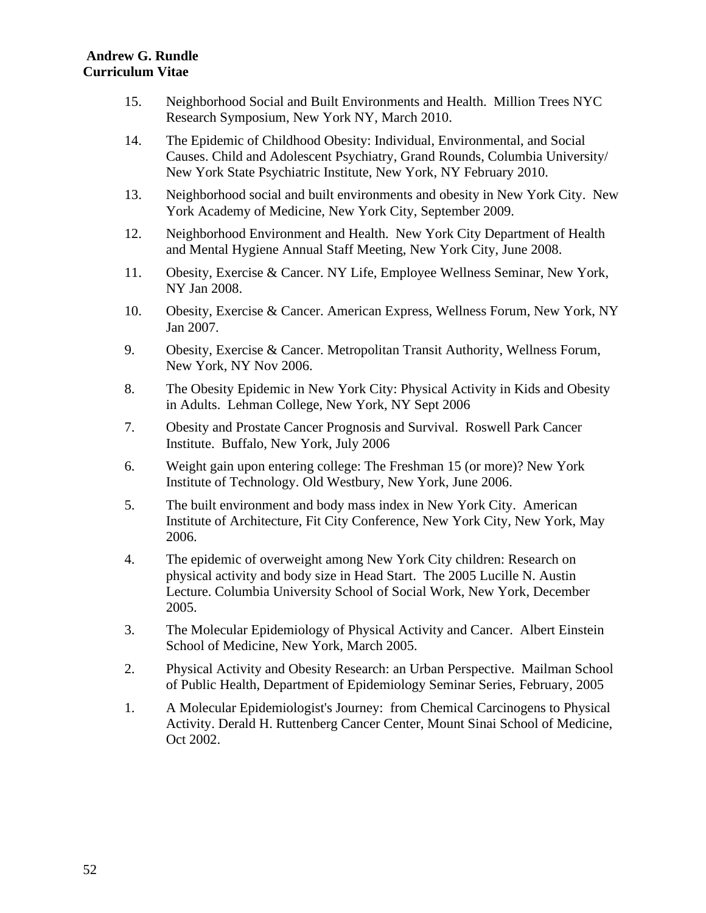15. Neighborhood Social and Built Environments and Health. Million Trees NYC Research Symposium, New York NY, March 2010.

14. The Epidemic of Childhood Obesity: Individual, Environmental, and Social Causes. Child and Adolescent Psychiatry, Grand Rounds, Columbia University/ New York State Psychiatric Institute, New York, NY February 2010.

13. Neighborhood social and built environments and obesity in New York City. New York Academy of Medicine, New York City, September 2009.

12. Neighborhood Environment and Health. New York City Department of Health and Mental Hygiene Annual Staff Meeting, New York City, June 2008.

11. Obesity, Exercise & Cancer. NY Life, Employee Wellness Seminar, New York, NY Jan 2008.

10. Obesity, Exercise & Cancer. American Express, Wellness Forum, New York, NY Jan 2007.

9. Obesity, Exercise & Cancer. Metropolitan Transit Authority, Wellness Forum, New York, NY Nov 2006.

8. The Obesity Epidemic in New York City: Physical Activity in Kids and Obesity in Adults. Lehman College, New York, NY Sept 2006

7. Obesity and Prostate Cancer Prognosis and Survival. Roswell Park Cancer Institute. Buffalo, New York, July 2006

6. Weight gain upon entering college: The Freshman 15 (or more)? New York Institute of Technology. Old Westbury, New York, June 2006.

5. The built environment and body mass index in New York City. American Institute of Architecture, Fit City Conference, New York City, New York, May 2006.

4. The epidemic of overweight among New York City children: Research on physical activity and body size in Head Start. The 2005 Lucille N. Austin Lecture. Columbia University School of Social Work, New York, December 2005.

3. The Molecular Epidemiology of Physical Activity and Cancer. Albert Einstein School of Medicine, New York, March 2005.

2. Physical Activity and Obesity Research: an Urban Perspective. Mailman School of Public Health, Department of Epidemiology Seminar Series, February, 2005

1. A Molecular Epidemiologist's Journey: from Chemical Carcinogens to Physical Activity. Derald H. Ruttenberg Cancer Center, Mount Sinai School of Medicine, Oct 2002.